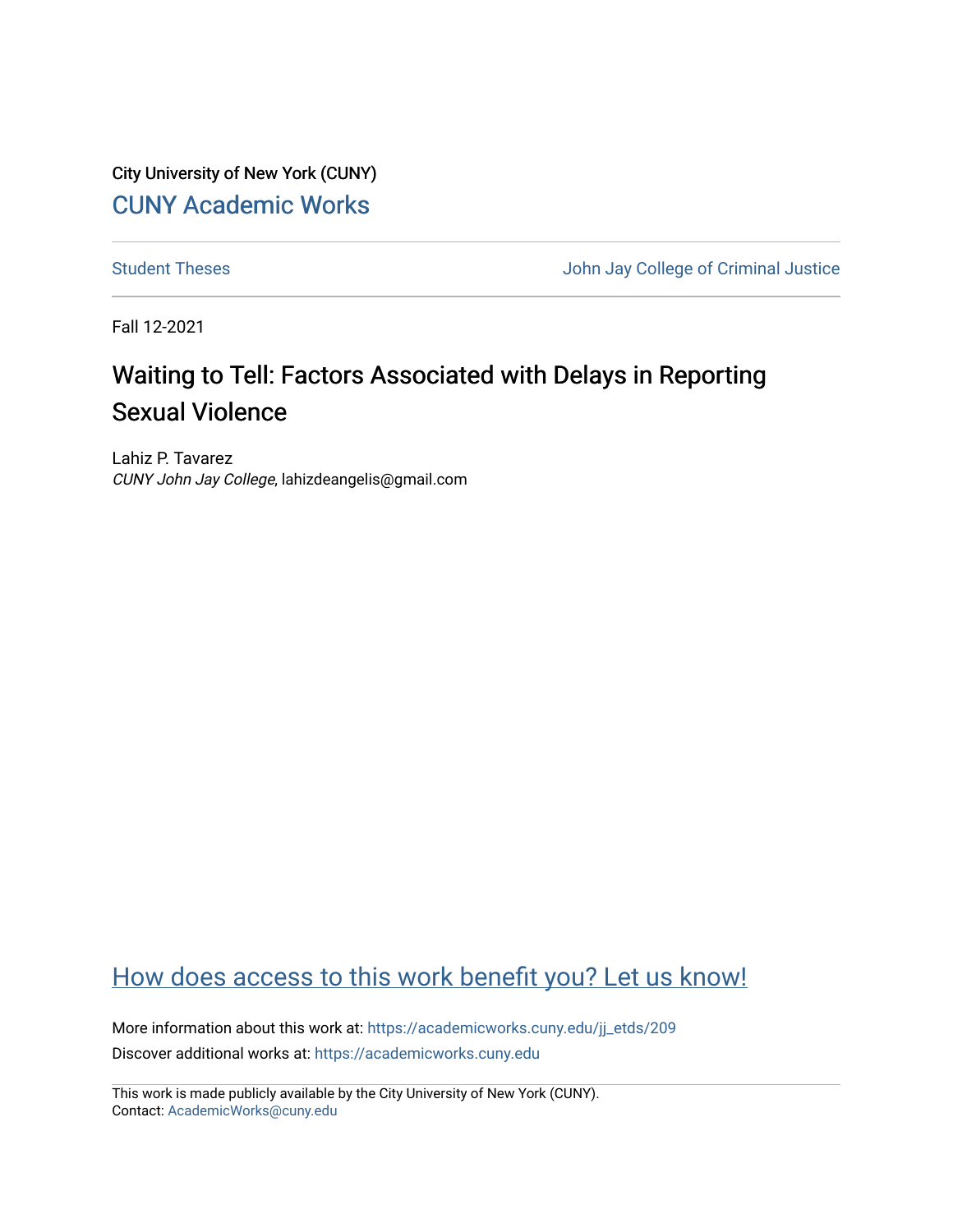City University of New York (CUNY)

[CUNY Academic Works](https://academicworks.cuny.edu)

---

Student Theses | John Jay College of Criminal Justice

---

Fall 12-2021

# Waiting to Tell: Factors Associated with Delays in Reporting Sexual Violence

Lahiz P. Tavarez
*CUNY John Jay College*, lahizdeangelis@gmail.com

## How does access to this work benefit you? Let us know!

More information about this work at: https://academicworks.cuny.edu/jj_etds/209
Discover additional works at: https://academicworks.cuny.edu

This work is made publicly available by the City University of New York (CUNY).
Contact: AcademicWorks@cuny.edu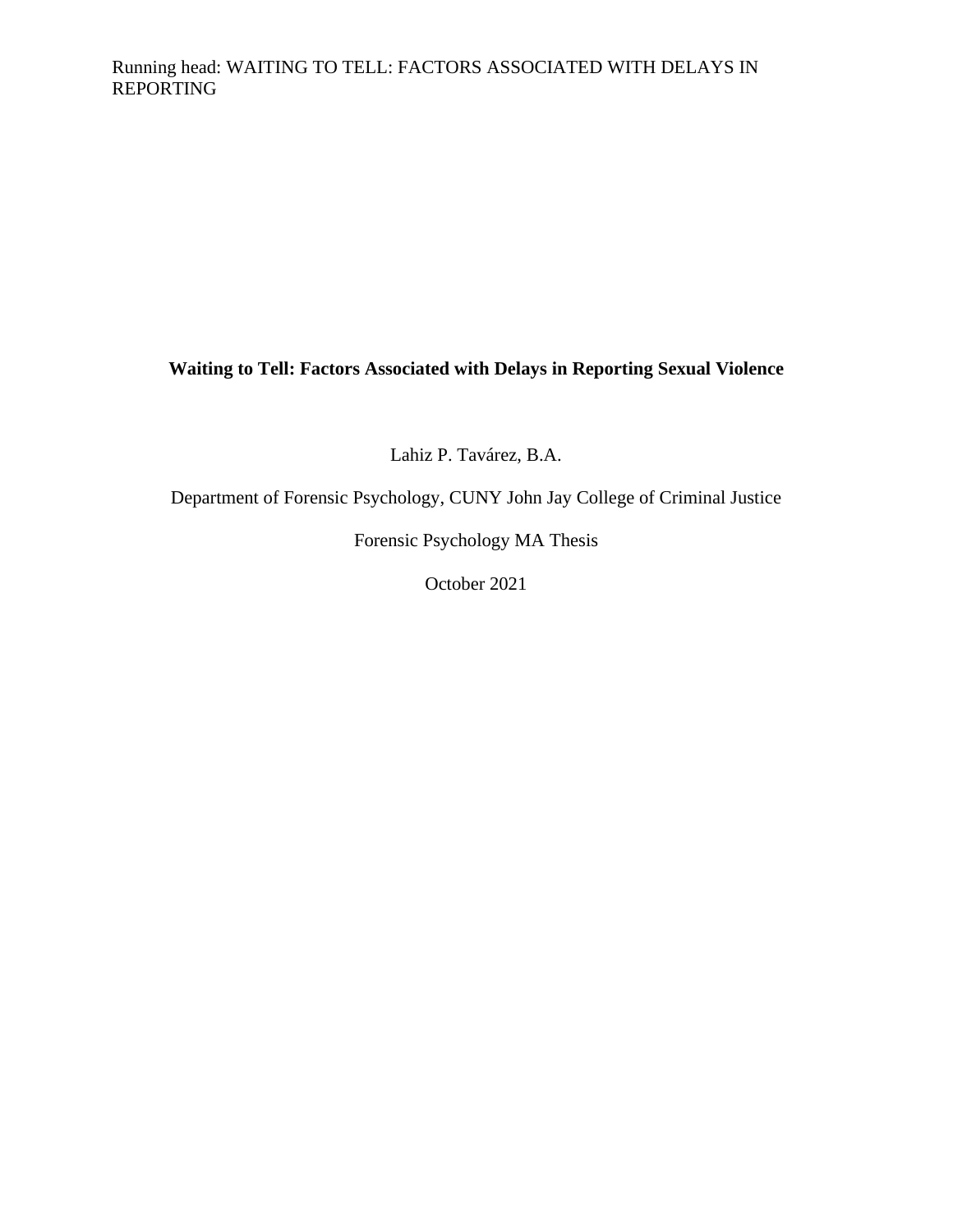**Waiting to Tell: Factors Associated with Delays in Reporting Sexual Violence**

Lahiz P. Tavárez, B.A.

Department of Forensic Psychology, CUNY John Jay College of Criminal Justice

Forensic Psychology MA Thesis

October 2021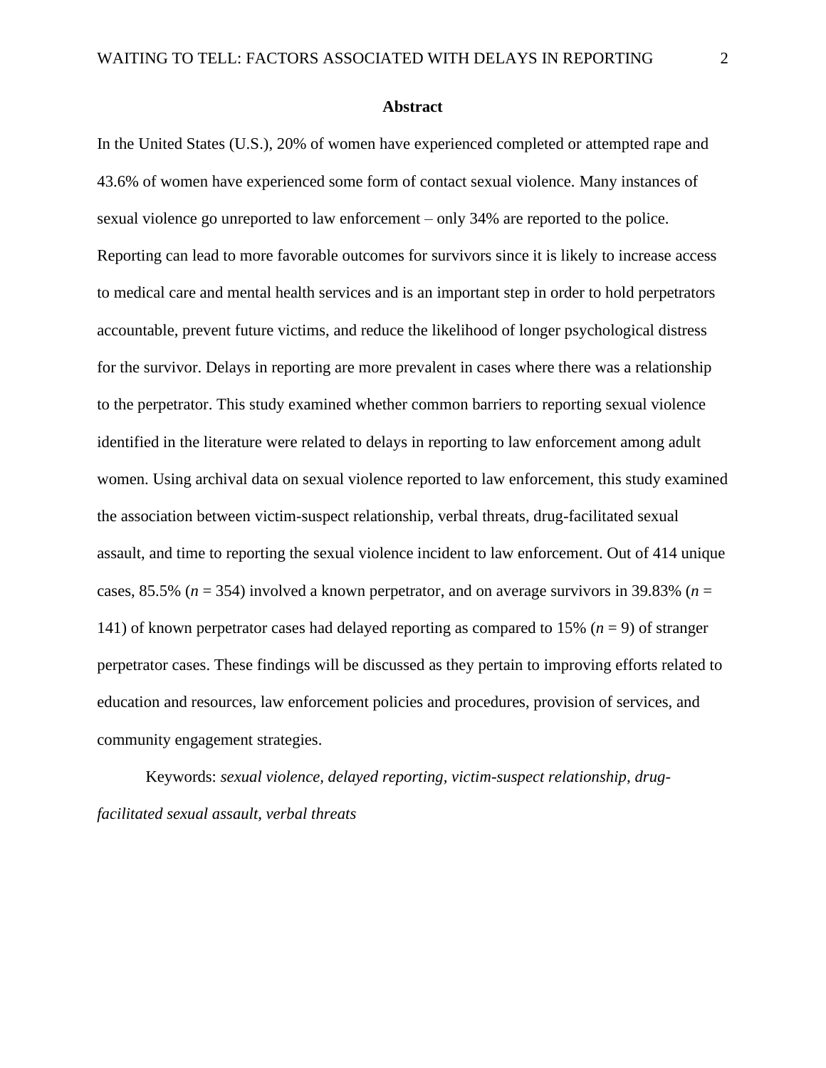## Abstract

In the United States (U.S.), 20% of women have experienced completed or attempted rape and 43.6% of women have experienced some form of contact sexual violence. Many instances of sexual violence go unreported to law enforcement – only 34% are reported to the police. Reporting can lead to more favorable outcomes for survivors since it is likely to increase access to medical care and mental health services and is an important step in order to hold perpetrators accountable, prevent future victims, and reduce the likelihood of longer psychological distress for the survivor. Delays in reporting are more prevalent in cases where there was a relationship to the perpetrator. This study examined whether common barriers to reporting sexual violence identified in the literature were related to delays in reporting to law enforcement among adult women. Using archival data on sexual violence reported to law enforcement, this study examined the association between victim-suspect relationship, verbal threats, drug-facilitated sexual assault, and time to reporting the sexual violence incident to law enforcement. Out of 414 unique cases, 85.5% ($n$ = 354) involved a known perpetrator, and on average survivors in 39.83% ($n$ = 141) of known perpetrator cases had delayed reporting as compared to 15% ($n$ = 9) of stranger perpetrator cases. These findings will be discussed as they pertain to improving efforts related to education and resources, law enforcement policies and procedures, provision of services, and community engagement strategies.

Keywords: *sexual violence, delayed reporting, victim-suspect relationship, drug-facilitated sexual assault, verbal threats*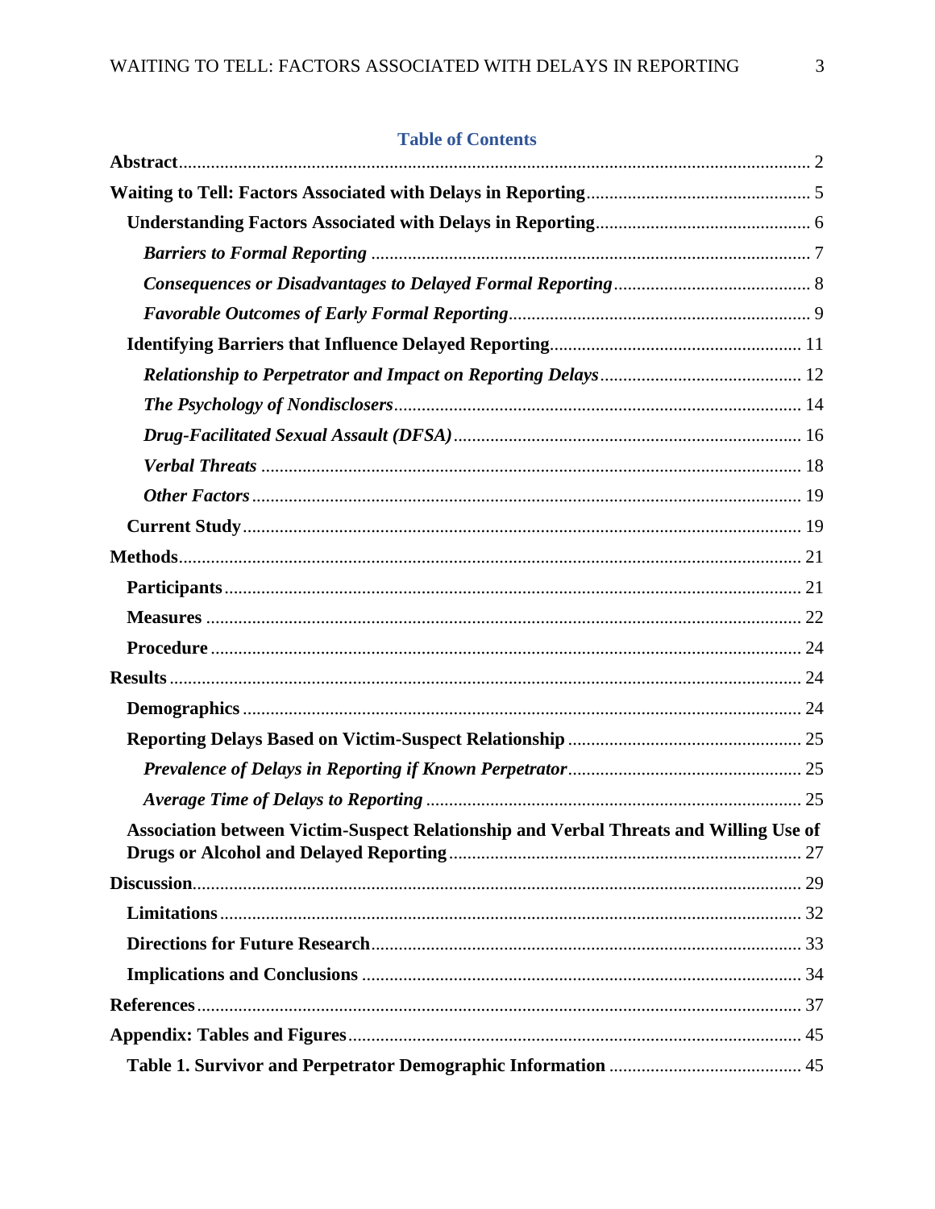## Table of Contents

**Abstract** ........................................................................................................ 2

**Waiting to Tell: Factors Associated with Delays in Reporting** ........................................ 5

- **Understanding Factors Associated with Delays in Reporting** ....................................... 6
  - ***Barriers to Formal Reporting*** ........................................................................ 7
  - ***Consequences or Disadvantages to Delayed Formal Reporting*** .................................. 8
  - ***Favorable Outcomes of Early Formal Reporting*** ...................................................... 9
- **Identifying Barriers that Influence Delayed Reporting** ............................................... 11
  - ***Relationship to Perpetrator and Impact on Reporting Delays*** .................................... 12
  - ***The Psychology of Nondisclosers*** ....................................................................... 14
  - ***Drug-Facilitated Sexual Assault (DFSA)*** .............................................................. 16
  - ***Verbal Threats*** ............................................................................................ 18
  - ***Other Factors*** ............................................................................................. 19
- **Current Study** ................................................................................................ 19

**Methods** ........................................................................................................ 21

- **Participants** ................................................................................................... 21
- **Measures** ....................................................................................................... 22
- **Procedure** ...................................................................................................... 24

**Results** ......................................................................................................... 24

- **Demographics** ................................................................................................. 24
- **Reporting Delays Based on Victim-Suspect Relationship** ............................................ 25
  - ***Prevalence of Delays in Reporting if Known Perpetrator*** ......................................... 25
  - ***Average Time of Delays to Reporting*** ................................................................ 25
- **Association between Victim-Suspect Relationship and Verbal Threats and Willing Use of Drugs or Alcohol and Delayed Reporting** ........................................................................ 27

**Discussion** ...................................................................................................... 29

- **Limitations** .................................................................................................... 32
- **Directions for Future Research** ............................................................................ 33
- **Implications and Conclusions** ............................................................................. 34

**References** ...................................................................................................... 37

**Appendix: Tables and Figures** ............................................................................... 45

- **Table 1. Survivor and Perpetrator Demographic Information** ....................................... 45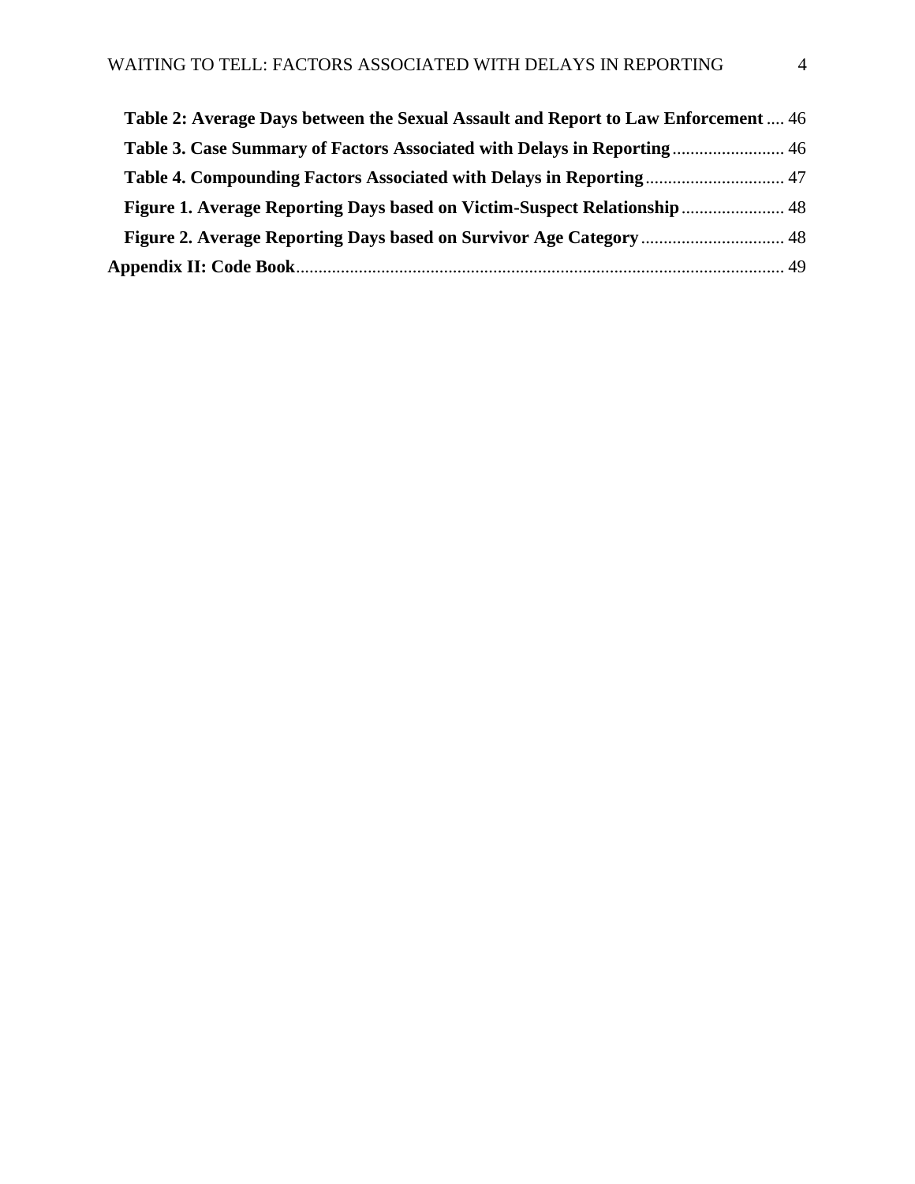**Table 2: Average Days between the Sexual Assault and Report to Law Enforcement** .... 46

**Table 3. Case Summary of Factors Associated with Delays in Reporting** ......................... 46

**Table 4. Compounding Factors Associated with Delays in Reporting** ............................... 47

**Figure 1. Average Reporting Days based on Victim-Suspect Relationship** ....................... 48

**Figure 2. Average Reporting Days based on Survivor Age Category** ................................ 48

**Appendix II: Code Book** ............................................................................................................ 49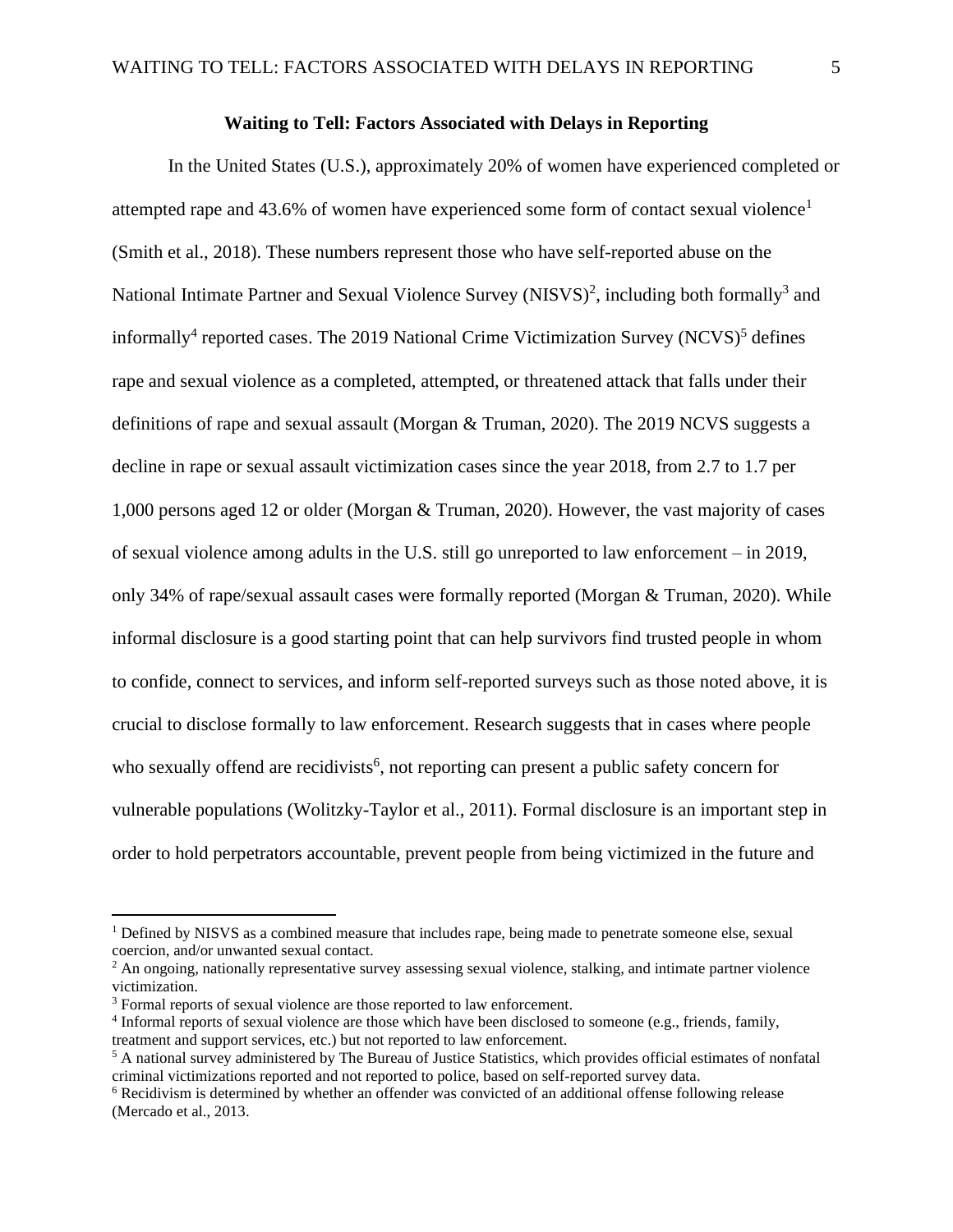**Waiting to Tell: Factors Associated with Delays in Reporting**

In the United States (U.S.), approximately 20% of women have experienced completed or attempted rape and 43.6% of women have experienced some form of contact sexual violence[1] (Smith et al., 2018). These numbers represent those who have self-reported abuse on the National Intimate Partner and Sexual Violence Survey (NISVS)[2], including both formally[3] and informally[4] reported cases. The 2019 National Crime Victimization Survey (NCVS)[5] defines rape and sexual violence as a completed, attempted, or threatened attack that falls under their definitions of rape and sexual assault (Morgan & Truman, 2020). The 2019 NCVS suggests a decline in rape or sexual assault victimization cases since the year 2018, from 2.7 to 1.7 per 1,000 persons aged 12 or older (Morgan & Truman, 2020). However, the vast majority of cases of sexual violence among adults in the U.S. still go unreported to law enforcement – in 2019, only 34% of rape/sexual assault cases were formally reported (Morgan & Truman, 2020). While informal disclosure is a good starting point that can help survivors find trusted people in whom to confide, connect to services, and inform self-reported surveys such as those noted above, it is crucial to disclose formally to law enforcement. Research suggests that in cases where people who sexually offend are recidivists[6], not reporting can present a public safety concern for vulnerable populations (Wolitzky-Taylor et al., 2011). Formal disclosure is an important step in order to hold perpetrators accountable, prevent people from being victimized in the future and

---

[1] Defined by NISVS as a combined measure that includes rape, being made to penetrate someone else, sexual coercion, and/or unwanted sexual contact.

[2] An ongoing, nationally representative survey assessing sexual violence, stalking, and intimate partner violence victimization.

[3] Formal reports of sexual violence are those reported to law enforcement.

[4] Informal reports of sexual violence are those which have been disclosed to someone (e.g., friends, family, treatment and support services, etc.) but not reported to law enforcement.

[5] A national survey administered by The Bureau of Justice Statistics, which provides official estimates of nonfatal criminal victimizations reported and not reported to police, based on self-reported survey data.

[6] Recidivism is determined by whether an offender was convicted of an additional offense following release (Mercado et al., 2013.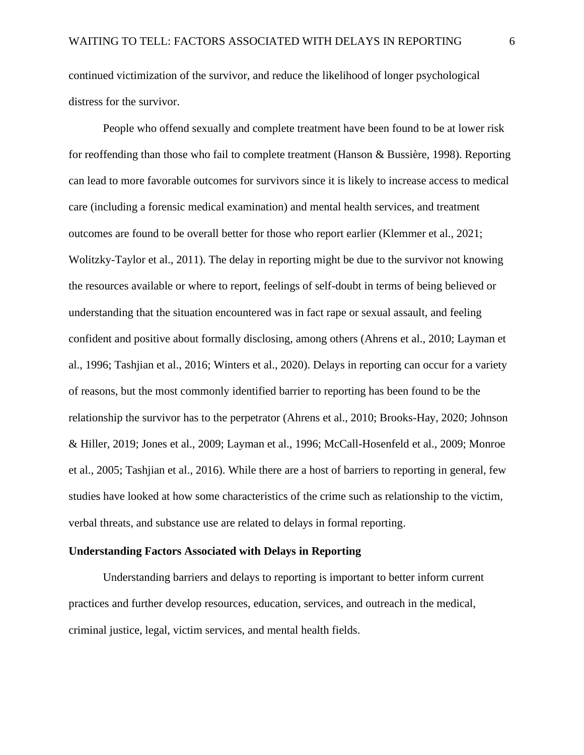continued victimization of the survivor, and reduce the likelihood of longer psychological distress for the survivor.

People who offend sexually and complete treatment have been found to be at lower risk for reoffending than those who fail to complete treatment (Hanson & Bussière, 1998). Reporting can lead to more favorable outcomes for survivors since it is likely to increase access to medical care (including a forensic medical examination) and mental health services, and treatment outcomes are found to be overall better for those who report earlier (Klemmer et al., 2021; Wolitzky-Taylor et al., 2011). The delay in reporting might be due to the survivor not knowing the resources available or where to report, feelings of self-doubt in terms of being believed or understanding that the situation encountered was in fact rape or sexual assault, and feeling confident and positive about formally disclosing, among others (Ahrens et al., 2010; Layman et al., 1996; Tashjian et al., 2016; Winters et al., 2020). Delays in reporting can occur for a variety of reasons, but the most commonly identified barrier to reporting has been found to be the relationship the survivor has to the perpetrator (Ahrens et al., 2010; Brooks-Hay, 2020; Johnson & Hiller, 2019; Jones et al., 2009; Layman et al., 1996; McCall-Hosenfeld et al., 2009; Monroe et al., 2005; Tashjian et al., 2016). While there are a host of barriers to reporting in general, few studies have looked at how some characteristics of the crime such as relationship to the victim, verbal threats, and substance use are related to delays in formal reporting.

**Understanding Factors Associated with Delays in Reporting**

Understanding barriers and delays to reporting is important to better inform current practices and further develop resources, education, services, and outreach in the medical, criminal justice, legal, victim services, and mental health fields.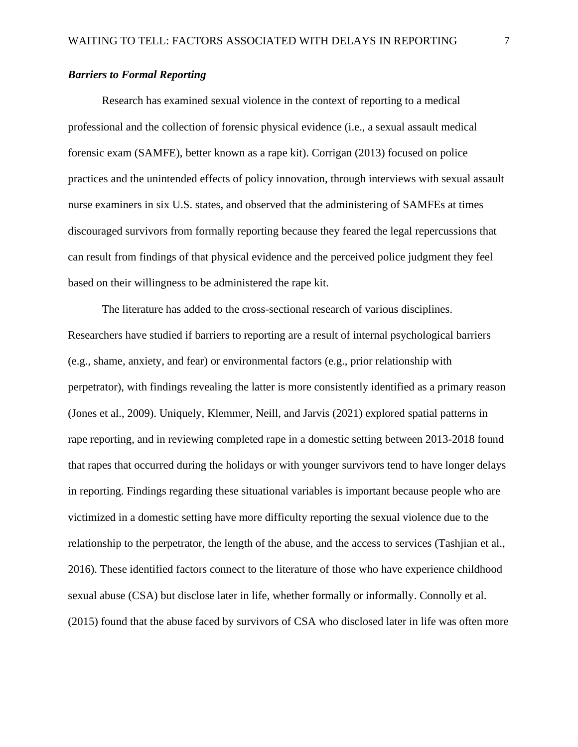### *Barriers to Formal Reporting*

Research has examined sexual violence in the context of reporting to a medical professional and the collection of forensic physical evidence (i.e., a sexual assault medical forensic exam (SAMFE), better known as a rape kit). Corrigan (2013) focused on police practices and the unintended effects of policy innovation, through interviews with sexual assault nurse examiners in six U.S. states, and observed that the administering of SAMFEs at times discouraged survivors from formally reporting because they feared the legal repercussions that can result from findings of that physical evidence and the perceived police judgment they feel based on their willingness to be administered the rape kit.

The literature has added to the cross-sectional research of various disciplines. Researchers have studied if barriers to reporting are a result of internal psychological barriers (e.g., shame, anxiety, and fear) or environmental factors (e.g., prior relationship with perpetrator), with findings revealing the latter is more consistently identified as a primary reason (Jones et al., 2009). Uniquely, Klemmer, Neill, and Jarvis (2021) explored spatial patterns in rape reporting, and in reviewing completed rape in a domestic setting between 2013-2018 found that rapes that occurred during the holidays or with younger survivors tend to have longer delays in reporting. Findings regarding these situational variables is important because people who are victimized in a domestic setting have more difficulty reporting the sexual violence due to the relationship to the perpetrator, the length of the abuse, and the access to services (Tashjian et al., 2016). These identified factors connect to the literature of those who have experience childhood sexual abuse (CSA) but disclose later in life, whether formally or informally. Connolly et al. (2015) found that the abuse faced by survivors of CSA who disclosed later in life was often more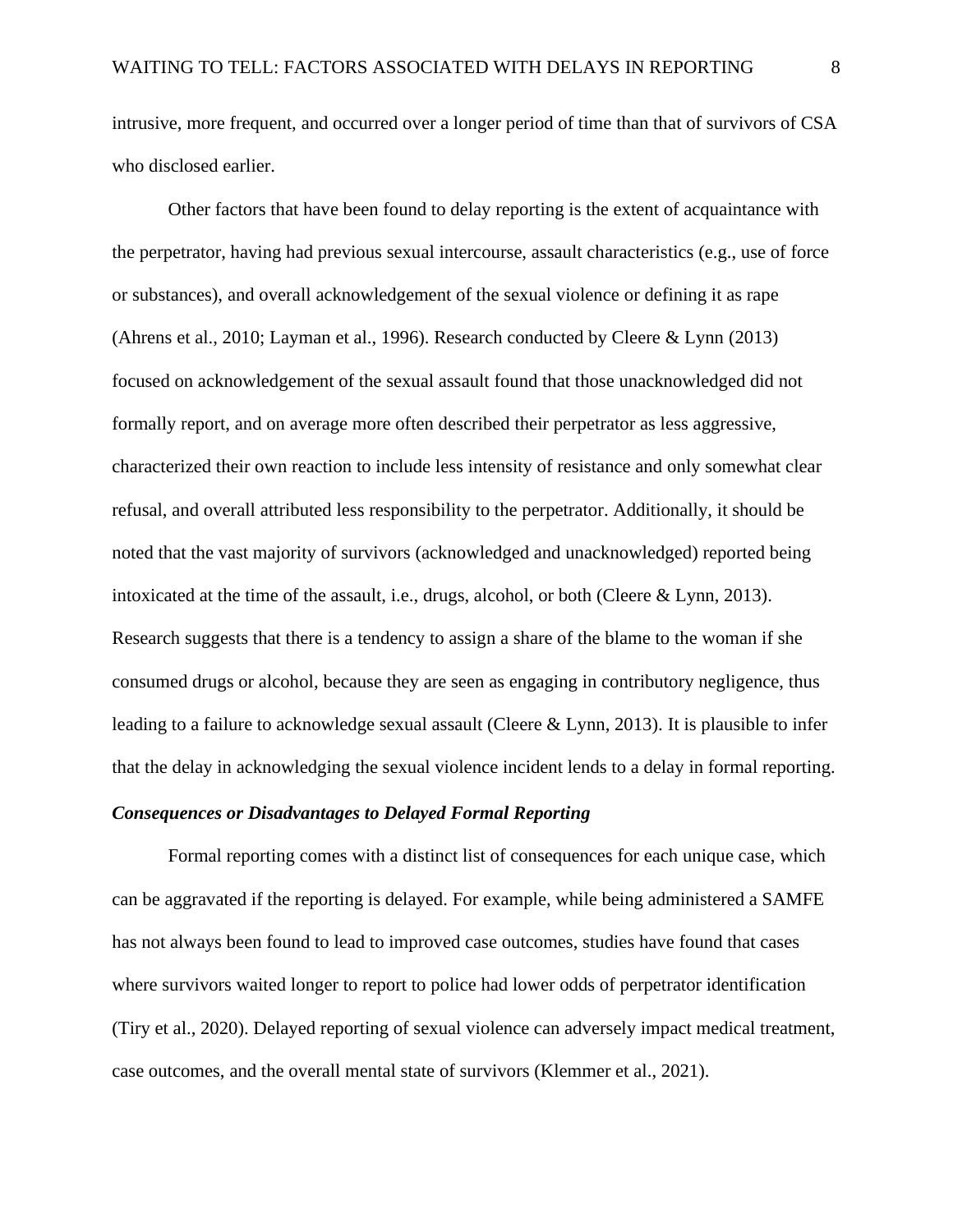intrusive, more frequent, and occurred over a longer period of time than that of survivors of CSA who disclosed earlier.

Other factors that have been found to delay reporting is the extent of acquaintance with the perpetrator, having had previous sexual intercourse, assault characteristics (e.g., use of force or substances), and overall acknowledgement of the sexual violence or defining it as rape (Ahrens et al., 2010; Layman et al., 1996). Research conducted by Cleere & Lynn (2013) focused on acknowledgement of the sexual assault found that those unacknowledged did not formally report, and on average more often described their perpetrator as less aggressive, characterized their own reaction to include less intensity of resistance and only somewhat clear refusal, and overall attributed less responsibility to the perpetrator. Additionally, it should be noted that the vast majority of survivors (acknowledged and unacknowledged) reported being intoxicated at the time of the assault, i.e., drugs, alcohol, or both (Cleere & Lynn, 2013). Research suggests that there is a tendency to assign a share of the blame to the woman if she consumed drugs or alcohol, because they are seen as engaging in contributory negligence, thus leading to a failure to acknowledge sexual assault (Cleere & Lynn, 2013). It is plausible to infer that the delay in acknowledging the sexual violence incident lends to a delay in formal reporting.

### ***Consequences or Disadvantages to Delayed Formal Reporting***

Formal reporting comes with a distinct list of consequences for each unique case, which can be aggravated if the reporting is delayed. For example, while being administered a SAMFE has not always been found to lead to improved case outcomes, studies have found that cases where survivors waited longer to report to police had lower odds of perpetrator identification (Tiry et al., 2020). Delayed reporting of sexual violence can adversely impact medical treatment, case outcomes, and the overall mental state of survivors (Klemmer et al., 2021).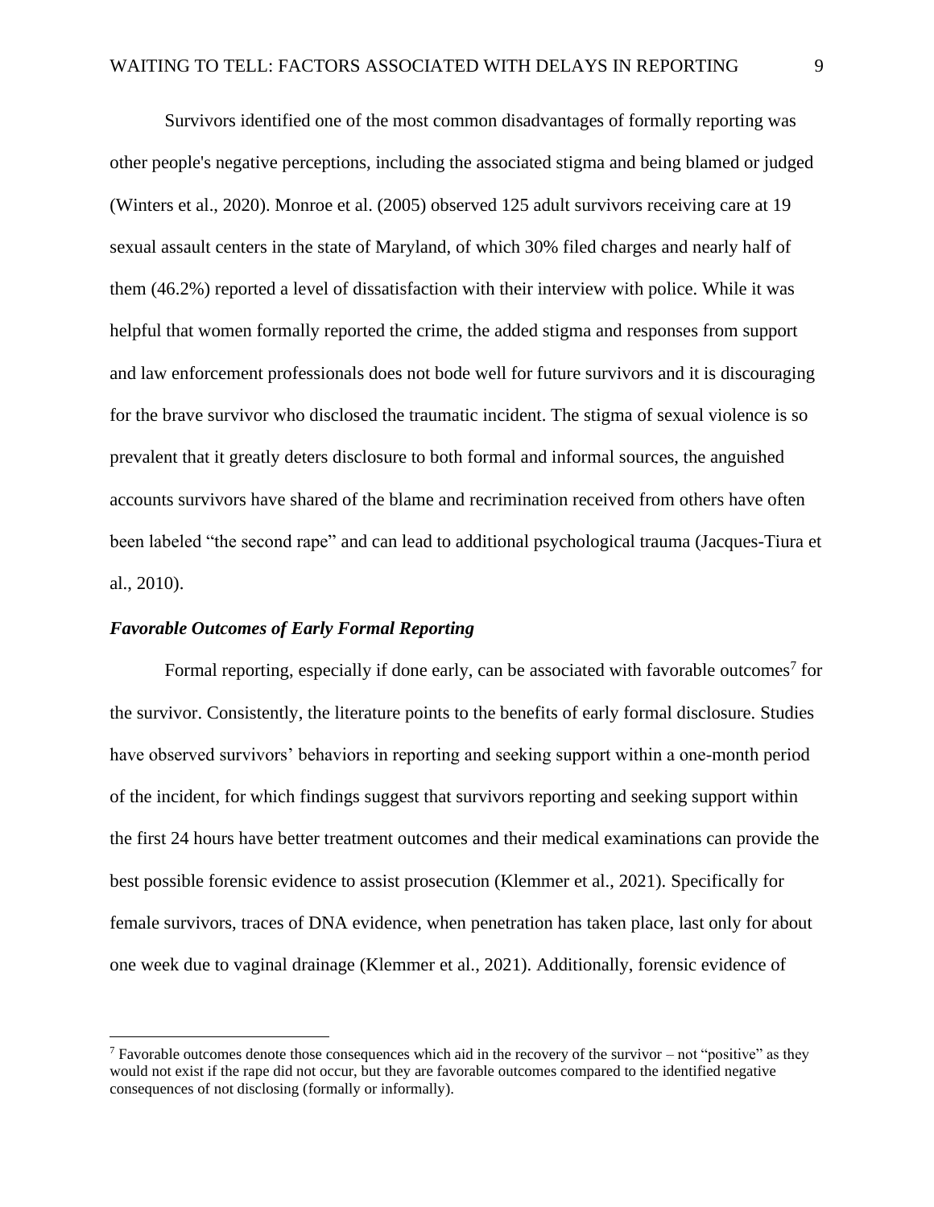Survivors identified one of the most common disadvantages of formally reporting was other people's negative perceptions, including the associated stigma and being blamed or judged (Winters et al., 2020). Monroe et al. (2005) observed 125 adult survivors receiving care at 19 sexual assault centers in the state of Maryland, of which 30% filed charges and nearly half of them (46.2%) reported a level of dissatisfaction with their interview with police. While it was helpful that women formally reported the crime, the added stigma and responses from support and law enforcement professionals does not bode well for future survivors and it is discouraging for the brave survivor who disclosed the traumatic incident. The stigma of sexual violence is so prevalent that it greatly deters disclosure to both formal and informal sources, the anguished accounts survivors have shared of the blame and recrimination received from others have often been labeled “the second rape” and can lead to additional psychological trauma (Jacques-Tiura et al., 2010).

### *Favorable Outcomes of Early Formal Reporting*

Formal reporting, especially if done early, can be associated with favorable outcomes[7] for the survivor. Consistently, the literature points to the benefits of early formal disclosure. Studies have observed survivors’ behaviors in reporting and seeking support within a one-month period of the incident, for which findings suggest that survivors reporting and seeking support within the first 24 hours have better treatment outcomes and their medical examinations can provide the best possible forensic evidence to assist prosecution (Klemmer et al., 2021). Specifically for female survivors, traces of DNA evidence, when penetration has taken place, last only for about one week due to vaginal drainage (Klemmer et al., 2021). Additionally, forensic evidence of

---

[7] Favorable outcomes denote those consequences which aid in the recovery of the survivor – not “positive” as they would not exist if the rape did not occur, but they are favorable outcomes compared to the identified negative consequences of not disclosing (formally or informally).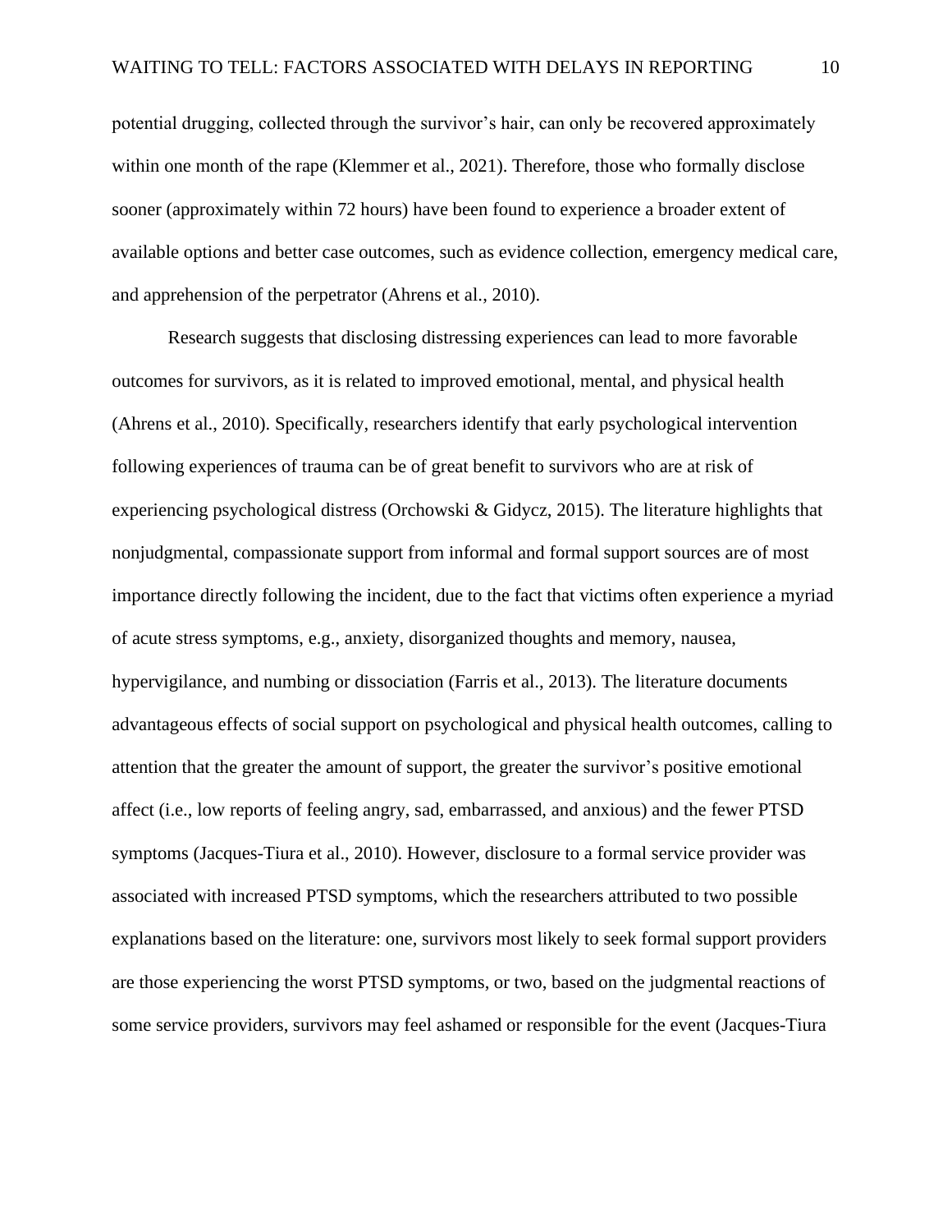potential drugging, collected through the survivor's hair, can only be recovered approximately within one month of the rape (Klemmer et al., 2021). Therefore, those who formally disclose sooner (approximately within 72 hours) have been found to experience a broader extent of available options and better case outcomes, such as evidence collection, emergency medical care, and apprehension of the perpetrator (Ahrens et al., 2010).

Research suggests that disclosing distressing experiences can lead to more favorable outcomes for survivors, as it is related to improved emotional, mental, and physical health (Ahrens et al., 2010). Specifically, researchers identify that early psychological intervention following experiences of trauma can be of great benefit to survivors who are at risk of experiencing psychological distress (Orchowski & Gidycz, 2015). The literature highlights that nonjudgmental, compassionate support from informal and formal support sources are of most importance directly following the incident, due to the fact that victims often experience a myriad of acute stress symptoms, e.g., anxiety, disorganized thoughts and memory, nausea, hypervigilance, and numbing or dissociation (Farris et al., 2013). The literature documents advantageous effects of social support on psychological and physical health outcomes, calling to attention that the greater the amount of support, the greater the survivor's positive emotional affect (i.e., low reports of feeling angry, sad, embarrassed, and anxious) and the fewer PTSD symptoms (Jacques-Tiura et al., 2010). However, disclosure to a formal service provider was associated with increased PTSD symptoms, which the researchers attributed to two possible explanations based on the literature: one, survivors most likely to seek formal support providers are those experiencing the worst PTSD symptoms, or two, based on the judgmental reactions of some service providers, survivors may feel ashamed or responsible for the event (Jacques-Tiura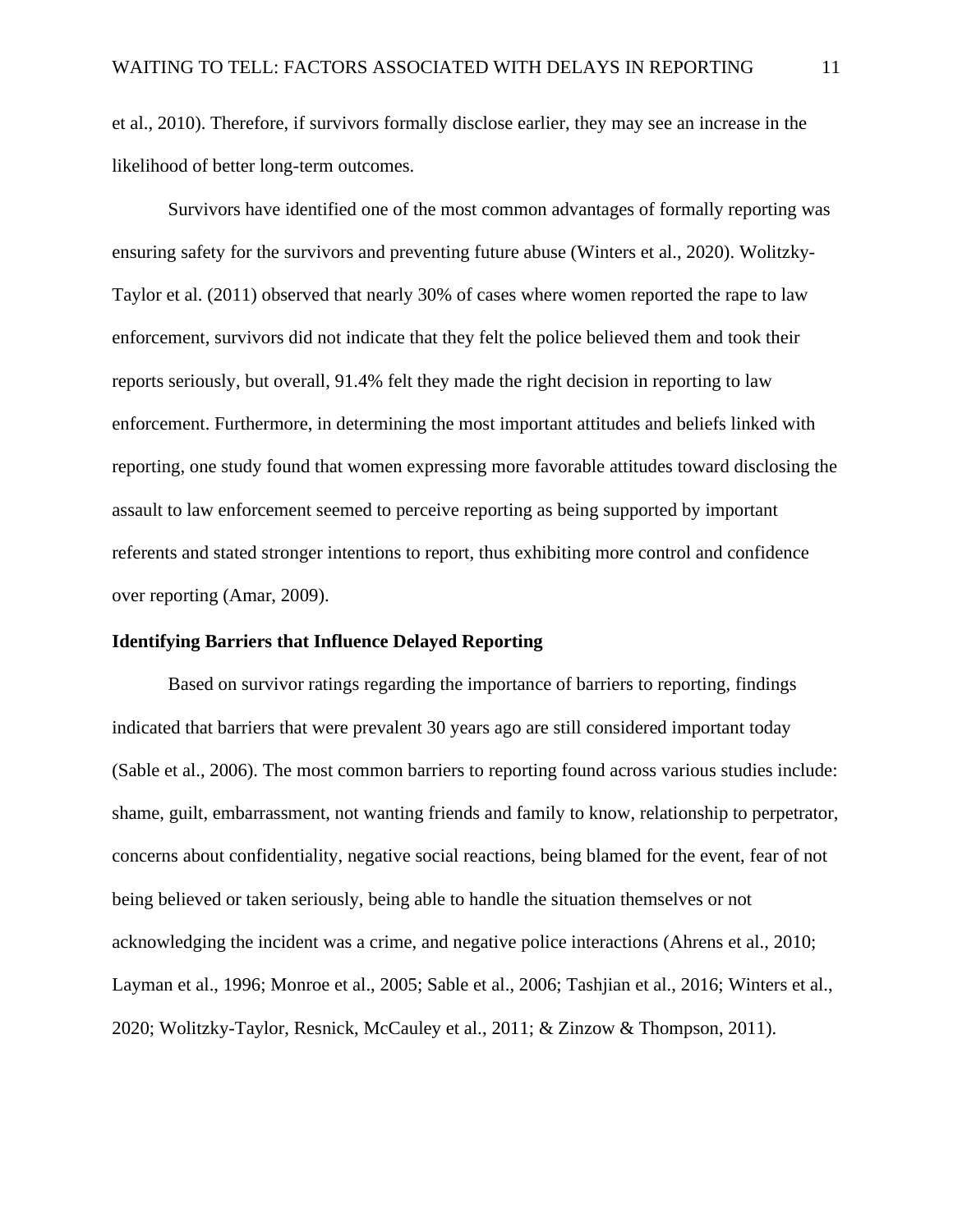et al., 2010). Therefore, if survivors formally disclose earlier, they may see an increase in the likelihood of better long-term outcomes.

Survivors have identified one of the most common advantages of formally reporting was ensuring safety for the survivors and preventing future abuse (Winters et al., 2020). Wolitzky-Taylor et al. (2011) observed that nearly 30% of cases where women reported the rape to law enforcement, survivors did not indicate that they felt the police believed them and took their reports seriously, but overall, 91.4% felt they made the right decision in reporting to law enforcement. Furthermore, in determining the most important attitudes and beliefs linked with reporting, one study found that women expressing more favorable attitudes toward disclosing the assault to law enforcement seemed to perceive reporting as being supported by important referents and stated stronger intentions to report, thus exhibiting more control and confidence over reporting (Amar, 2009).

**Identifying Barriers that Influence Delayed Reporting**

Based on survivor ratings regarding the importance of barriers to reporting, findings indicated that barriers that were prevalent 30 years ago are still considered important today (Sable et al., 2006). The most common barriers to reporting found across various studies include: shame, guilt, embarrassment, not wanting friends and family to know, relationship to perpetrator, concerns about confidentiality, negative social reactions, being blamed for the event, fear of not being believed or taken seriously, being able to handle the situation themselves or not acknowledging the incident was a crime, and negative police interactions (Ahrens et al., 2010; Layman et al., 1996; Monroe et al., 2005; Sable et al., 2006; Tashjian et al., 2016; Winters et al., 2020; Wolitzky-Taylor, Resnick, McCauley et al., 2011; & Zinzow & Thompson, 2011).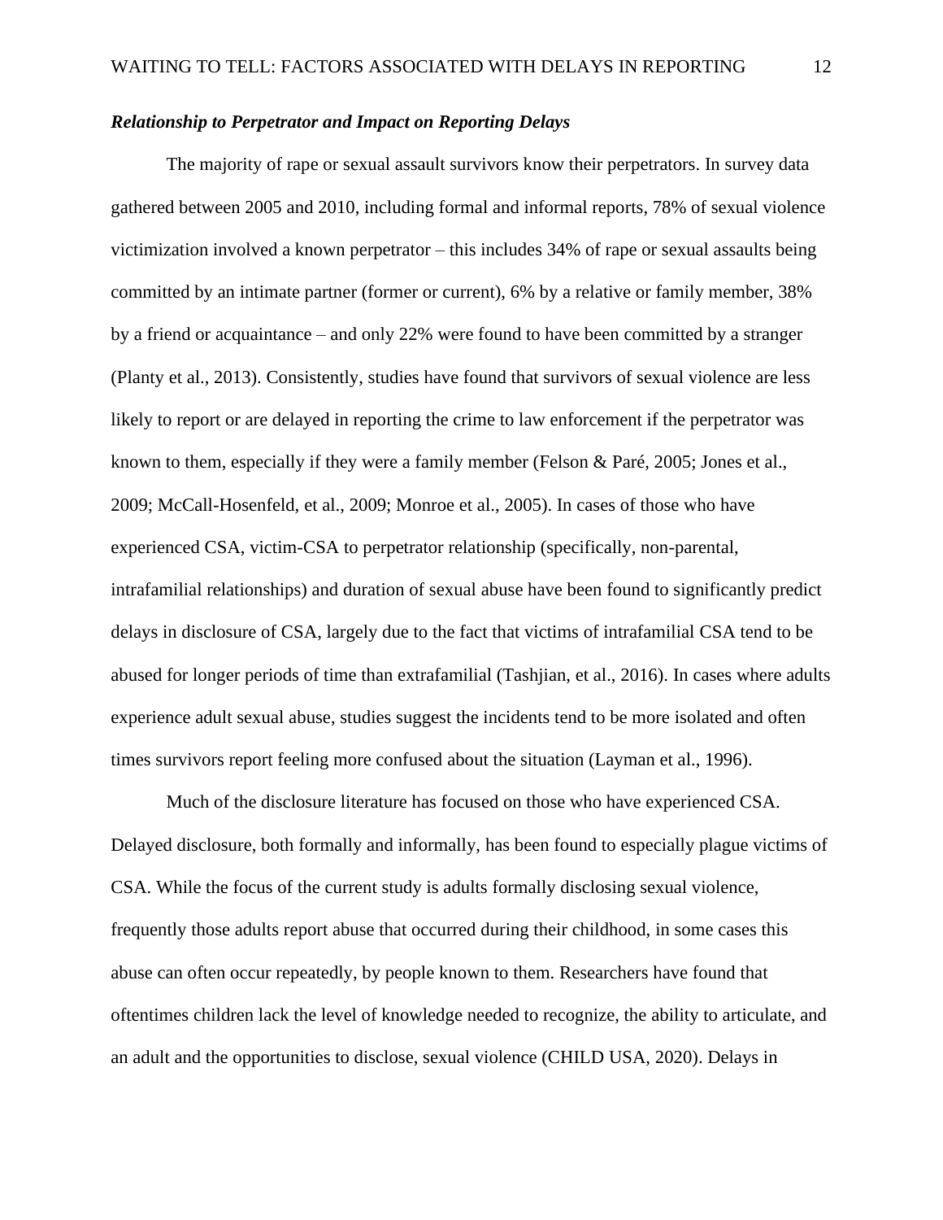### ***Relationship to Perpetrator and Impact on Reporting Delays***

The majority of rape or sexual assault survivors know their perpetrators. In survey data gathered between 2005 and 2010, including formal and informal reports, 78% of sexual violence victimization involved a known perpetrator – this includes 34% of rape or sexual assaults being committed by an intimate partner (former or current), 6% by a relative or family member, 38% by a friend or acquaintance – and only 22% were found to have been committed by a stranger (Planty et al., 2013). Consistently, studies have found that survivors of sexual violence are less likely to report or are delayed in reporting the crime to law enforcement if the perpetrator was known to them, especially if they were a family member (Felson & Paré, 2005; Jones et al., 2009; McCall-Hosenfeld, et al., 2009; Monroe et al., 2005). In cases of those who have experienced CSA, victim-CSA to perpetrator relationship (specifically, non-parental, intrafamilial relationships) and duration of sexual abuse have been found to significantly predict delays in disclosure of CSA, largely due to the fact that victims of intrafamilial CSA tend to be abused for longer periods of time than extrafamilial (Tashjian, et al., 2016). In cases where adults experience adult sexual abuse, studies suggest the incidents tend to be more isolated and often times survivors report feeling more confused about the situation (Layman et al., 1996).

Much of the disclosure literature has focused on those who have experienced CSA. Delayed disclosure, both formally and informally, has been found to especially plague victims of CSA. While the focus of the current study is adults formally disclosing sexual violence, frequently those adults report abuse that occurred during their childhood, in some cases this abuse can often occur repeatedly, by people known to them. Researchers have found that oftentimes children lack the level of knowledge needed to recognize, the ability to articulate, and an adult and the opportunities to disclose, sexual violence (CHILD USA, 2020). Delays in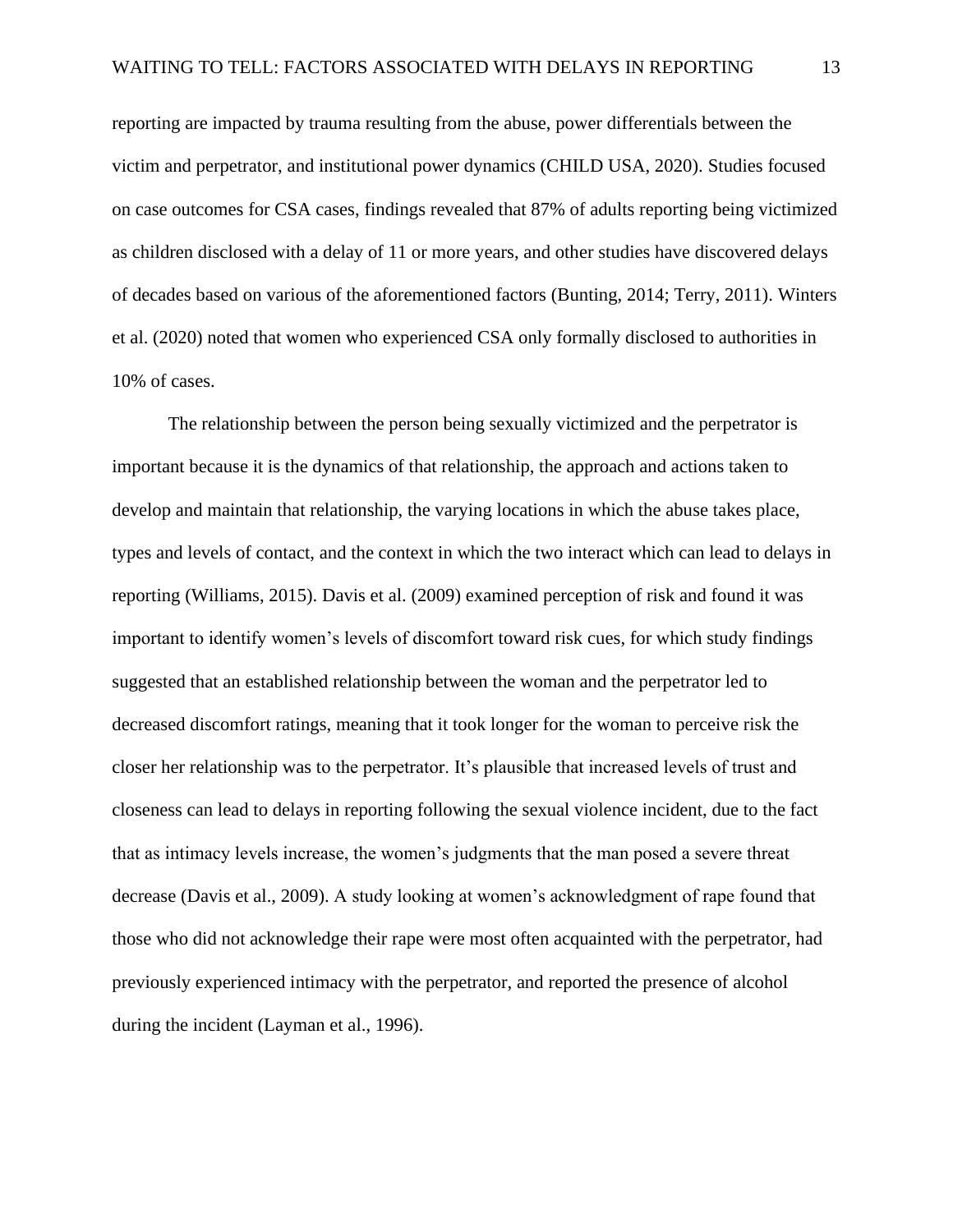reporting are impacted by trauma resulting from the abuse, power differentials between the victim and perpetrator, and institutional power dynamics (CHILD USA, 2020). Studies focused on case outcomes for CSA cases, findings revealed that 87% of adults reporting being victimized as children disclosed with a delay of 11 or more years, and other studies have discovered delays of decades based on various of the aforementioned factors (Bunting, 2014; Terry, 2011). Winters et al. (2020) noted that women who experienced CSA only formally disclosed to authorities in 10% of cases.

The relationship between the person being sexually victimized and the perpetrator is important because it is the dynamics of that relationship, the approach and actions taken to develop and maintain that relationship, the varying locations in which the abuse takes place, types and levels of contact, and the context in which the two interact which can lead to delays in reporting (Williams, 2015). Davis et al. (2009) examined perception of risk and found it was important to identify women's levels of discomfort toward risk cues, for which study findings suggested that an established relationship between the woman and the perpetrator led to decreased discomfort ratings, meaning that it took longer for the woman to perceive risk the closer her relationship was to the perpetrator. It's plausible that increased levels of trust and closeness can lead to delays in reporting following the sexual violence incident, due to the fact that as intimacy levels increase, the women's judgments that the man posed a severe threat decrease (Davis et al., 2009). A study looking at women's acknowledgment of rape found that those who did not acknowledge their rape were most often acquainted with the perpetrator, had previously experienced intimacy with the perpetrator, and reported the presence of alcohol during the incident (Layman et al., 1996).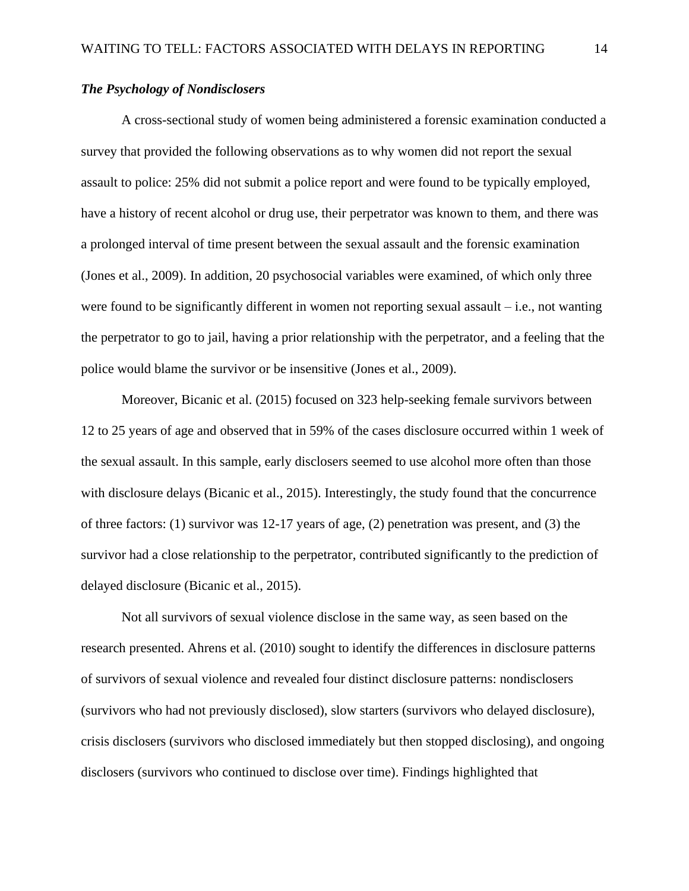### *The Psychology of Nondisclosers*

A cross-sectional study of women being administered a forensic examination conducted a survey that provided the following observations as to why women did not report the sexual assault to police: 25% did not submit a police report and were found to be typically employed, have a history of recent alcohol or drug use, their perpetrator was known to them, and there was a prolonged interval of time present between the sexual assault and the forensic examination (Jones et al., 2009). In addition, 20 psychosocial variables were examined, of which only three were found to be significantly different in women not reporting sexual assault – i.e., not wanting the perpetrator to go to jail, having a prior relationship with the perpetrator, and a feeling that the police would blame the survivor or be insensitive (Jones et al., 2009).

Moreover, Bicanic et al. (2015) focused on 323 help-seeking female survivors between 12 to 25 years of age and observed that in 59% of the cases disclosure occurred within 1 week of the sexual assault. In this sample, early disclosers seemed to use alcohol more often than those with disclosure delays (Bicanic et al., 2015). Interestingly, the study found that the concurrence of three factors: (1) survivor was 12-17 years of age, (2) penetration was present, and (3) the survivor had a close relationship to the perpetrator, contributed significantly to the prediction of delayed disclosure (Bicanic et al., 2015).

Not all survivors of sexual violence disclose in the same way, as seen based on the research presented. Ahrens et al. (2010) sought to identify the differences in disclosure patterns of survivors of sexual violence and revealed four distinct disclosure patterns: nondisclosers (survivors who had not previously disclosed), slow starters (survivors who delayed disclosure), crisis disclosers (survivors who disclosed immediately but then stopped disclosing), and ongoing disclosers (survivors who continued to disclose over time). Findings highlighted that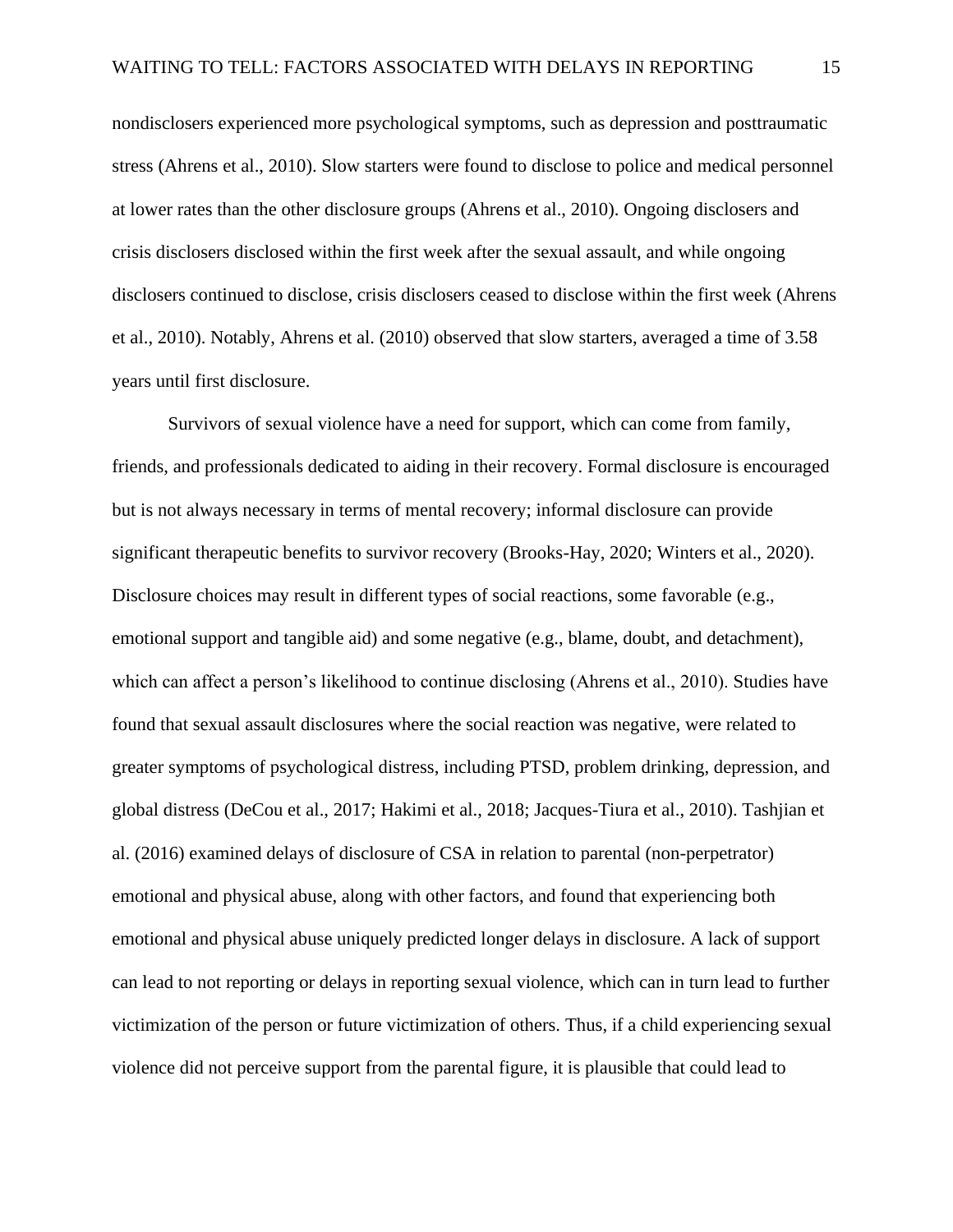nondisclosers experienced more psychological symptoms, such as depression and posttraumatic stress (Ahrens et al., 2010). Slow starters were found to disclose to police and medical personnel at lower rates than the other disclosure groups (Ahrens et al., 2010). Ongoing disclosers and crisis disclosers disclosed within the first week after the sexual assault, and while ongoing disclosers continued to disclose, crisis disclosers ceased to disclose within the first week (Ahrens et al., 2010). Notably, Ahrens et al. (2010) observed that slow starters, averaged a time of 3.58 years until first disclosure.

Survivors of sexual violence have a need for support, which can come from family, friends, and professionals dedicated to aiding in their recovery. Formal disclosure is encouraged but is not always necessary in terms of mental recovery; informal disclosure can provide significant therapeutic benefits to survivor recovery (Brooks-Hay, 2020; Winters et al., 2020). Disclosure choices may result in different types of social reactions, some favorable (e.g., emotional support and tangible aid) and some negative (e.g., blame, doubt, and detachment), which can affect a person's likelihood to continue disclosing (Ahrens et al., 2010). Studies have found that sexual assault disclosures where the social reaction was negative, were related to greater symptoms of psychological distress, including PTSD, problem drinking, depression, and global distress (DeCou et al., 2017; Hakimi et al., 2018; Jacques-Tiura et al., 2010). Tashjian et al. (2016) examined delays of disclosure of CSA in relation to parental (non-perpetrator) emotional and physical abuse, along with other factors, and found that experiencing both emotional and physical abuse uniquely predicted longer delays in disclosure. A lack of support can lead to not reporting or delays in reporting sexual violence, which can in turn lead to further victimization of the person or future victimization of others. Thus, if a child experiencing sexual violence did not perceive support from the parental figure, it is plausible that could lead to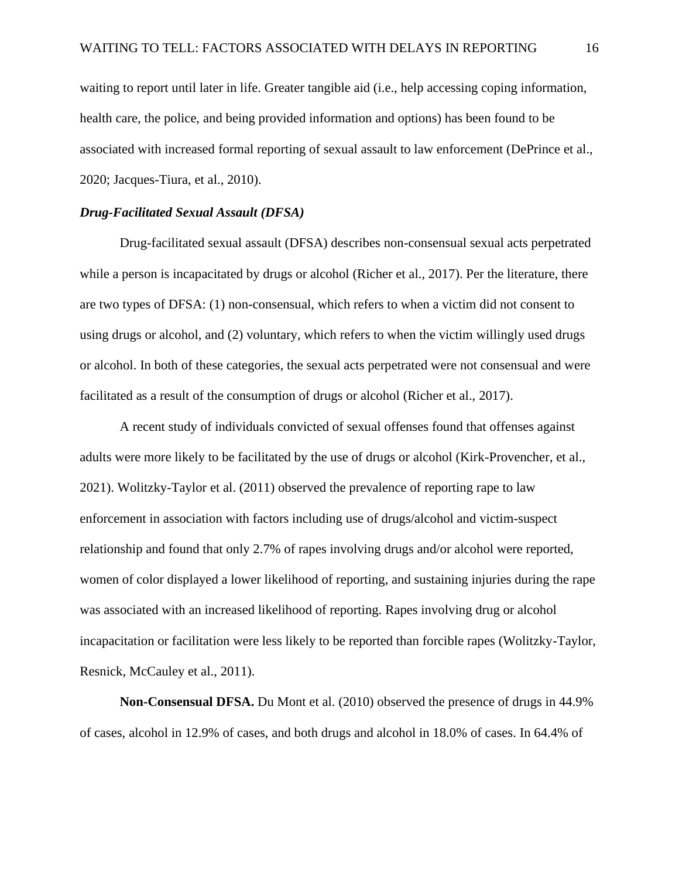waiting to report until later in life. Greater tangible aid (i.e., help accessing coping information, health care, the police, and being provided information and options) has been found to be associated with increased formal reporting of sexual assault to law enforcement (DePrince et al., 2020; Jacques-Tiura, et al., 2010).

### *Drug-Facilitated Sexual Assault (DFSA)*

Drug-facilitated sexual assault (DFSA) describes non-consensual sexual acts perpetrated while a person is incapacitated by drugs or alcohol (Richer et al., 2017). Per the literature, there are two types of DFSA: (1) non-consensual, which refers to when a victim did not consent to using drugs or alcohol, and (2) voluntary, which refers to when the victim willingly used drugs or alcohol. In both of these categories, the sexual acts perpetrated were not consensual and were facilitated as a result of the consumption of drugs or alcohol (Richer et al., 2017).

A recent study of individuals convicted of sexual offenses found that offenses against adults were more likely to be facilitated by the use of drugs or alcohol (Kirk-Provencher, et al., 2021). Wolitzky-Taylor et al. (2011) observed the prevalence of reporting rape to law enforcement in association with factors including use of drugs/alcohol and victim-suspect relationship and found that only 2.7% of rapes involving drugs and/or alcohol were reported, women of color displayed a lower likelihood of reporting, and sustaining injuries during the rape was associated with an increased likelihood of reporting. Rapes involving drug or alcohol incapacitation or facilitation were less likely to be reported than forcible rapes (Wolitzky-Taylor, Resnick, McCauley et al., 2011).

**Non-Consensual DFSA.** Du Mont et al. (2010) observed the presence of drugs in 44.9% of cases, alcohol in 12.9% of cases, and both drugs and alcohol in 18.0% of cases. In 64.4% of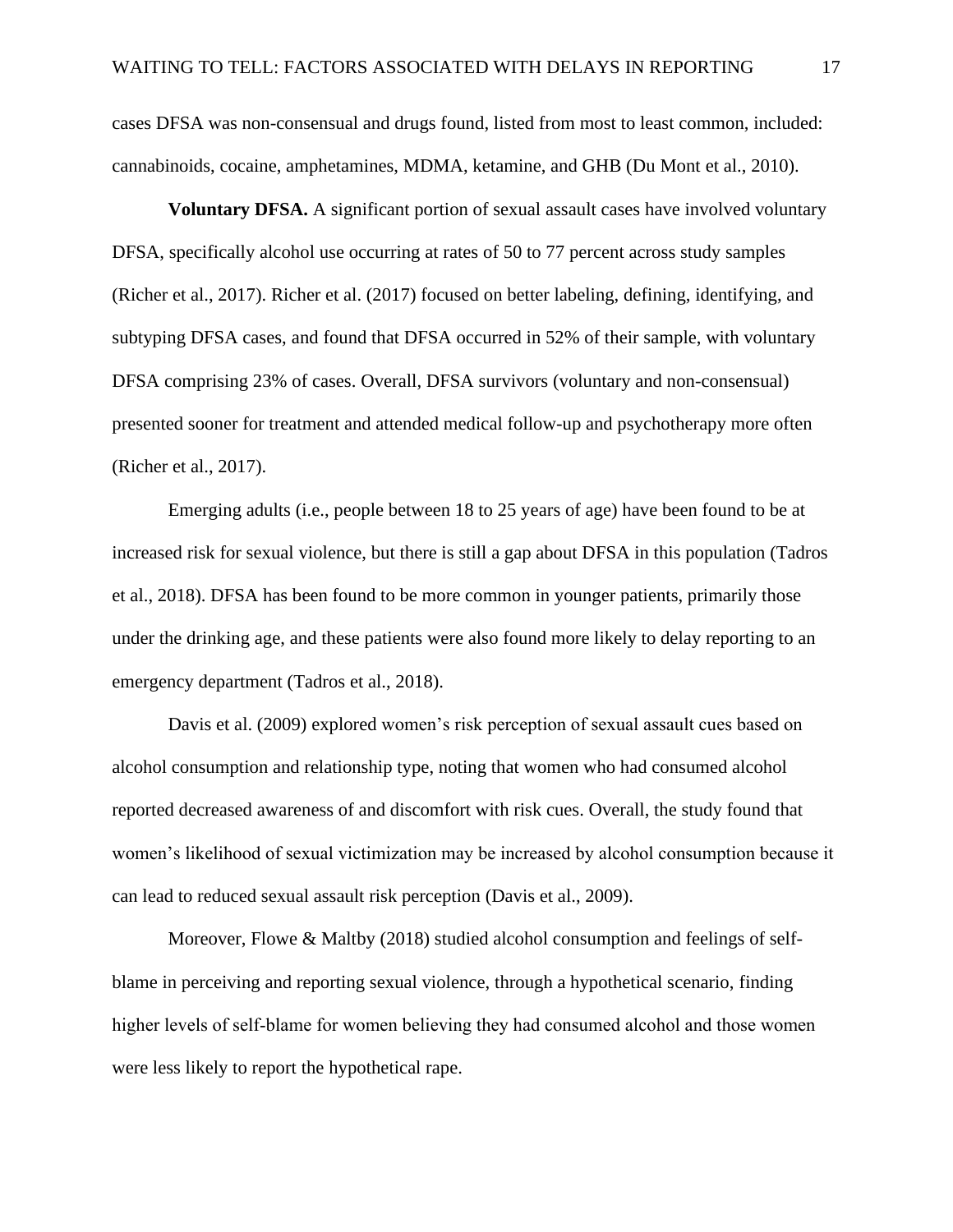cases DFSA was non-consensual and drugs found, listed from most to least common, included: cannabinoids, cocaine, amphetamines, MDMA, ketamine, and GHB (Du Mont et al., 2010).

**Voluntary DFSA.** A significant portion of sexual assault cases have involved voluntary DFSA, specifically alcohol use occurring at rates of 50 to 77 percent across study samples (Richer et al., 2017). Richer et al. (2017) focused on better labeling, defining, identifying, and subtyping DFSA cases, and found that DFSA occurred in 52% of their sample, with voluntary DFSA comprising 23% of cases. Overall, DFSA survivors (voluntary and non-consensual) presented sooner for treatment and attended medical follow-up and psychotherapy more often (Richer et al., 2017).

Emerging adults (i.e., people between 18 to 25 years of age) have been found to be at increased risk for sexual violence, but there is still a gap about DFSA in this population (Tadros et al., 2018). DFSA has been found to be more common in younger patients, primarily those under the drinking age, and these patients were also found more likely to delay reporting to an emergency department (Tadros et al., 2018).

Davis et al. (2009) explored women's risk perception of sexual assault cues based on alcohol consumption and relationship type, noting that women who had consumed alcohol reported decreased awareness of and discomfort with risk cues. Overall, the study found that women's likelihood of sexual victimization may be increased by alcohol consumption because it can lead to reduced sexual assault risk perception (Davis et al., 2009).

Moreover, Flowe & Maltby (2018) studied alcohol consumption and feelings of self-blame in perceiving and reporting sexual violence, through a hypothetical scenario, finding higher levels of self-blame for women believing they had consumed alcohol and those women were less likely to report the hypothetical rape.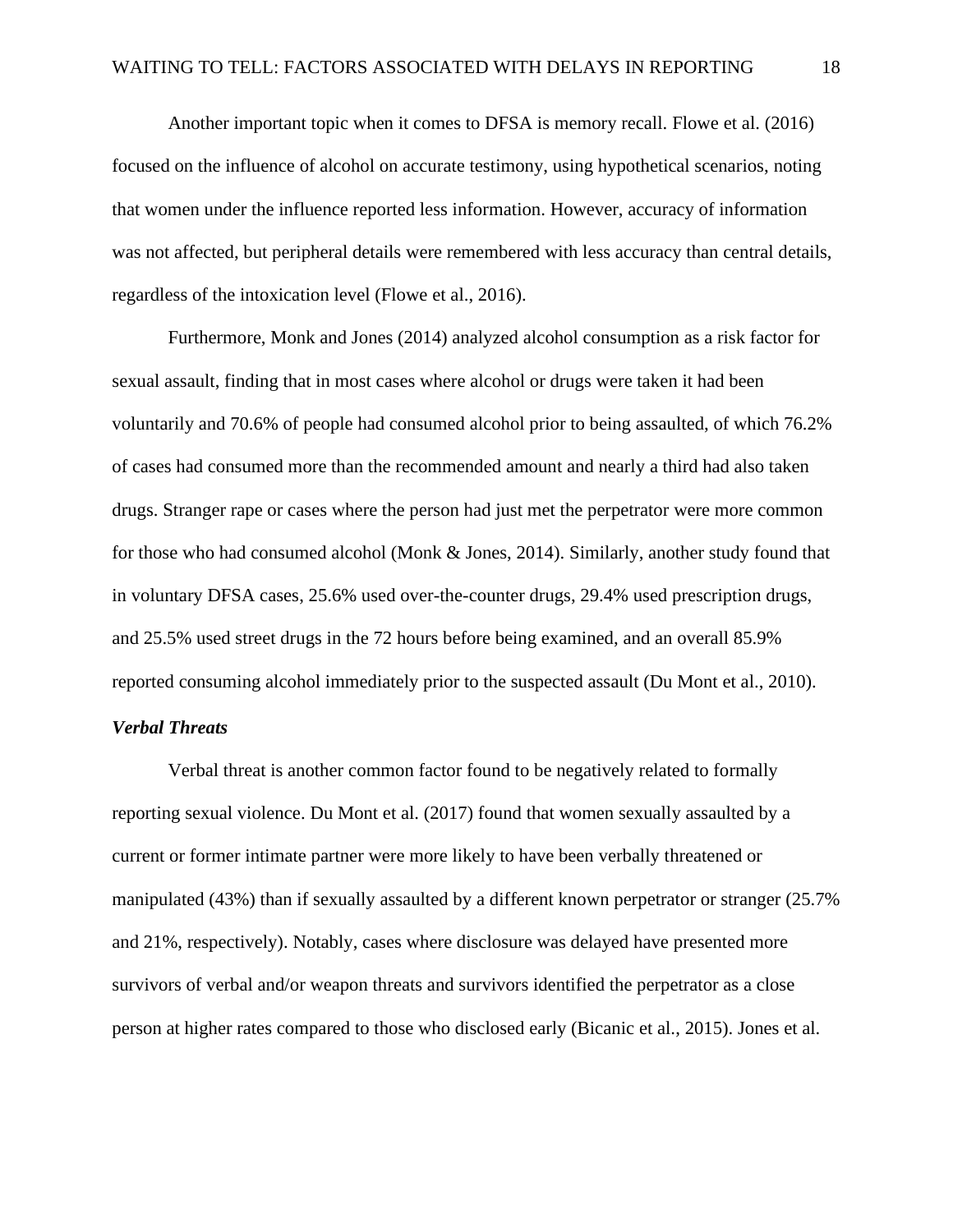Another important topic when it comes to DFSA is memory recall. Flowe et al. (2016) focused on the influence of alcohol on accurate testimony, using hypothetical scenarios, noting that women under the influence reported less information. However, accuracy of information was not affected, but peripheral details were remembered with less accuracy than central details, regardless of the intoxication level (Flowe et al., 2016).

Furthermore, Monk and Jones (2014) analyzed alcohol consumption as a risk factor for sexual assault, finding that in most cases where alcohol or drugs were taken it had been voluntarily and 70.6% of people had consumed alcohol prior to being assaulted, of which 76.2% of cases had consumed more than the recommended amount and nearly a third had also taken drugs. Stranger rape or cases where the person had just met the perpetrator were more common for those who had consumed alcohol (Monk & Jones, 2014). Similarly, another study found that in voluntary DFSA cases, 25.6% used over-the-counter drugs, 29.4% used prescription drugs, and 25.5% used street drugs in the 72 hours before being examined, and an overall 85.9% reported consuming alcohol immediately prior to the suspected assault (Du Mont et al., 2010).

### ***Verbal Threats***

Verbal threat is another common factor found to be negatively related to formally reporting sexual violence. Du Mont et al. (2017) found that women sexually assaulted by a current or former intimate partner were more likely to have been verbally threatened or manipulated (43%) than if sexually assaulted by a different known perpetrator or stranger (25.7% and 21%, respectively). Notably, cases where disclosure was delayed have presented more survivors of verbal and/or weapon threats and survivors identified the perpetrator as a close person at higher rates compared to those who disclosed early (Bicanic et al., 2015). Jones et al.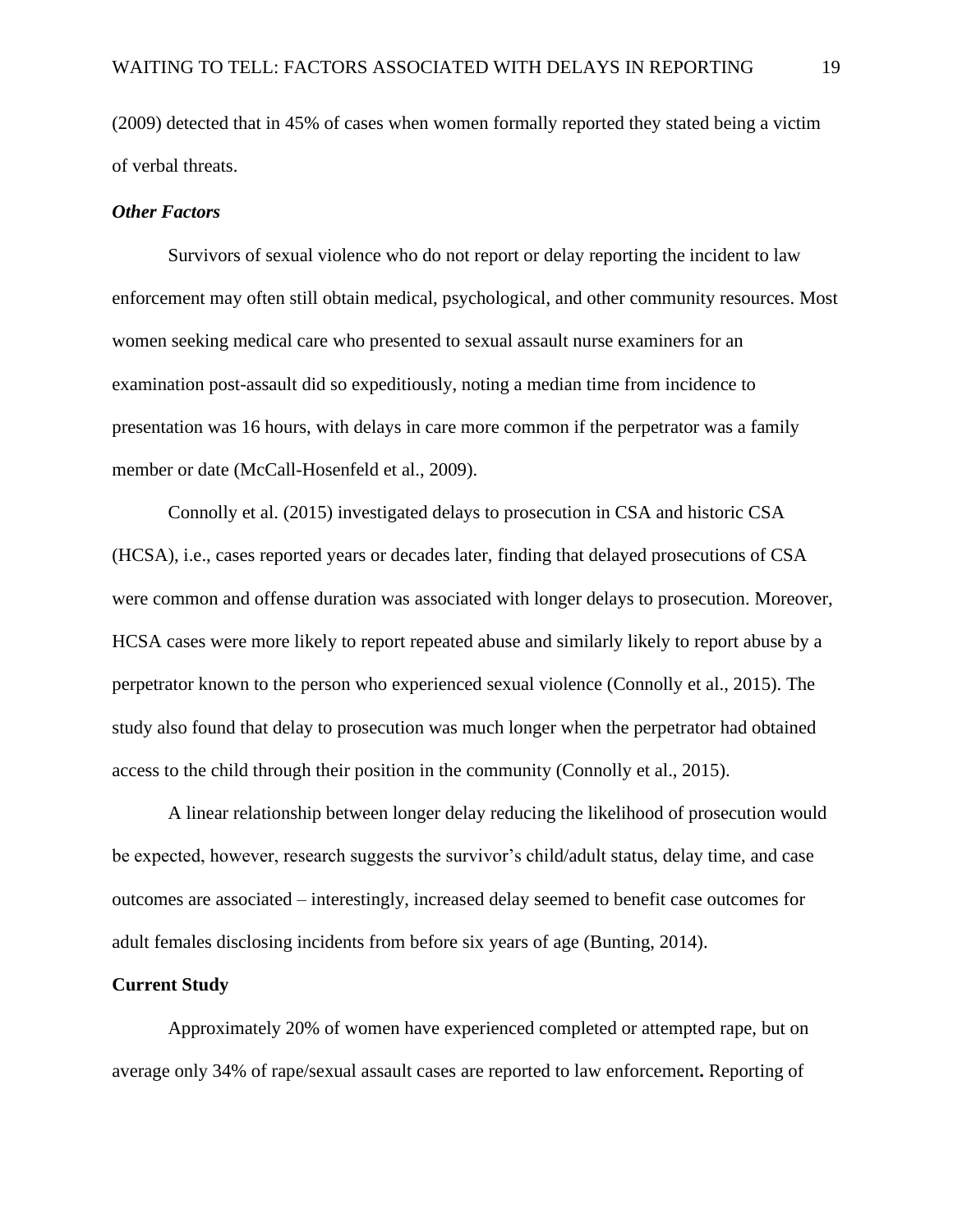(2009) detected that in 45% of cases when women formally reported they stated being a victim of verbal threats.

### *Other Factors*

Survivors of sexual violence who do not report or delay reporting the incident to law enforcement may often still obtain medical, psychological, and other community resources. Most women seeking medical care who presented to sexual assault nurse examiners for an examination post-assault did so expeditiously, noting a median time from incidence to presentation was 16 hours, with delays in care more common if the perpetrator was a family member or date (McCall-Hosenfeld et al., 2009).

Connolly et al. (2015) investigated delays to prosecution in CSA and historic CSA (HCSA), i.e., cases reported years or decades later, finding that delayed prosecutions of CSA were common and offense duration was associated with longer delays to prosecution. Moreover, HCSA cases were more likely to report repeated abuse and similarly likely to report abuse by a perpetrator known to the person who experienced sexual violence (Connolly et al., 2015). The study also found that delay to prosecution was much longer when the perpetrator had obtained access to the child through their position in the community (Connolly et al., 2015).

A linear relationship between longer delay reducing the likelihood of prosecution would be expected, however, research suggests the survivor's child/adult status, delay time, and case outcomes are associated – interestingly, increased delay seemed to benefit case outcomes for adult females disclosing incidents from before six years of age (Bunting, 2014).

## **Current Study**

Approximately 20% of women have experienced completed or attempted rape, but on average only 34% of rape/sexual assault cases are reported to law enforcement**.** Reporting of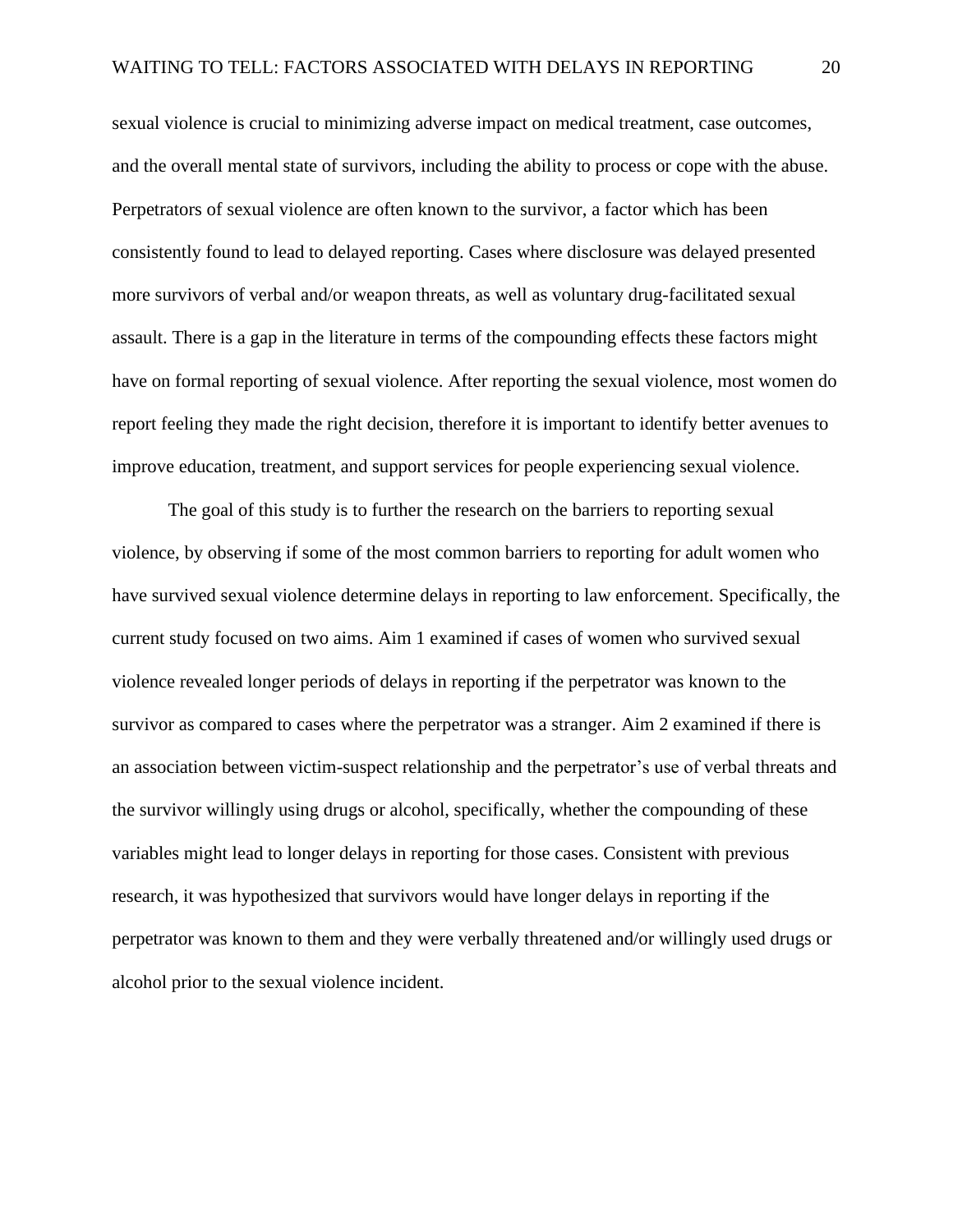sexual violence is crucial to minimizing adverse impact on medical treatment, case outcomes, and the overall mental state of survivors, including the ability to process or cope with the abuse. Perpetrators of sexual violence are often known to the survivor, a factor which has been consistently found to lead to delayed reporting. Cases where disclosure was delayed presented more survivors of verbal and/or weapon threats, as well as voluntary drug-facilitated sexual assault. There is a gap in the literature in terms of the compounding effects these factors might have on formal reporting of sexual violence. After reporting the sexual violence, most women do report feeling they made the right decision, therefore it is important to identify better avenues to improve education, treatment, and support services for people experiencing sexual violence.

The goal of this study is to further the research on the barriers to reporting sexual violence, by observing if some of the most common barriers to reporting for adult women who have survived sexual violence determine delays in reporting to law enforcement. Specifically, the current study focused on two aims. Aim 1 examined if cases of women who survived sexual violence revealed longer periods of delays in reporting if the perpetrator was known to the survivor as compared to cases where the perpetrator was a stranger. Aim 2 examined if there is an association between victim-suspect relationship and the perpetrator's use of verbal threats and the survivor willingly using drugs or alcohol, specifically, whether the compounding of these variables might lead to longer delays in reporting for those cases. Consistent with previous research, it was hypothesized that survivors would have longer delays in reporting if the perpetrator was known to them and they were verbally threatened and/or willingly used drugs or alcohol prior to the sexual violence incident.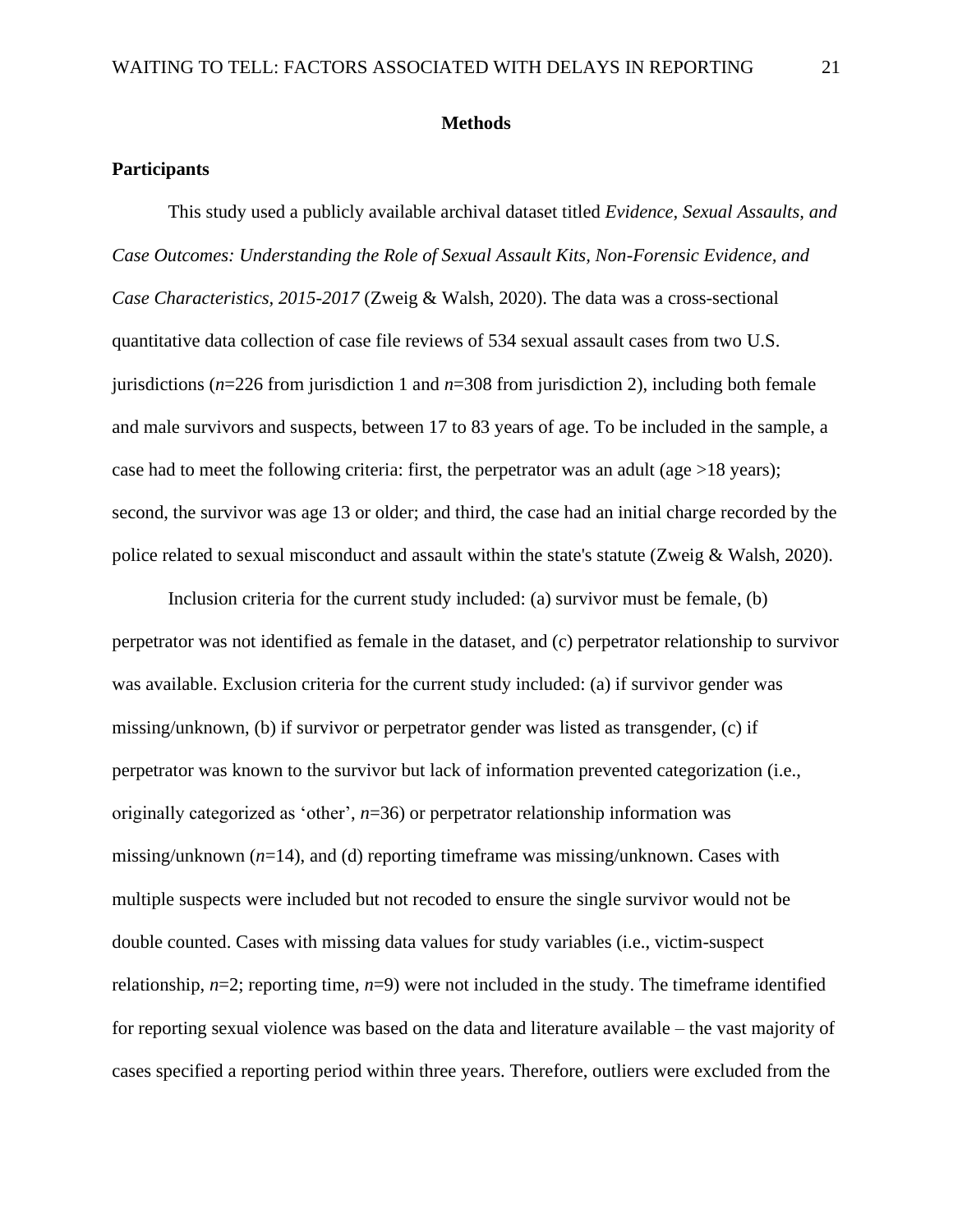# Methods

## Participants

This study used a publicly available archival dataset titled *Evidence, Sexual Assaults, and Case Outcomes: Understanding the Role of Sexual Assault Kits, Non-Forensic Evidence, and Case Characteristics, 2015-2017* (Zweig & Walsh, 2020). The data was a cross-sectional quantitative data collection of case file reviews of 534 sexual assault cases from two U.S. jurisdictions (*n*=226 from jurisdiction 1 and *n*=308 from jurisdiction 2), including both female and male survivors and suspects, between 17 to 83 years of age. To be included in the sample, a case had to meet the following criteria: first, the perpetrator was an adult (age >18 years); second, the survivor was age 13 or older; and third, the case had an initial charge recorded by the police related to sexual misconduct and assault within the state's statute (Zweig & Walsh, 2020).

Inclusion criteria for the current study included: (a) survivor must be female, (b) perpetrator was not identified as female in the dataset, and (c) perpetrator relationship to survivor was available. Exclusion criteria for the current study included: (a) if survivor gender was missing/unknown, (b) if survivor or perpetrator gender was listed as transgender, (c) if perpetrator was known to the survivor but lack of information prevented categorization (i.e., originally categorized as 'other', *n*=36) or perpetrator relationship information was missing/unknown (*n*=14), and (d) reporting timeframe was missing/unknown. Cases with multiple suspects were included but not recoded to ensure the single survivor would not be double counted. Cases with missing data values for study variables (i.e., victim-suspect relationship, *n*=2; reporting time, *n*=9) were not included in the study. The timeframe identified for reporting sexual violence was based on the data and literature available – the vast majority of cases specified a reporting period within three years. Therefore, outliers were excluded from the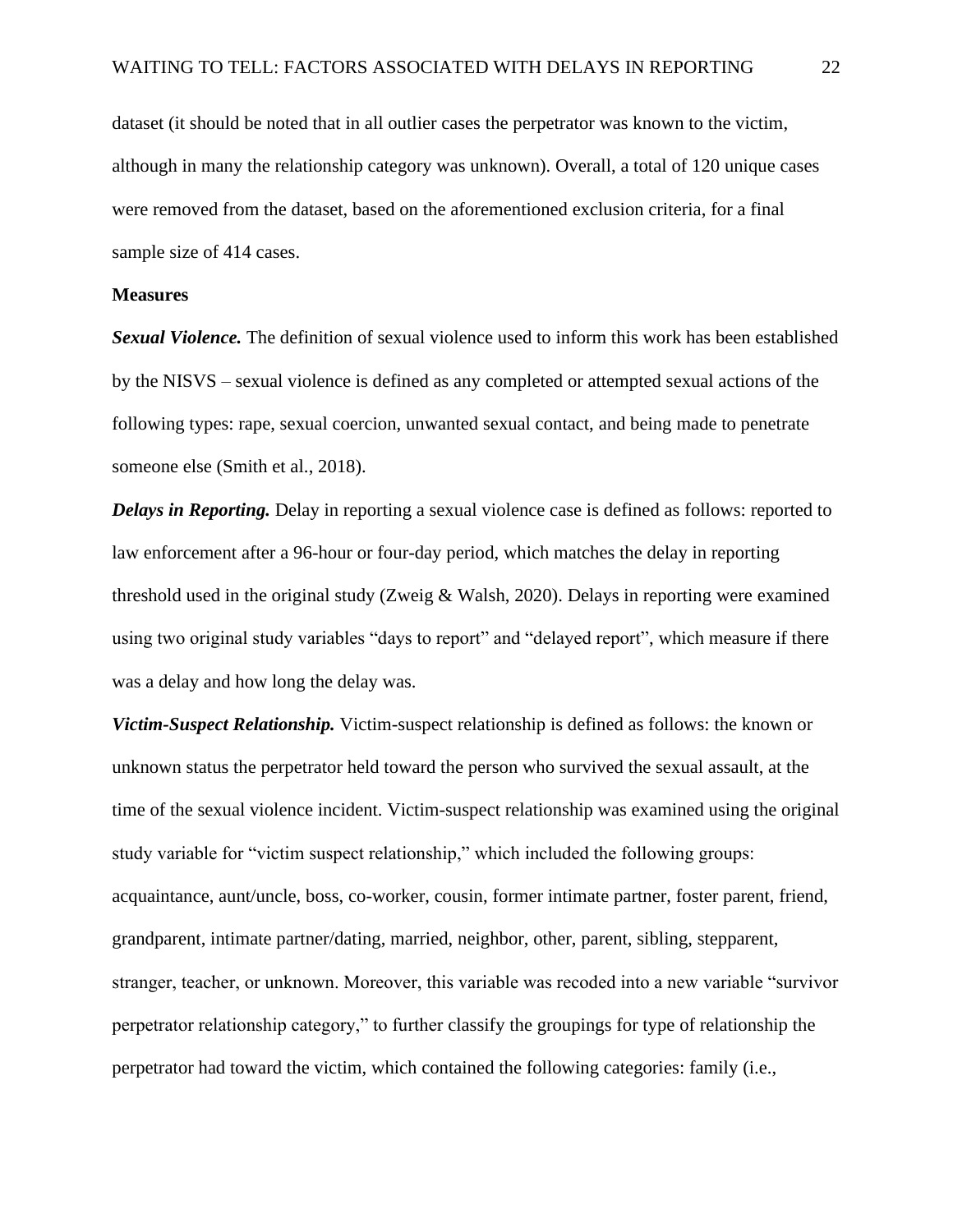dataset (it should be noted that in all outlier cases the perpetrator was known to the victim, although in many the relationship category was unknown). Overall, a total of 120 unique cases were removed from the dataset, based on the aforementioned exclusion criteria, for a final sample size of 414 cases.

**Measures**

***Sexual Violence.*** The definition of sexual violence used to inform this work has been established by the NISVS – sexual violence is defined as any completed or attempted sexual actions of the following types: rape, sexual coercion, unwanted sexual contact, and being made to penetrate someone else (Smith et al., 2018).

***Delays in Reporting.*** Delay in reporting a sexual violence case is defined as follows: reported to law enforcement after a 96-hour or four-day period, which matches the delay in reporting threshold used in the original study (Zweig & Walsh, 2020). Delays in reporting were examined using two original study variables "days to report" and "delayed report", which measure if there was a delay and how long the delay was.

***Victim-Suspect Relationship.*** Victim-suspect relationship is defined as follows: the known or unknown status the perpetrator held toward the person who survived the sexual assault, at the time of the sexual violence incident. Victim-suspect relationship was examined using the original study variable for "victim suspect relationship," which included the following groups: acquaintance, aunt/uncle, boss, co-worker, cousin, former intimate partner, foster parent, friend, grandparent, intimate partner/dating, married, neighbor, other, parent, sibling, stepparent, stranger, teacher, or unknown. Moreover, this variable was recoded into a new variable "survivor perpetrator relationship category," to further classify the groupings for type of relationship the perpetrator had toward the victim, which contained the following categories: family (i.e.,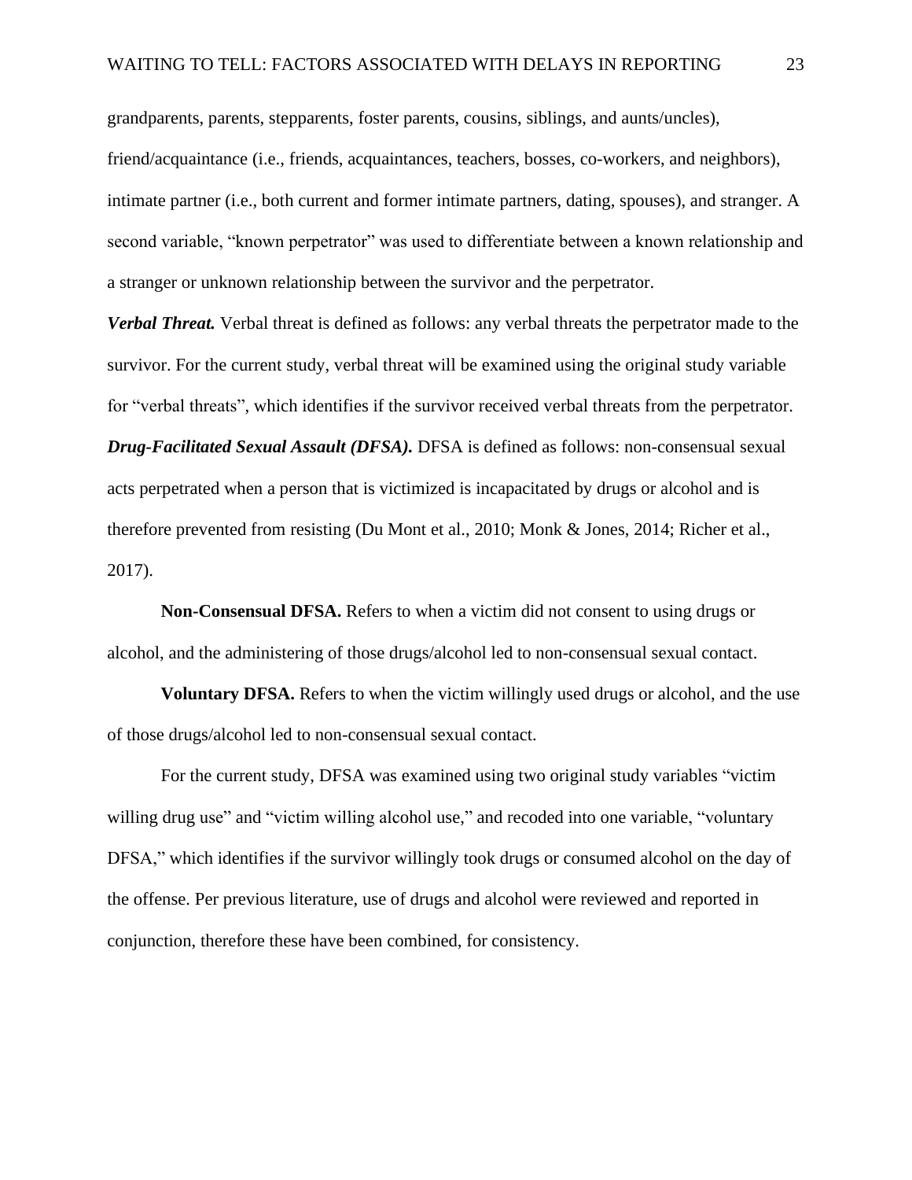grandparents, parents, stepparents, foster parents, cousins, siblings, and aunts/uncles), friend/acquaintance (i.e., friends, acquaintances, teachers, bosses, co-workers, and neighbors), intimate partner (i.e., both current and former intimate partners, dating, spouses), and stranger. A second variable, "known perpetrator" was used to differentiate between a known relationship and a stranger or unknown relationship between the survivor and the perpetrator.

***Verbal Threat.*** Verbal threat is defined as follows: any verbal threats the perpetrator made to the survivor. For the current study, verbal threat will be examined using the original study variable for "verbal threats", which identifies if the survivor received verbal threats from the perpetrator.

***Drug-Facilitated Sexual Assault (DFSA).*** DFSA is defined as follows: non-consensual sexual acts perpetrated when a person that is victimized is incapacitated by drugs or alcohol and is therefore prevented from resisting (Du Mont et al., 2010; Monk & Jones, 2014; Richer et al., 2017).

**Non-Consensual DFSA.** Refers to when a victim did not consent to using drugs or alcohol, and the administering of those drugs/alcohol led to non-consensual sexual contact.

**Voluntary DFSA.** Refers to when the victim willingly used drugs or alcohol, and the use of those drugs/alcohol led to non-consensual sexual contact.

For the current study, DFSA was examined using two original study variables "victim willing drug use" and "victim willing alcohol use," and recoded into one variable, "voluntary DFSA," which identifies if the survivor willingly took drugs or consumed alcohol on the day of the offense. Per previous literature, use of drugs and alcohol were reviewed and reported in conjunction, therefore these have been combined, for consistency.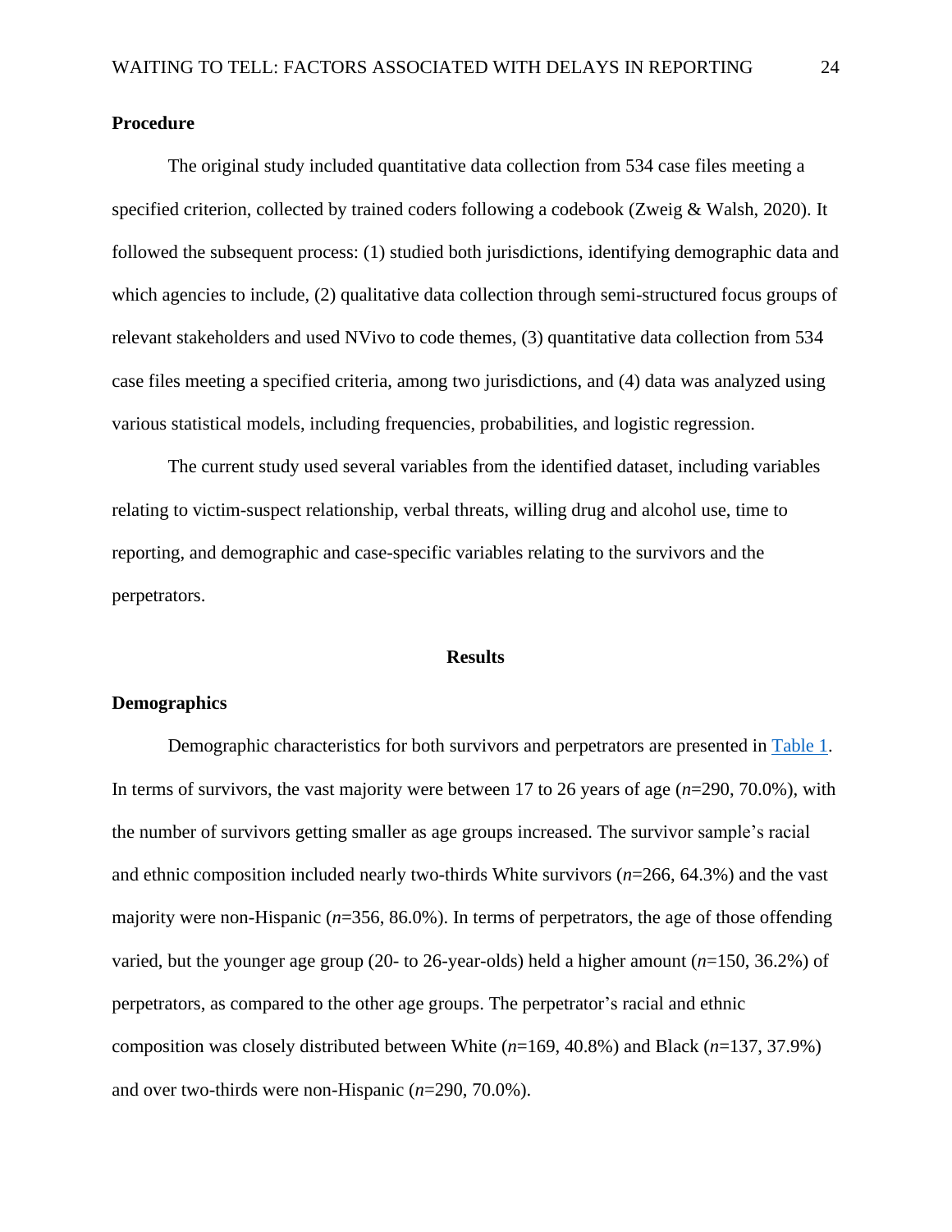**Procedure**

The original study included quantitative data collection from 534 case files meeting a specified criterion, collected by trained coders following a codebook (Zweig & Walsh, 2020). It followed the subsequent process: (1) studied both jurisdictions, identifying demographic data and which agencies to include, (2) qualitative data collection through semi-structured focus groups of relevant stakeholders and used NVivo to code themes, (3) quantitative data collection from 534 case files meeting a specified criteria, among two jurisdictions, and (4) data was analyzed using various statistical models, including frequencies, probabilities, and logistic regression.

The current study used several variables from the identified dataset, including variables relating to victim-suspect relationship, verbal threats, willing drug and alcohol use, time to reporting, and demographic and case-specific variables relating to the survivors and the perpetrators.

## Results

**Demographics**

Demographic characteristics for both survivors and perpetrators are presented in Table 1. In terms of survivors, the vast majority were between 17 to 26 years of age (*n*=290, 70.0%), with the number of survivors getting smaller as age groups increased. The survivor sample's racial and ethnic composition included nearly two-thirds White survivors (*n*=266, 64.3%) and the vast majority were non-Hispanic (*n*=356, 86.0%). In terms of perpetrators, the age of those offending varied, but the younger age group (20- to 26-year-olds) held a higher amount (*n*=150, 36.2%) of perpetrators, as compared to the other age groups. The perpetrator's racial and ethnic composition was closely distributed between White (*n*=169, 40.8%) and Black (*n*=137, 37.9%) and over two-thirds were non-Hispanic (*n*=290, 70.0%).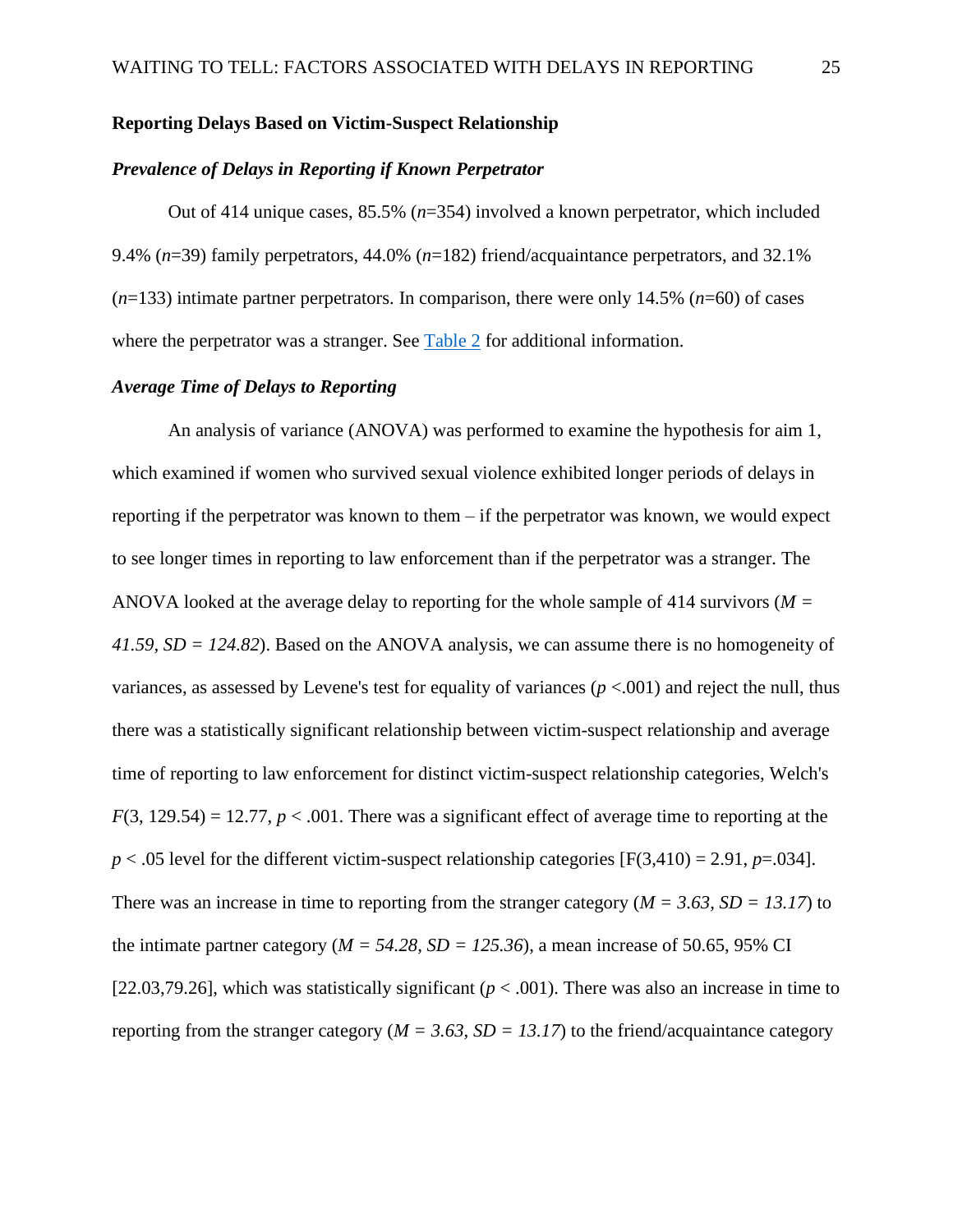## Reporting Delays Based on Victim-Suspect Relationship

### *Prevalence of Delays in Reporting if Known Perpetrator*

Out of 414 unique cases, 85.5% ($n$=354) involved a known perpetrator, which included 9.4% ($n$=39) family perpetrators, 44.0% ($n$=182) friend/acquaintance perpetrators, and 32.1% ($n$=133) intimate partner perpetrators. In comparison, there were only 14.5% ($n$=60) of cases where the perpetrator was a stranger. See Table 2 for additional information.

### *Average Time of Delays to Reporting*

An analysis of variance (ANOVA) was performed to examine the hypothesis for aim 1, which examined if women who survived sexual violence exhibited longer periods of delays in reporting if the perpetrator was known to them – if the perpetrator was known, we would expect to see longer times in reporting to law enforcement than if the perpetrator was a stranger. The ANOVA looked at the average delay to reporting for the whole sample of 414 survivors ($M = 41.59, SD = 124.82$). Based on the ANOVA analysis, we can assume there is no homogeneity of variances, as assessed by Levene's test for equality of variances ($p$ <.001) and reject the null, thus there was a statistically significant relationship between victim-suspect relationship and average time of reporting to law enforcement for distinct victim-suspect relationship categories, Welch's $F(3, 129.54) = 12.77$, $p < .001$. There was a significant effect of average time to reporting at the $p < .05$ level for the different victim-suspect relationship categories [$F(3,410) = 2.91$, $p$=.034]. There was an increase in time to reporting from the stranger category ($M = 3.63, SD = 13.17$) to the intimate partner category ($M = 54.28, SD = 125.36$), a mean increase of 50.65, 95% CI [22.03,79.26], which was statistically significant ($p < .001$). There was also an increase in time to reporting from the stranger category ($M = 3.63, SD = 13.17$) to the friend/acquaintance category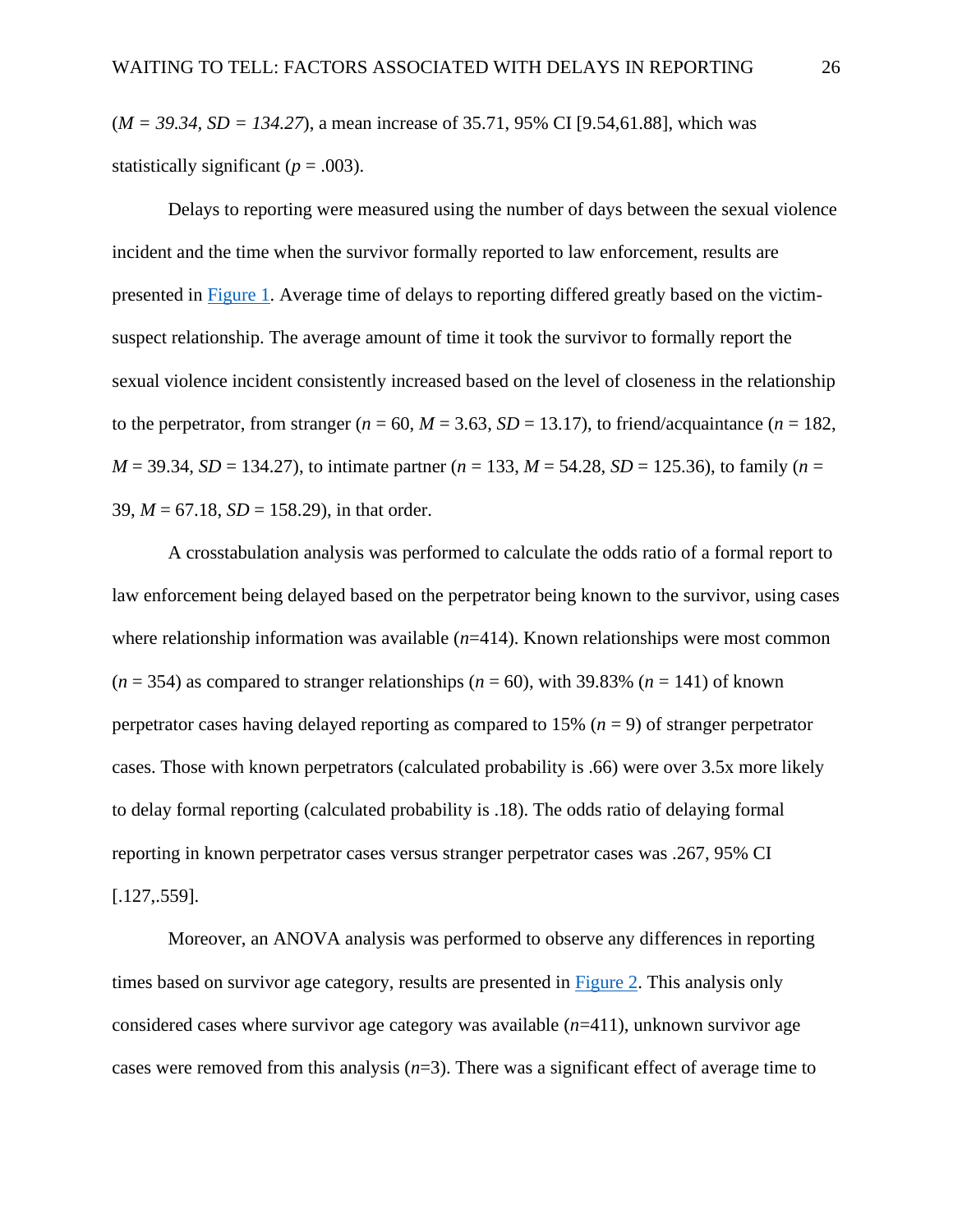($M = 39.34$, $SD = 134.27$), a mean increase of 35.71, 95% CI [9.54,61.88], which was statistically significant ($p = .003$).

Delays to reporting were measured using the number of days between the sexual violence incident and the time when the survivor formally reported to law enforcement, results are presented in Figure 1. Average time of delays to reporting differed greatly based on the victim-suspect relationship. The average amount of time it took the survivor to formally report the sexual violence incident consistently increased based on the level of closeness in the relationship to the perpetrator, from stranger ($n = 60$, $M = 3.63$, $SD = 13.17$), to friend/acquaintance ($n = 182$, $M = 39.34$, $SD = 134.27$), to intimate partner ($n = 133$, $M = 54.28$, $SD = 125.36$), to family ($n = 39$, $M = 67.18$, $SD = 158.29$), in that order.

A crosstabulation analysis was performed to calculate the odds ratio of a formal report to law enforcement being delayed based on the perpetrator being known to the survivor, using cases where relationship information was available ($n$=414). Known relationships were most common ($n = 354$) as compared to stranger relationships ($n = 60$), with 39.83% ($n = 141$) of known perpetrator cases having delayed reporting as compared to 15% ($n = 9$) of stranger perpetrator cases. Those with known perpetrators (calculated probability is .66) were over 3.5x more likely to delay formal reporting (calculated probability is .18). The odds ratio of delaying formal reporting in known perpetrator cases versus stranger perpetrator cases was .267, 95% CI [.127,.559].

Moreover, an ANOVA analysis was performed to observe any differences in reporting times based on survivor age category, results are presented in Figure 2. This analysis only considered cases where survivor age category was available ($n$=411), unknown survivor age cases were removed from this analysis ($n$=3). There was a significant effect of average time to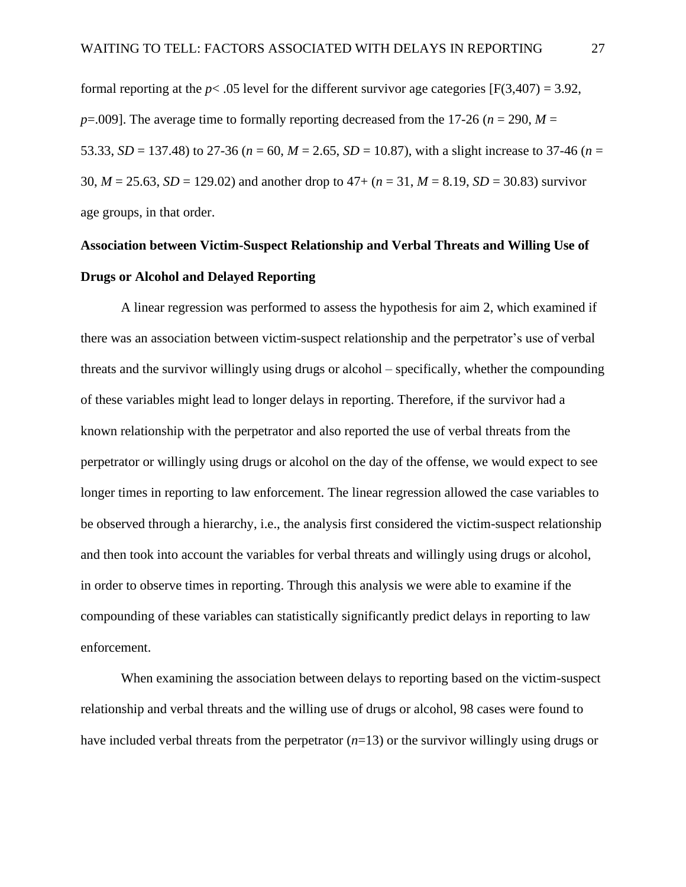formal reporting at the $p < .05$ level for the different survivor age categories [$F(3,407) = 3.92$, $p = .009$]. The average time to formally reporting decreased from the 17-26 ($n = 290$, $M = 53.33$, $SD = 137.48$) to 27-36 ($n = 60$, $M = 2.65$, $SD = 10.87$), with a slight increase to 37-46 ($n = 30$, $M = 25.63$, $SD = 129.02$) and another drop to 47+ ($n = 31$, $M = 8.19$, $SD = 30.83$) survivor age groups, in that order.

**Association between Victim-Suspect Relationship and Verbal Threats and Willing Use of Drugs or Alcohol and Delayed Reporting**

A linear regression was performed to assess the hypothesis for aim 2, which examined if there was an association between victim-suspect relationship and the perpetrator's use of verbal threats and the survivor willingly using drugs or alcohol – specifically, whether the compounding of these variables might lead to longer delays in reporting. Therefore, if the survivor had a known relationship with the perpetrator and also reported the use of verbal threats from the perpetrator or willingly using drugs or alcohol on the day of the offense, we would expect to see longer times in reporting to law enforcement. The linear regression allowed the case variables to be observed through a hierarchy, i.e., the analysis first considered the victim-suspect relationship and then took into account the variables for verbal threats and willingly using drugs or alcohol, in order to observe times in reporting. Through this analysis we were able to examine if the compounding of these variables can statistically significantly predict delays in reporting to law enforcement.

When examining the association between delays to reporting based on the victim-suspect relationship and verbal threats and the willing use of drugs or alcohol, 98 cases were found to have included verbal threats from the perpetrator ($n$=13) or the survivor willingly using drugs or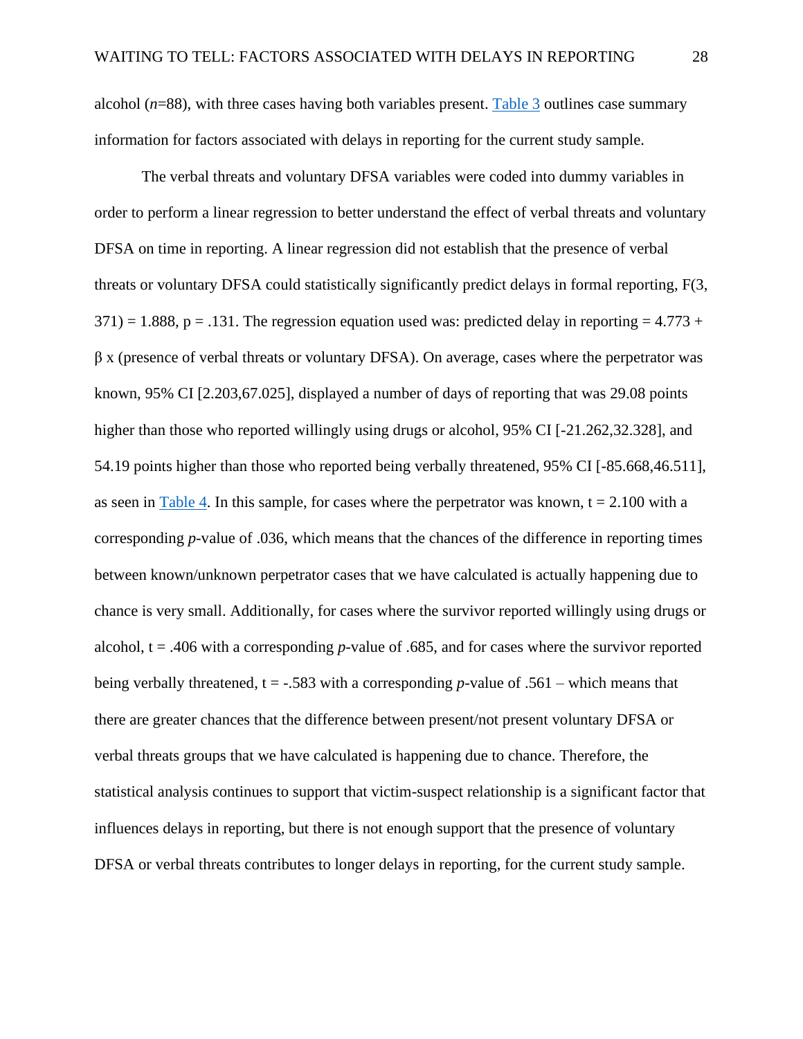alcohol (*n*=88), with three cases having both variables present. [Table 3](#) outlines case summary information for factors associated with delays in reporting for the current study sample.

The verbal threats and voluntary DFSA variables were coded into dummy variables in order to perform a linear regression to better understand the effect of verbal threats and voluntary DFSA on time in reporting. A linear regression did not establish that the presence of verbal threats or voluntary DFSA could statistically significantly predict delays in formal reporting, $F(3, 371) = 1.888$, $p = .131$. The regression equation used was: predicted delay in reporting = 4.773 + $\beta$ x (presence of verbal threats or voluntary DFSA). On average, cases where the perpetrator was known, 95% CI [2.203,67.025], displayed a number of days of reporting that was 29.08 points higher than those who reported willingly using drugs or alcohol, 95% CI [-21.262,32.328], and 54.19 points higher than those who reported being verbally threatened, 95% CI [-85.668,46.511], as seen in [Table 4](#). In this sample, for cases where the perpetrator was known, $t = 2.100$ with a corresponding *p*-value of .036, which means that the chances of the difference in reporting times between known/unknown perpetrator cases that we have calculated is actually happening due to chance is very small. Additionally, for cases where the survivor reported willingly using drugs or alcohol, $t = .406$ with a corresponding *p*-value of .685, and for cases where the survivor reported being verbally threatened, $t = -.583$ with a corresponding *p*-value of .561 – which means that there are greater chances that the difference between present/not present voluntary DFSA or verbal threats groups that we have calculated is happening due to chance. Therefore, the statistical analysis continues to support that victim-suspect relationship is a significant factor that influences delays in reporting, but there is not enough support that the presence of voluntary DFSA or verbal threats contributes to longer delays in reporting, for the current study sample.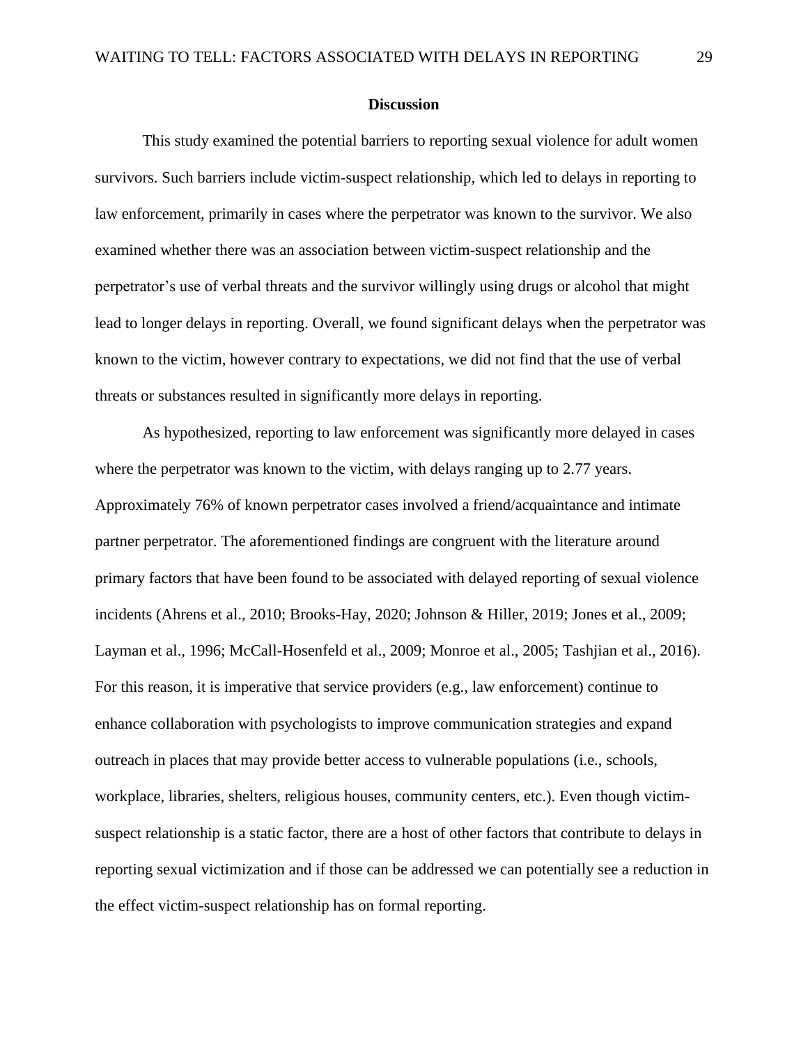## Discussion

This study examined the potential barriers to reporting sexual violence for adult women survivors. Such barriers include victim-suspect relationship, which led to delays in reporting to law enforcement, primarily in cases where the perpetrator was known to the survivor. We also examined whether there was an association between victim-suspect relationship and the perpetrator's use of verbal threats and the survivor willingly using drugs or alcohol that might lead to longer delays in reporting. Overall, we found significant delays when the perpetrator was known to the victim, however contrary to expectations, we did not find that the use of verbal threats or substances resulted in significantly more delays in reporting.

As hypothesized, reporting to law enforcement was significantly more delayed in cases where the perpetrator was known to the victim, with delays ranging up to 2.77 years. Approximately 76% of known perpetrator cases involved a friend/acquaintance and intimate partner perpetrator. The aforementioned findings are congruent with the literature around primary factors that have been found to be associated with delayed reporting of sexual violence incidents (Ahrens et al., 2010; Brooks-Hay, 2020; Johnson & Hiller, 2019; Jones et al., 2009; Layman et al., 1996; McCall-Hosenfeld et al., 2009; Monroe et al., 2005; Tashjian et al., 2016). For this reason, it is imperative that service providers (e.g., law enforcement) continue to enhance collaboration with psychologists to improve communication strategies and expand outreach in places that may provide better access to vulnerable populations (i.e., schools, workplace, libraries, shelters, religious houses, community centers, etc.). Even though victim-suspect relationship is a static factor, there are a host of other factors that contribute to delays in reporting sexual victimization and if those can be addressed we can potentially see a reduction in the effect victim-suspect relationship has on formal reporting.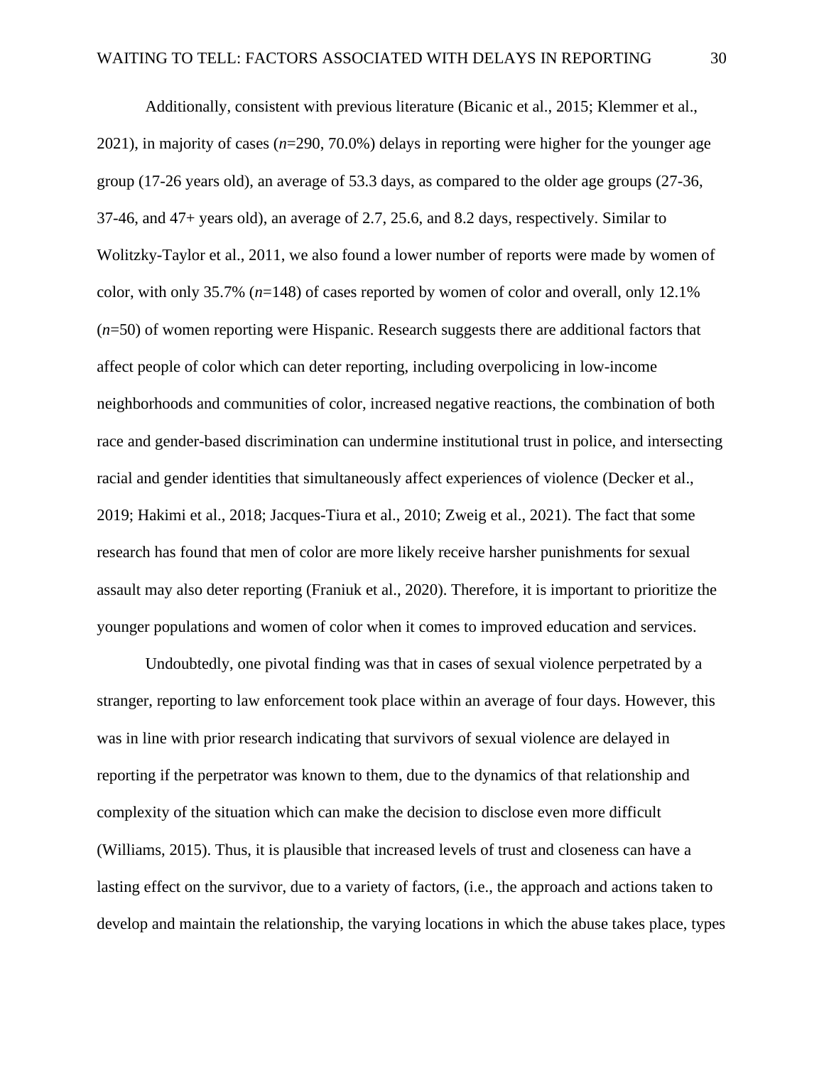Additionally, consistent with previous literature (Bicanic et al., 2015; Klemmer et al., 2021), in majority of cases (*n*=290, 70.0%) delays in reporting were higher for the younger age group (17-26 years old), an average of 53.3 days, as compared to the older age groups (27-36, 37-46, and 47+ years old), an average of 2.7, 25.6, and 8.2 days, respectively. Similar to Wolitzky-Taylor et al., 2011, we also found a lower number of reports were made by women of color, with only 35.7% (*n*=148) of cases reported by women of color and overall, only 12.1% (*n*=50) of women reporting were Hispanic. Research suggests there are additional factors that affect people of color which can deter reporting, including overpolicing in low-income neighborhoods and communities of color, increased negative reactions, the combination of both race and gender-based discrimination can undermine institutional trust in police, and intersecting racial and gender identities that simultaneously affect experiences of violence (Decker et al., 2019; Hakimi et al., 2018; Jacques-Tiura et al., 2010; Zweig et al., 2021). The fact that some research has found that men of color are more likely receive harsher punishments for sexual assault may also deter reporting (Franiuk et al., 2020). Therefore, it is important to prioritize the younger populations and women of color when it comes to improved education and services.

Undoubtedly, one pivotal finding was that in cases of sexual violence perpetrated by a stranger, reporting to law enforcement took place within an average of four days. However, this was in line with prior research indicating that survivors of sexual violence are delayed in reporting if the perpetrator was known to them, due to the dynamics of that relationship and complexity of the situation which can make the decision to disclose even more difficult (Williams, 2015). Thus, it is plausible that increased levels of trust and closeness can have a lasting effect on the survivor, due to a variety of factors, (i.e., the approach and actions taken to develop and maintain the relationship, the varying locations in which the abuse takes place, types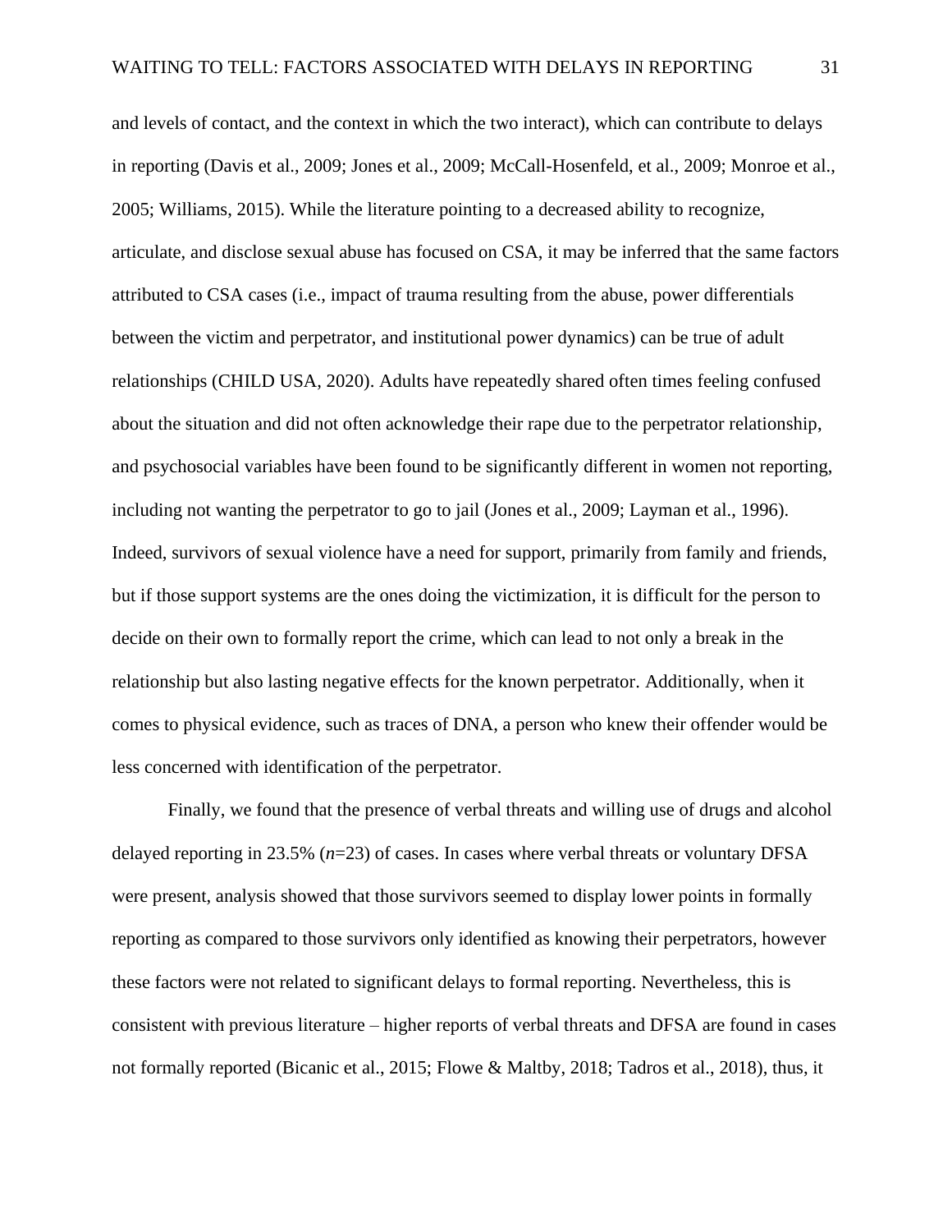and levels of contact, and the context in which the two interact), which can contribute to delays in reporting (Davis et al., 2009; Jones et al., 2009; McCall-Hosenfeld, et al., 2009; Monroe et al., 2005; Williams, 2015). While the literature pointing to a decreased ability to recognize, articulate, and disclose sexual abuse has focused on CSA, it may be inferred that the same factors attributed to CSA cases (i.e., impact of trauma resulting from the abuse, power differentials between the victim and perpetrator, and institutional power dynamics) can be true of adult relationships (CHILD USA, 2020). Adults have repeatedly shared often times feeling confused about the situation and did not often acknowledge their rape due to the perpetrator relationship, and psychosocial variables have been found to be significantly different in women not reporting, including not wanting the perpetrator to go to jail (Jones et al., 2009; Layman et al., 1996). Indeed, survivors of sexual violence have a need for support, primarily from family and friends, but if those support systems are the ones doing the victimization, it is difficult for the person to decide on their own to formally report the crime, which can lead to not only a break in the relationship but also lasting negative effects for the known perpetrator. Additionally, when it comes to physical evidence, such as traces of DNA, a person who knew their offender would be less concerned with identification of the perpetrator.

Finally, we found that the presence of verbal threats and willing use of drugs and alcohol delayed reporting in 23.5% (*n*=23) of cases. In cases where verbal threats or voluntary DFSA were present, analysis showed that those survivors seemed to display lower points in formally reporting as compared to those survivors only identified as knowing their perpetrators, however these factors were not related to significant delays to formal reporting. Nevertheless, this is consistent with previous literature – higher reports of verbal threats and DFSA are found in cases not formally reported (Bicanic et al., 2015; Flowe & Maltby, 2018; Tadros et al., 2018), thus, it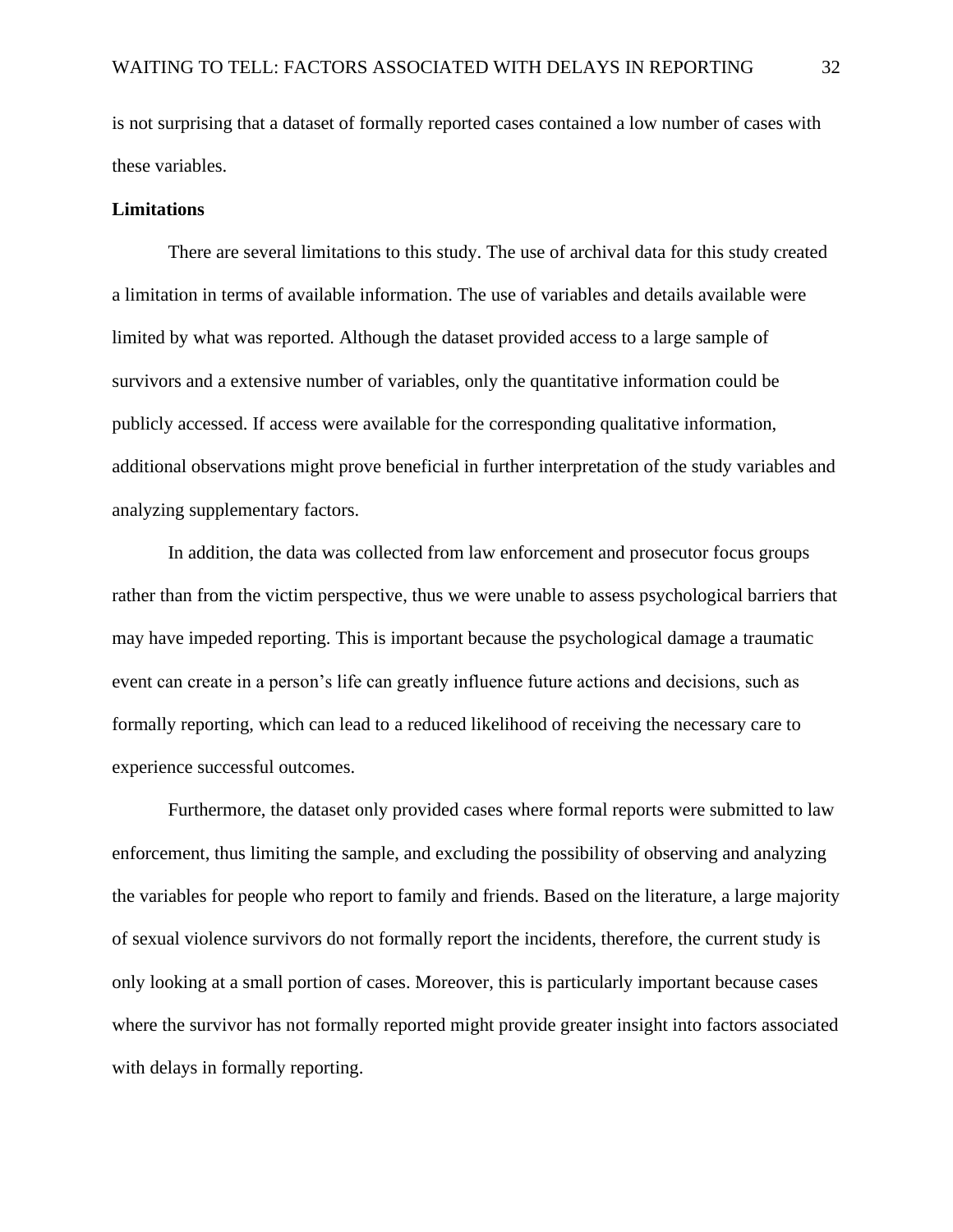is not surprising that a dataset of formally reported cases contained a low number of cases with these variables.

## Limitations

There are several limitations to this study. The use of archival data for this study created a limitation in terms of available information. The use of variables and details available were limited by what was reported. Although the dataset provided access to a large sample of survivors and a extensive number of variables, only the quantitative information could be publicly accessed. If access were available for the corresponding qualitative information, additional observations might prove beneficial in further interpretation of the study variables and analyzing supplementary factors.

In addition, the data was collected from law enforcement and prosecutor focus groups rather than from the victim perspective, thus we were unable to assess psychological barriers that may have impeded reporting. This is important because the psychological damage a traumatic event can create in a person's life can greatly influence future actions and decisions, such as formally reporting, which can lead to a reduced likelihood of receiving the necessary care to experience successful outcomes.

Furthermore, the dataset only provided cases where formal reports were submitted to law enforcement, thus limiting the sample, and excluding the possibility of observing and analyzing the variables for people who report to family and friends. Based on the literature, a large majority of sexual violence survivors do not formally report the incidents, therefore, the current study is only looking at a small portion of cases. Moreover, this is particularly important because cases where the survivor has not formally reported might provide greater insight into factors associated with delays in formally reporting.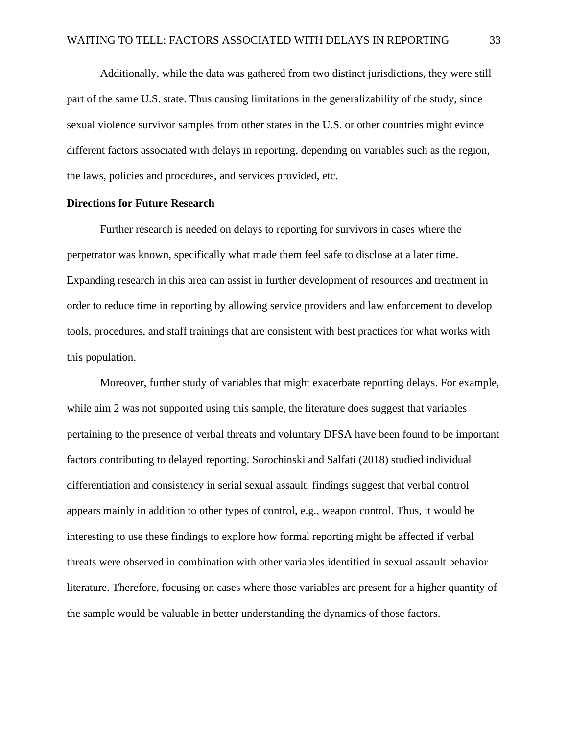Additionally, while the data was gathered from two distinct jurisdictions, they were still part of the same U.S. state. Thus causing limitations in the generalizability of the study, since sexual violence survivor samples from other states in the U.S. or other countries might evince different factors associated with delays in reporting, depending on variables such as the region, the laws, policies and procedures, and services provided, etc.

**Directions for Future Research**

Further research is needed on delays to reporting for survivors in cases where the perpetrator was known, specifically what made them feel safe to disclose at a later time. Expanding research in this area can assist in further development of resources and treatment in order to reduce time in reporting by allowing service providers and law enforcement to develop tools, procedures, and staff trainings that are consistent with best practices for what works with this population.

Moreover, further study of variables that might exacerbate reporting delays. For example, while aim 2 was not supported using this sample, the literature does suggest that variables pertaining to the presence of verbal threats and voluntary DFSA have been found to be important factors contributing to delayed reporting. Sorochinski and Salfati (2018) studied individual differentiation and consistency in serial sexual assault, findings suggest that verbal control appears mainly in addition to other types of control, e.g., weapon control. Thus, it would be interesting to use these findings to explore how formal reporting might be affected if verbal threats were observed in combination with other variables identified in sexual assault behavior literature. Therefore, focusing on cases where those variables are present for a higher quantity of the sample would be valuable in better understanding the dynamics of those factors.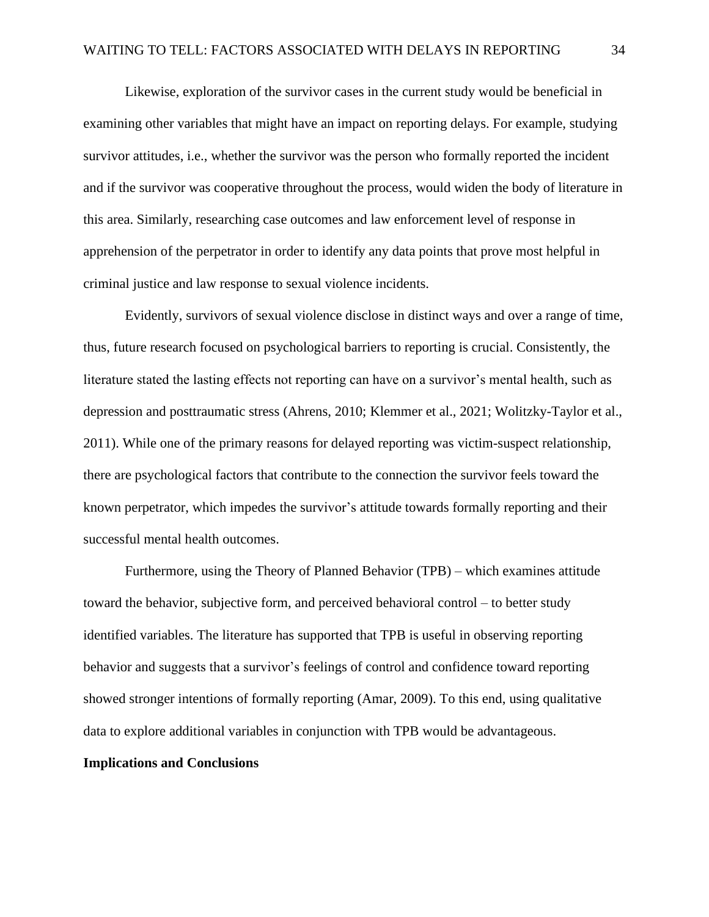Likewise, exploration of the survivor cases in the current study would be beneficial in examining other variables that might have an impact on reporting delays. For example, studying survivor attitudes, i.e., whether the survivor was the person who formally reported the incident and if the survivor was cooperative throughout the process, would widen the body of literature in this area. Similarly, researching case outcomes and law enforcement level of response in apprehension of the perpetrator in order to identify any data points that prove most helpful in criminal justice and law response to sexual violence incidents.

Evidently, survivors of sexual violence disclose in distinct ways and over a range of time, thus, future research focused on psychological barriers to reporting is crucial. Consistently, the literature stated the lasting effects not reporting can have on a survivor's mental health, such as depression and posttraumatic stress (Ahrens, 2010; Klemmer et al., 2021; Wolitzky-Taylor et al., 2011). While one of the primary reasons for delayed reporting was victim-suspect relationship, there are psychological factors that contribute to the connection the survivor feels toward the known perpetrator, which impedes the survivor's attitude towards formally reporting and their successful mental health outcomes.

Furthermore, using the Theory of Planned Behavior (TPB) – which examines attitude toward the behavior, subjective form, and perceived behavioral control – to better study identified variables. The literature has supported that TPB is useful in observing reporting behavior and suggests that a survivor's feelings of control and confidence toward reporting showed stronger intentions of formally reporting (Amar, 2009). To this end, using qualitative data to explore additional variables in conjunction with TPB would be advantageous.

## Implications and Conclusions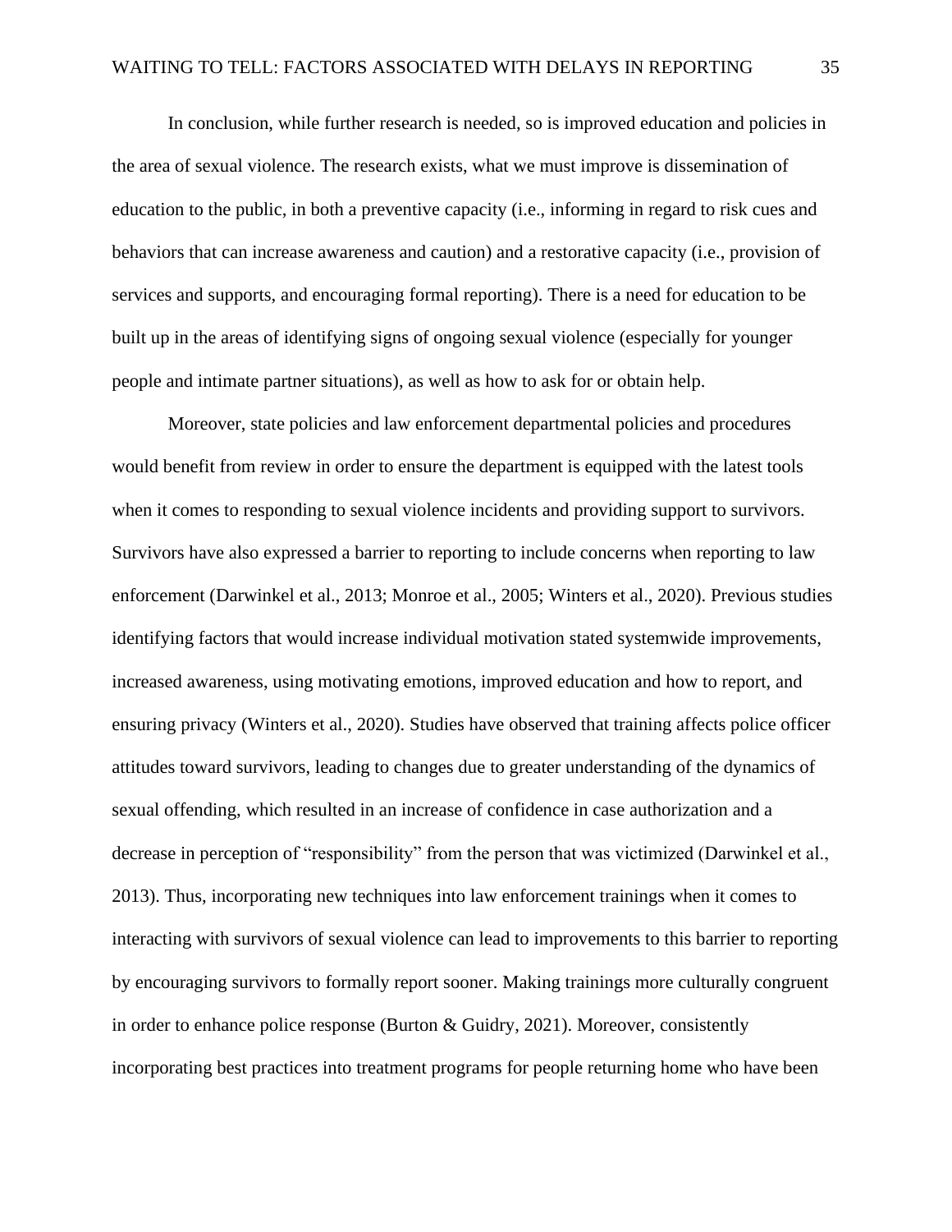In conclusion, while further research is needed, so is improved education and policies in the area of sexual violence. The research exists, what we must improve is dissemination of education to the public, in both a preventive capacity (i.e., informing in regard to risk cues and behaviors that can increase awareness and caution) and a restorative capacity (i.e., provision of services and supports, and encouraging formal reporting). There is a need for education to be built up in the areas of identifying signs of ongoing sexual violence (especially for younger people and intimate partner situations), as well as how to ask for or obtain help.

Moreover, state policies and law enforcement departmental policies and procedures would benefit from review in order to ensure the department is equipped with the latest tools when it comes to responding to sexual violence incidents and providing support to survivors. Survivors have also expressed a barrier to reporting to include concerns when reporting to law enforcement (Darwinkel et al., 2013; Monroe et al., 2005; Winters et al., 2020). Previous studies identifying factors that would increase individual motivation stated systemwide improvements, increased awareness, using motivating emotions, improved education and how to report, and ensuring privacy (Winters et al., 2020). Studies have observed that training affects police officer attitudes toward survivors, leading to changes due to greater understanding of the dynamics of sexual offending, which resulted in an increase of confidence in case authorization and a decrease in perception of "responsibility" from the person that was victimized (Darwinkel et al., 2013). Thus, incorporating new techniques into law enforcement trainings when it comes to interacting with survivors of sexual violence can lead to improvements to this barrier to reporting by encouraging survivors to formally report sooner. Making trainings more culturally congruent in order to enhance police response (Burton & Guidry, 2021). Moreover, consistently incorporating best practices into treatment programs for people returning home who have been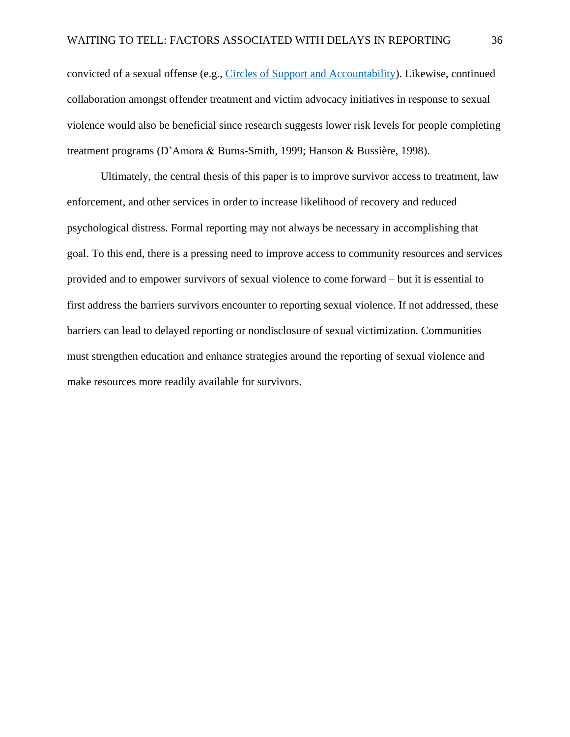convicted of a sexual offense (e.g., Circles of Support and Accountability). Likewise, continued collaboration amongst offender treatment and victim advocacy initiatives in response to sexual violence would also be beneficial since research suggests lower risk levels for people completing treatment programs (D'Amora & Burns-Smith, 1999; Hanson & Bussière, 1998).

Ultimately, the central thesis of this paper is to improve survivor access to treatment, law enforcement, and other services in order to increase likelihood of recovery and reduced psychological distress. Formal reporting may not always be necessary in accomplishing that goal. To this end, there is a pressing need to improve access to community resources and services provided and to empower survivors of sexual violence to come forward – but it is essential to first address the barriers survivors encounter to reporting sexual violence. If not addressed, these barriers can lead to delayed reporting or nondisclosure of sexual victimization. Communities must strengthen education and enhance strategies around the reporting of sexual violence and make resources more readily available for survivors.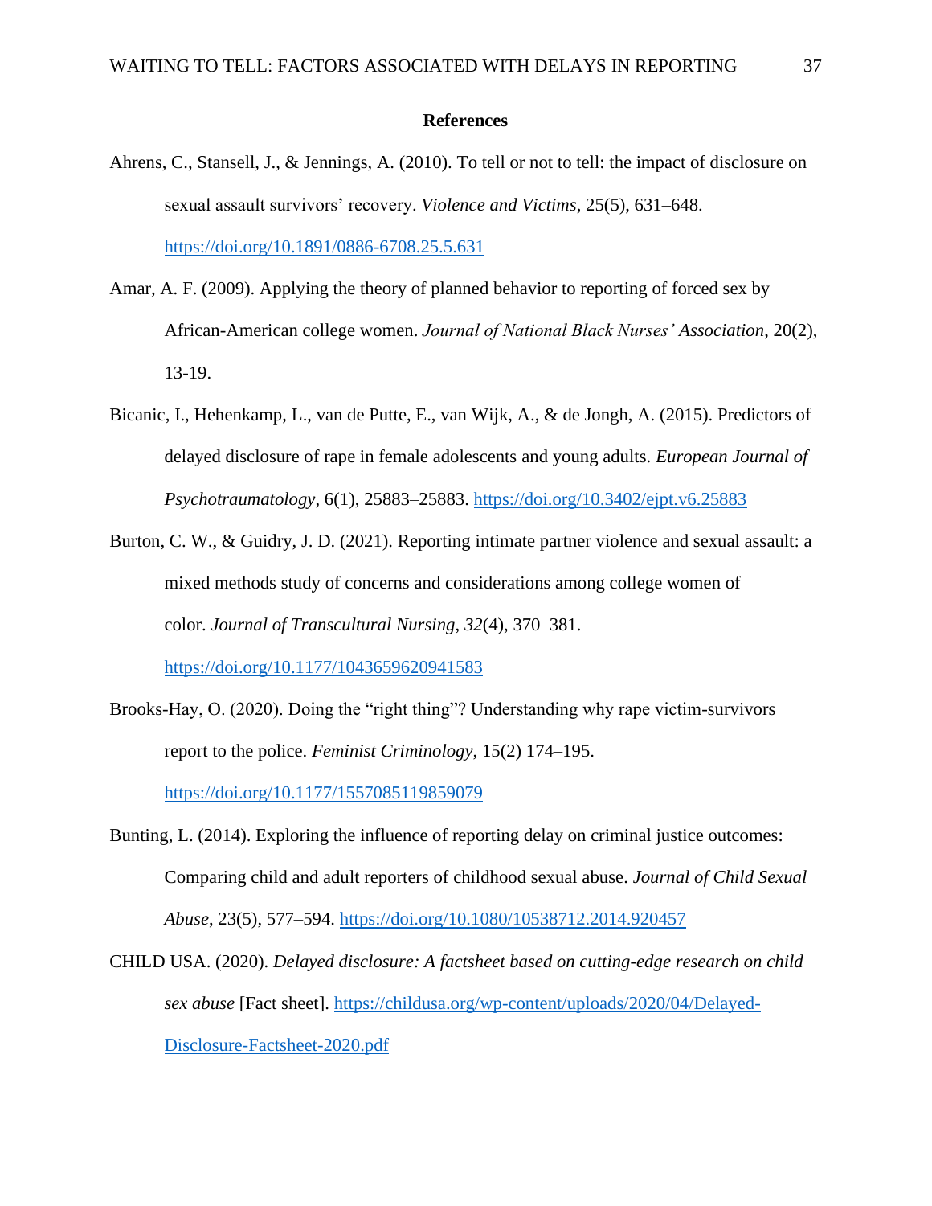**References**

Ahrens, C., Stansell, J., & Jennings, A. (2010). To tell or not to tell: the impact of disclosure on sexual assault survivors' recovery. *Violence and Victims*, 25(5), 631–648. https://doi.org/10.1891/0886-6708.25.5.631

Amar, A. F. (2009). Applying the theory of planned behavior to reporting of forced sex by African-American college women. *Journal of National Black Nurses' Association*, 20(2), 13-19.

Bicanic, I., Hehenkamp, L., van de Putte, E., van Wijk, A., & de Jongh, A. (2015). Predictors of delayed disclosure of rape in female adolescents and young adults. *European Journal of Psychotraumatology*, 6(1), 25883–25883. https://doi.org/10.3402/ejpt.v6.25883

Burton, C. W., & Guidry, J. D. (2021). Reporting intimate partner violence and sexual assault: a mixed methods study of concerns and considerations among college women of color. *Journal of Transcultural Nursing*, *32*(4), 370–381. https://doi.org/10.1177/1043659620941583

Brooks-Hay, O. (2020). Doing the "right thing"? Understanding why rape victim-survivors report to the police. *Feminist Criminology*, 15(2) 174–195. https://doi.org/10.1177/1557085119859079

Bunting, L. (2014). Exploring the influence of reporting delay on criminal justice outcomes: Comparing child and adult reporters of childhood sexual abuse. *Journal of Child Sexual Abuse*, 23(5), 577–594. https://doi.org/10.1080/10538712.2014.920457

CHILD USA. (2020). *Delayed disclosure: A factsheet based on cutting-edge research on child sex abuse* [Fact sheet]. https://childusa.org/wp-content/uploads/2020/04/Delayed-Disclosure-Factsheet-2020.pdf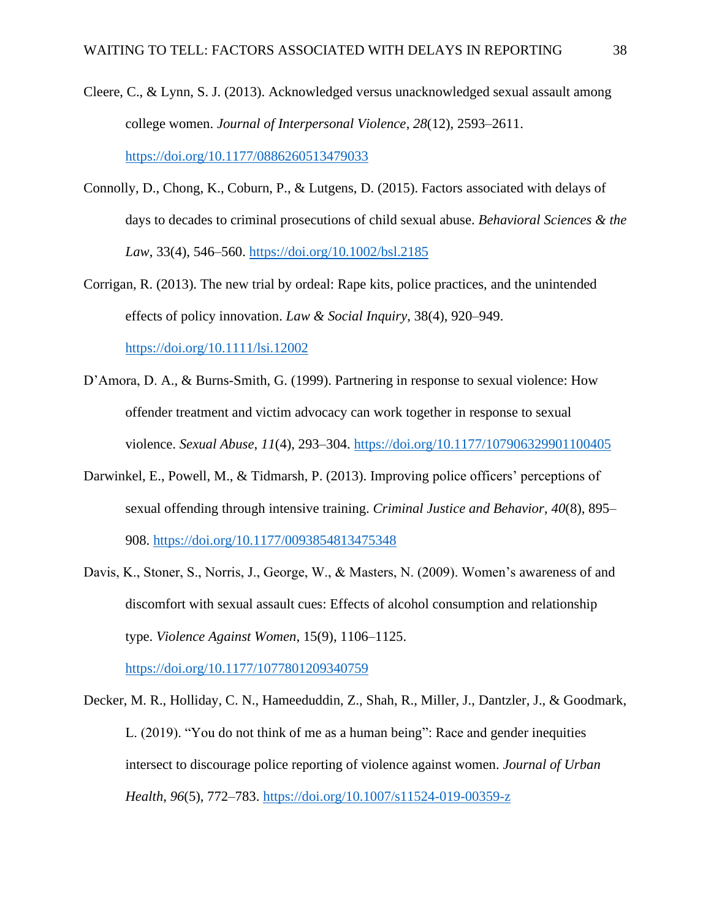Cleere, C., & Lynn, S. J. (2013). Acknowledged versus unacknowledged sexual assault among college women. *Journal of Interpersonal Violence*, *28*(12), 2593–2611. https://doi.org/10.1177/0886260513479033

Connolly, D., Chong, K., Coburn, P., & Lutgens, D. (2015). Factors associated with delays of days to decades to criminal prosecutions of child sexual abuse. *Behavioral Sciences & the Law*, 33(4), 546–560. https://doi.org/10.1002/bsl.2185

Corrigan, R. (2013). The new trial by ordeal: Rape kits, police practices, and the unintended effects of policy innovation. *Law & Social Inquiry*, 38(4), 920–949. https://doi.org/10.1111/lsi.12002

D'Amora, D. A., & Burns-Smith, G. (1999). Partnering in response to sexual violence: How offender treatment and victim advocacy can work together in response to sexual violence. *Sexual Abuse*, *11*(4), 293–304. https://doi.org/10.1177/107906329901100405

Darwinkel, E., Powell, M., & Tidmarsh, P. (2013). Improving police officers' perceptions of sexual offending through intensive training. *Criminal Justice and Behavior*, *40*(8), 895–908. https://doi.org/10.1177/0093854813475348

Davis, K., Stoner, S., Norris, J., George, W., & Masters, N. (2009). Women's awareness of and discomfort with sexual assault cues: Effects of alcohol consumption and relationship type. *Violence Against Women*, 15(9), 1106–1125. https://doi.org/10.1177/1077801209340759

Decker, M. R., Holliday, C. N., Hameeduddin, Z., Shah, R., Miller, J., Dantzler, J., & Goodmark, L. (2019). "You do not think of me as a human being": Race and gender inequities intersect to discourage police reporting of violence against women. *Journal of Urban Health*, *96*(5), 772–783. https://doi.org/10.1007/s11524-019-00359-z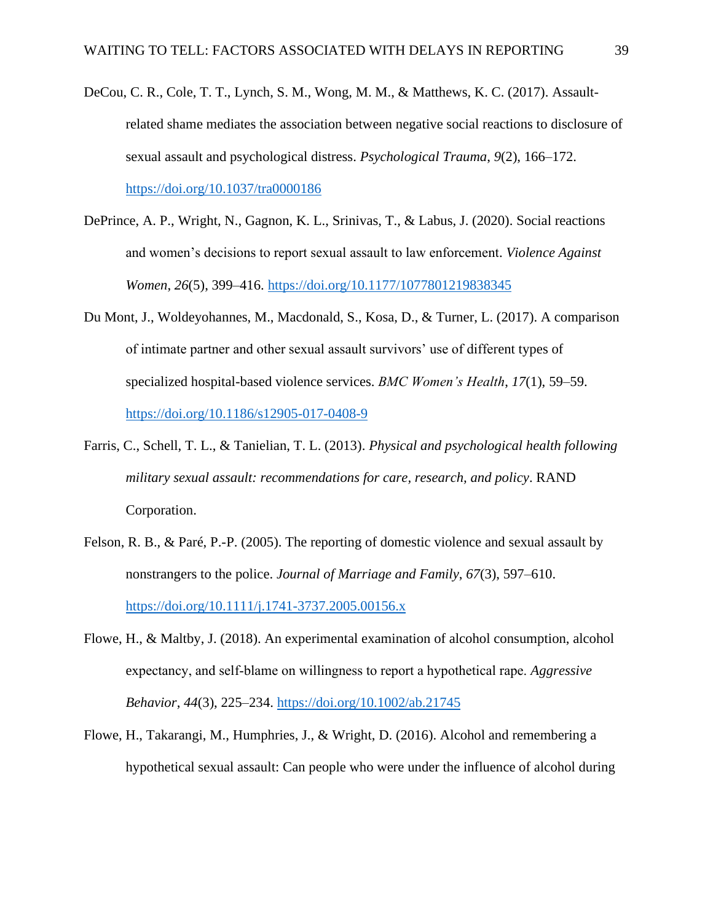DeCou, C. R., Cole, T. T., Lynch, S. M., Wong, M. M., & Matthews, K. C. (2017). Assault-related shame mediates the association between negative social reactions to disclosure of sexual assault and psychological distress. *Psychological Trauma*, *9*(2), 166–172. https://doi.org/10.1037/tra0000186

DePrince, A. P., Wright, N., Gagnon, K. L., Srinivas, T., & Labus, J. (2020). Social reactions and women's decisions to report sexual assault to law enforcement. *Violence Against Women*, *26*(5), 399–416. https://doi.org/10.1177/1077801219838345

Du Mont, J., Woldeyohannes, M., Macdonald, S., Kosa, D., & Turner, L. (2017). A comparison of intimate partner and other sexual assault survivors' use of different types of specialized hospital-based violence services. *BMC Women's Health*, *17*(1), 59–59. https://doi.org/10.1186/s12905-017-0408-9

Farris, C., Schell, T. L., & Tanielian, T. L. (2013). *Physical and psychological health following military sexual assault: recommendations for care, research, and policy*. RAND Corporation.

Felson, R. B., & Paré, P.-P. (2005). The reporting of domestic violence and sexual assault by nonstrangers to the police. *Journal of Marriage and Family*, *67*(3), 597–610. https://doi.org/10.1111/j.1741-3737.2005.00156.x

Flowe, H., & Maltby, J. (2018). An experimental examination of alcohol consumption, alcohol expectancy, and self-blame on willingness to report a hypothetical rape. *Aggressive Behavior*, *44*(3), 225–234. https://doi.org/10.1002/ab.21745

Flowe, H., Takarangi, M., Humphries, J., & Wright, D. (2016). Alcohol and remembering a hypothetical sexual assault: Can people who were under the influence of alcohol during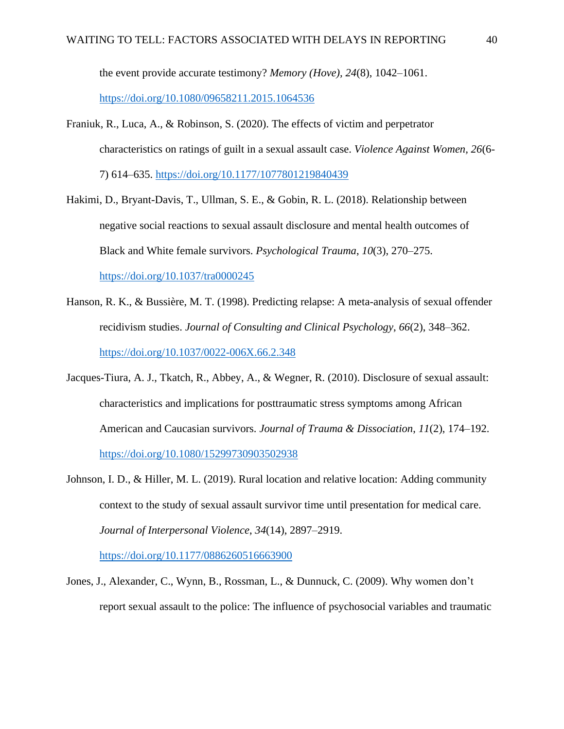the event provide accurate testimony? *Memory (Hove)*, *24*(8), 1042–1061. https://doi.org/10.1080/09658211.2015.1064536

Franiuk, R., Luca, A., & Robinson, S. (2020). The effects of victim and perpetrator characteristics on ratings of guilt in a sexual assault case. *Violence Against Women, 26*(6-7) 614–635. https://doi.org/10.1177/1077801219840439

Hakimi, D., Bryant-Davis, T., Ullman, S. E., & Gobin, R. L. (2018). Relationship between negative social reactions to sexual assault disclosure and mental health outcomes of Black and White female survivors. *Psychological Trauma*, *10*(3), 270–275. https://doi.org/10.1037/tra0000245

Hanson, R. K., & Bussière, M. T. (1998). Predicting relapse: A meta-analysis of sexual offender recidivism studies. *Journal of Consulting and Clinical Psychology*, *66*(2), 348–362. https://doi.org/10.1037/0022-006X.66.2.348

Jacques-Tiura, A. J., Tkatch, R., Abbey, A., & Wegner, R. (2010). Disclosure of sexual assault: characteristics and implications for posttraumatic stress symptoms among African American and Caucasian survivors. *Journal of Trauma & Dissociation*, *11*(2), 174–192. https://doi.org/10.1080/15299730903502938

Johnson, I. D., & Hiller, M. L. (2019). Rural location and relative location: Adding community context to the study of sexual assault survivor time until presentation for medical care. *Journal of Interpersonal Violence*, *34*(14), 2897–2919. https://doi.org/10.1177/0886260516663900

Jones, J., Alexander, C., Wynn, B., Rossman, L., & Dunnuck, C. (2009). Why women don't report sexual assault to the police: The influence of psychosocial variables and traumatic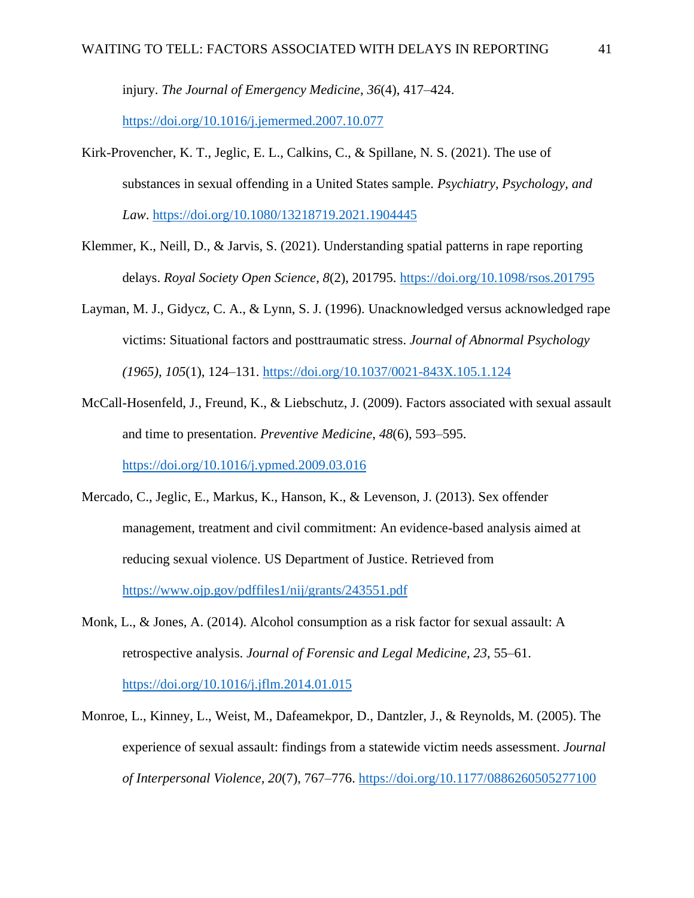injury. *The Journal of Emergency Medicine*, *36*(4), 417–424. https://doi.org/10.1016/j.jemermed.2007.10.077

Kirk-Provencher, K. T., Jeglic, E. L., Calkins, C., & Spillane, N. S. (2021). The use of substances in sexual offending in a United States sample. *Psychiatry, Psychology, and Law*. https://doi.org/10.1080/13218719.2021.1904445

Klemmer, K., Neill, D., & Jarvis, S. (2021). Understanding spatial patterns in rape reporting delays. *Royal Society Open Science*, *8*(2), 201795. https://doi.org/10.1098/rsos.201795

Layman, M. J., Gidycz, C. A., & Lynn, S. J. (1996). Unacknowledged versus acknowledged rape victims: Situational factors and posttraumatic stress. *Journal of Abnormal Psychology (1965)*, *105*(1), 124–131. https://doi.org/10.1037/0021-843X.105.1.124

McCall-Hosenfeld, J., Freund, K., & Liebschutz, J. (2009). Factors associated with sexual assault and time to presentation. *Preventive Medicine*, *48*(6), 593–595. https://doi.org/10.1016/j.ypmed.2009.03.016

Mercado, C., Jeglic, E., Markus, K., Hanson, K., & Levenson, J. (2013). Sex offender management, treatment and civil commitment: An evidence-based analysis aimed at reducing sexual violence. US Department of Justice. Retrieved from https://www.ojp.gov/pdffiles1/nij/grants/243551.pdf

Monk, L., & Jones, A. (2014). Alcohol consumption as a risk factor for sexual assault: A retrospective analysis. *Journal of Forensic and Legal Medicine*, *23*, 55–61. https://doi.org/10.1016/j.jflm.2014.01.015

Monroe, L., Kinney, L., Weist, M., Dafeamekpor, D., Dantzler, J., & Reynolds, M. (2005). The experience of sexual assault: findings from a statewide victim needs assessment. *Journal of Interpersonal Violence*, *20*(7), 767–776. https://doi.org/10.1177/0886260505277100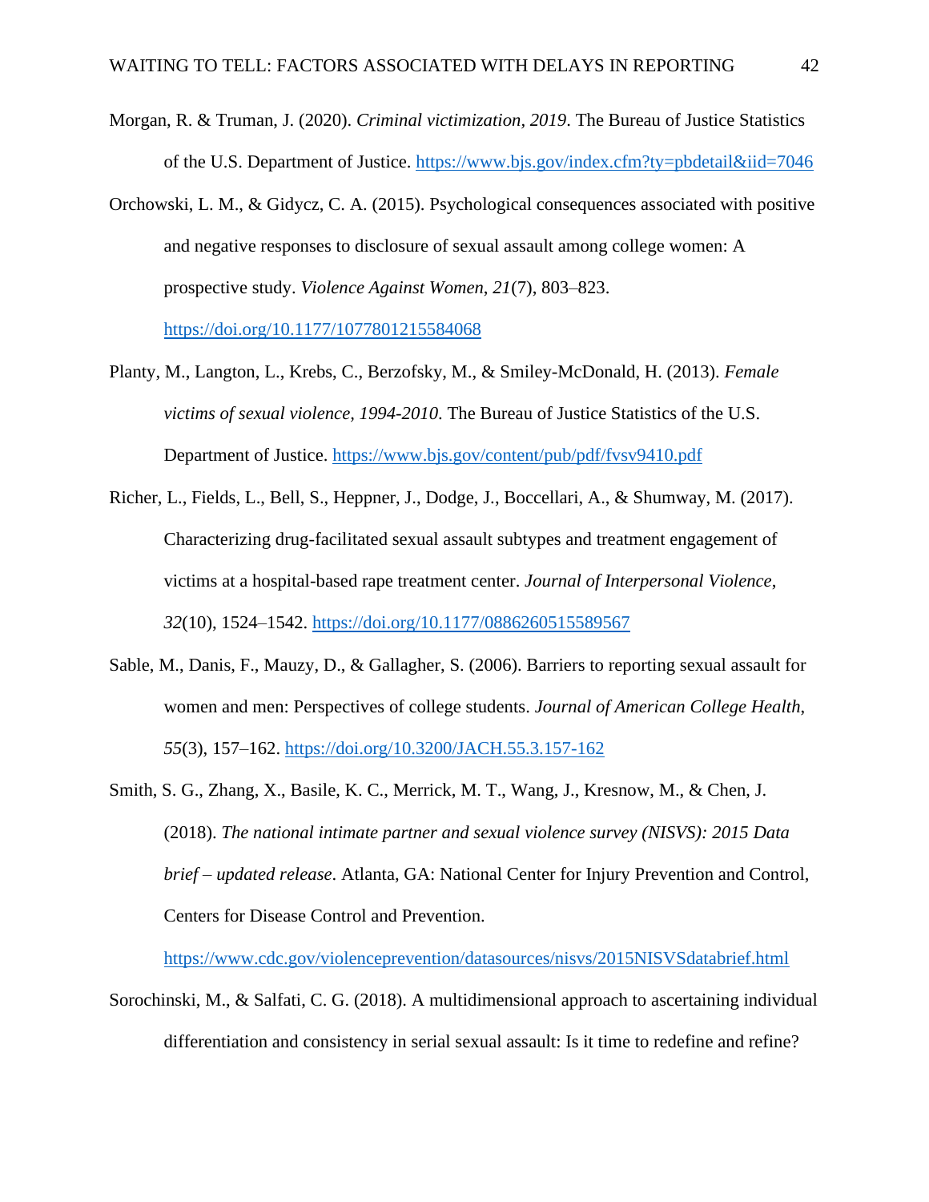Morgan, R. & Truman, J. (2020). *Criminal victimization, 2019*. The Bureau of Justice Statistics of the U.S. Department of Justice. https://www.bjs.gov/index.cfm?ty=pbdetail&iid=7046

Orchowski, L. M., & Gidycz, C. A. (2015). Psychological consequences associated with positive and negative responses to disclosure of sexual assault among college women: A prospective study. *Violence Against Women*, *21*(7), 803–823. https://doi.org/10.1177/1077801215584068

Planty, M., Langton, L., Krebs, C., Berzofsky, M., & Smiley-McDonald, H. (2013). *Female victims of sexual violence, 1994-2010*. The Bureau of Justice Statistics of the U.S. Department of Justice. https://www.bjs.gov/content/pub/pdf/fvsv9410.pdf

Richer, L., Fields, L., Bell, S., Heppner, J., Dodge, J., Boccellari, A., & Shumway, M. (2017). Characterizing drug-facilitated sexual assault subtypes and treatment engagement of victims at a hospital-based rape treatment center. *Journal of Interpersonal Violence*, *32*(10), 1524–1542. https://doi.org/10.1177/0886260515589567

Sable, M., Danis, F., Mauzy, D., & Gallagher, S. (2006). Barriers to reporting sexual assault for women and men: Perspectives of college students. *Journal of American College Health*, *55*(3), 157–162. https://doi.org/10.3200/JACH.55.3.157-162

Smith, S. G., Zhang, X., Basile, K. C., Merrick, M. T., Wang, J., Kresnow, M., & Chen, J. (2018). *The national intimate partner and sexual violence survey (NISVS): 2015 Data brief – updated release*. Atlanta, GA: National Center for Injury Prevention and Control, Centers for Disease Control and Prevention. https://www.cdc.gov/violenceprevention/datasources/nisvs/2015NISVSdatabrief.html

Sorochinski, M., & Salfati, C. G. (2018). A multidimensional approach to ascertaining individual differentiation and consistency in serial sexual assault: Is it time to redefine and refine?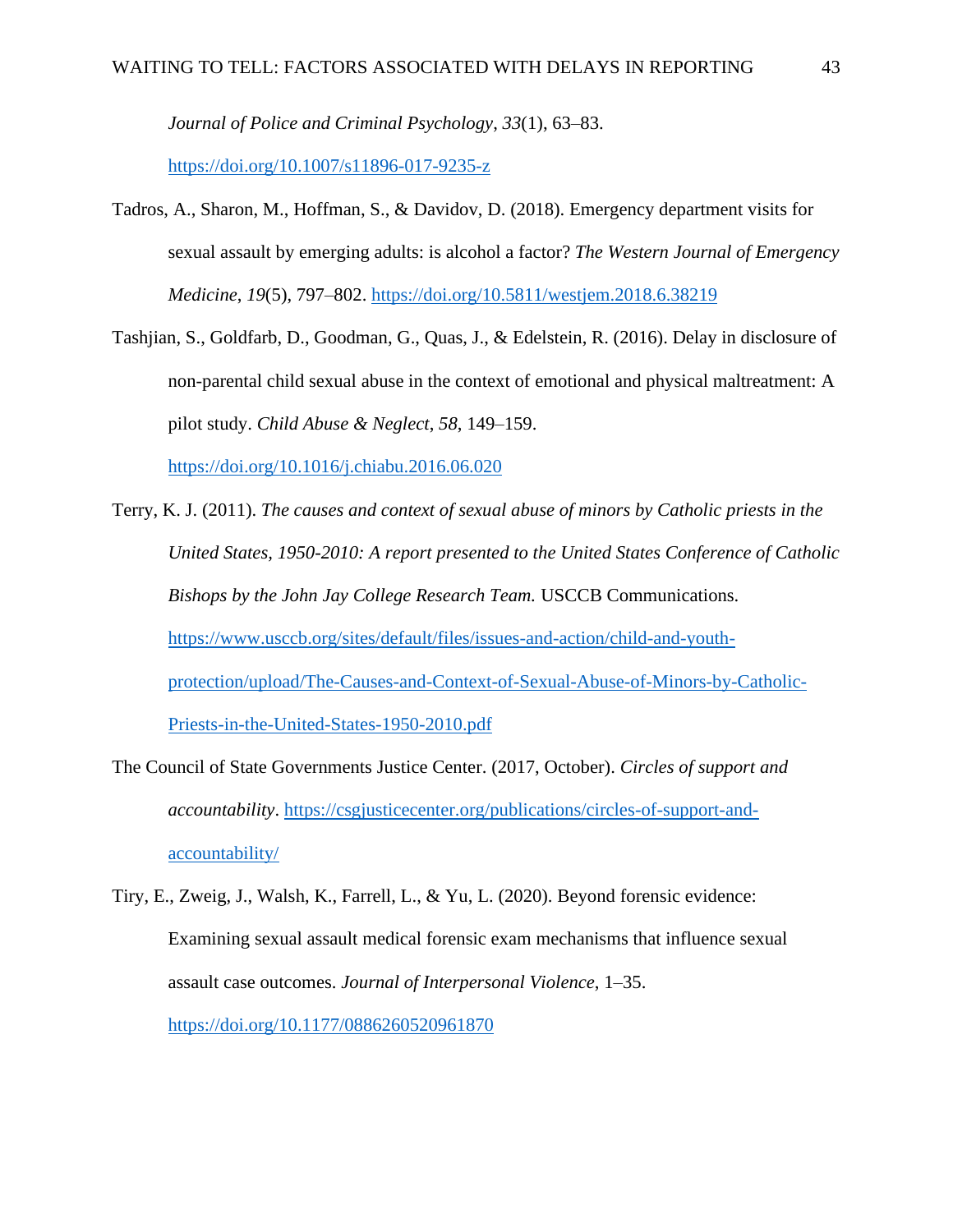*Journal of Police and Criminal Psychology*, *33*(1), 63–83. https://doi.org/10.1007/s11896-017-9235-z

Tadros, A., Sharon, M., Hoffman, S., & Davidov, D. (2018). Emergency department visits for sexual assault by emerging adults: is alcohol a factor? *The Western Journal of Emergency Medicine*, *19*(5), 797–802. https://doi.org/10.5811/westjem.2018.6.38219

Tashjian, S., Goldfarb, D., Goodman, G., Quas, J., & Edelstein, R. (2016). Delay in disclosure of non-parental child sexual abuse in the context of emotional and physical maltreatment: A pilot study. *Child Abuse & Neglect*, *58*, 149–159. https://doi.org/10.1016/j.chiabu.2016.06.020

Terry, K. J. (2011). *The causes and context of sexual abuse of minors by Catholic priests in the United States, 1950-2010: A report presented to the United States Conference of Catholic Bishops by the John Jay College Research Team.* USCCB Communications. https://www.usccb.org/sites/default/files/issues-and-action/child-and-youth-protection/upload/The-Causes-and-Context-of-Sexual-Abuse-of-Minors-by-Catholic-Priests-in-the-United-States-1950-2010.pdf

The Council of State Governments Justice Center. (2017, October). *Circles of support and accountability*. https://csgjusticecenter.org/publications/circles-of-support-and-accountability/

Tiry, E., Zweig, J., Walsh, K., Farrell, L., & Yu, L. (2020). Beyond forensic evidence: Examining sexual assault medical forensic exam mechanisms that influence sexual assault case outcomes. *Journal of Interpersonal Violence*, 1–35. https://doi.org/10.1177/0886260520961870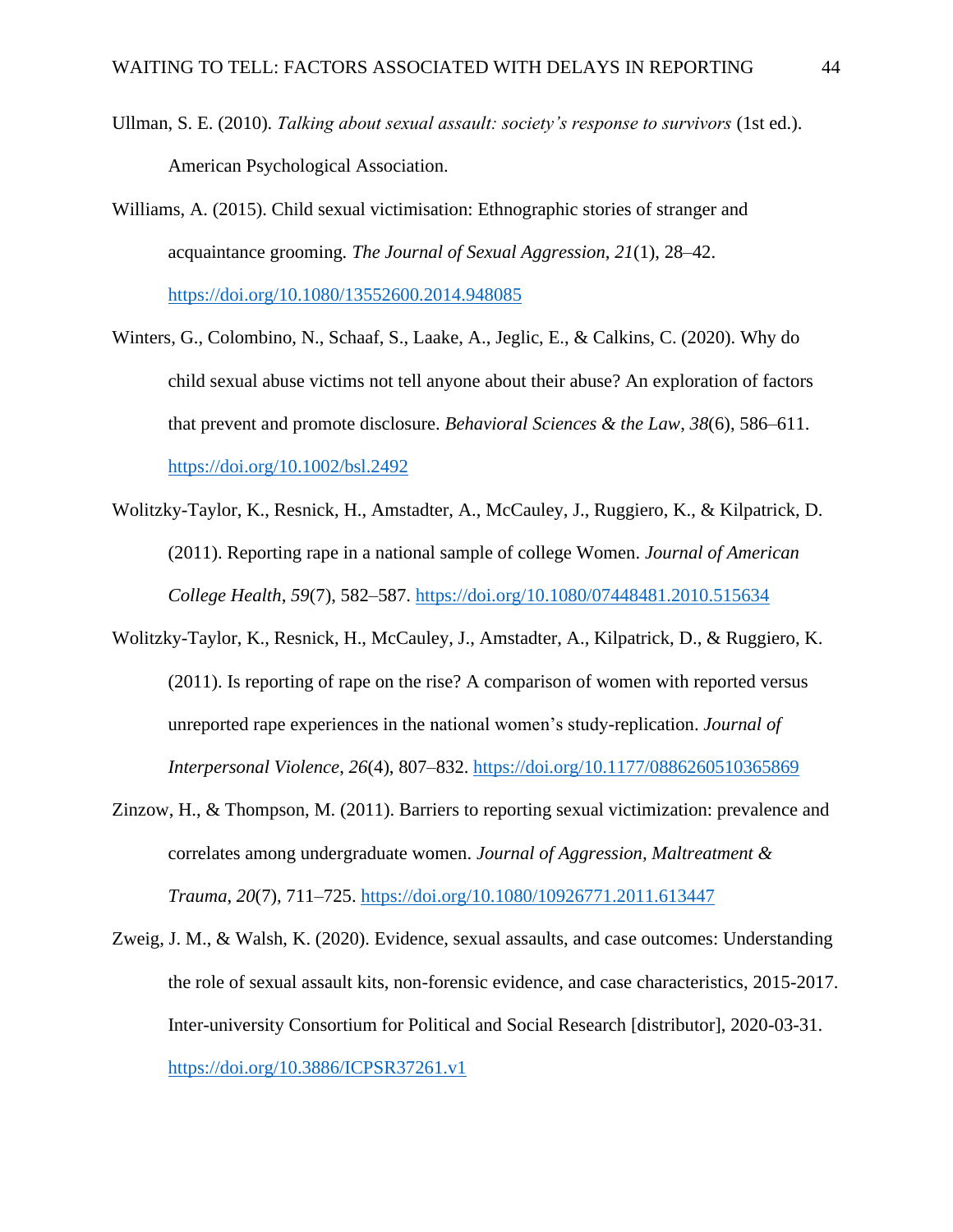Ullman, S. E. (2010). *Talking about sexual assault: society's response to survivors* (1st ed.). American Psychological Association.

Williams, A. (2015). Child sexual victimisation: Ethnographic stories of stranger and acquaintance grooming. *The Journal of Sexual Aggression*, *21*(1), 28–42. https://doi.org/10.1080/13552600.2014.948085

Winters, G., Colombino, N., Schaaf, S., Laake, A., Jeglic, E., & Calkins, C. (2020). Why do child sexual abuse victims not tell anyone about their abuse? An exploration of factors that prevent and promote disclosure. *Behavioral Sciences & the Law*, *38*(6), 586–611. https://doi.org/10.1002/bsl.2492

Wolitzky-Taylor, K., Resnick, H., Amstadter, A., McCauley, J., Ruggiero, K., & Kilpatrick, D. (2011). Reporting rape in a national sample of college Women. *Journal of American College Health*, *59*(7), 582–587. https://doi.org/10.1080/07448481.2010.515634

Wolitzky-Taylor, K., Resnick, H., McCauley, J., Amstadter, A., Kilpatrick, D., & Ruggiero, K. (2011). Is reporting of rape on the rise? A comparison of women with reported versus unreported rape experiences in the national women's study-replication. *Journal of Interpersonal Violence*, *26*(4), 807–832. https://doi.org/10.1177/0886260510365869

Zinzow, H., & Thompson, M. (2011). Barriers to reporting sexual victimization: prevalence and correlates among undergraduate women. *Journal of Aggression, Maltreatment & Trauma*, *20*(7), 711–725. https://doi.org/10.1080/10926771.2011.613447

Zweig, J. M., & Walsh, K. (2020). Evidence, sexual assaults, and case outcomes: Understanding the role of sexual assault kits, non-forensic evidence, and case characteristics, 2015-2017. Inter-university Consortium for Political and Social Research [distributor], 2020-03-31. https://doi.org/10.3886/ICPSR37261.v1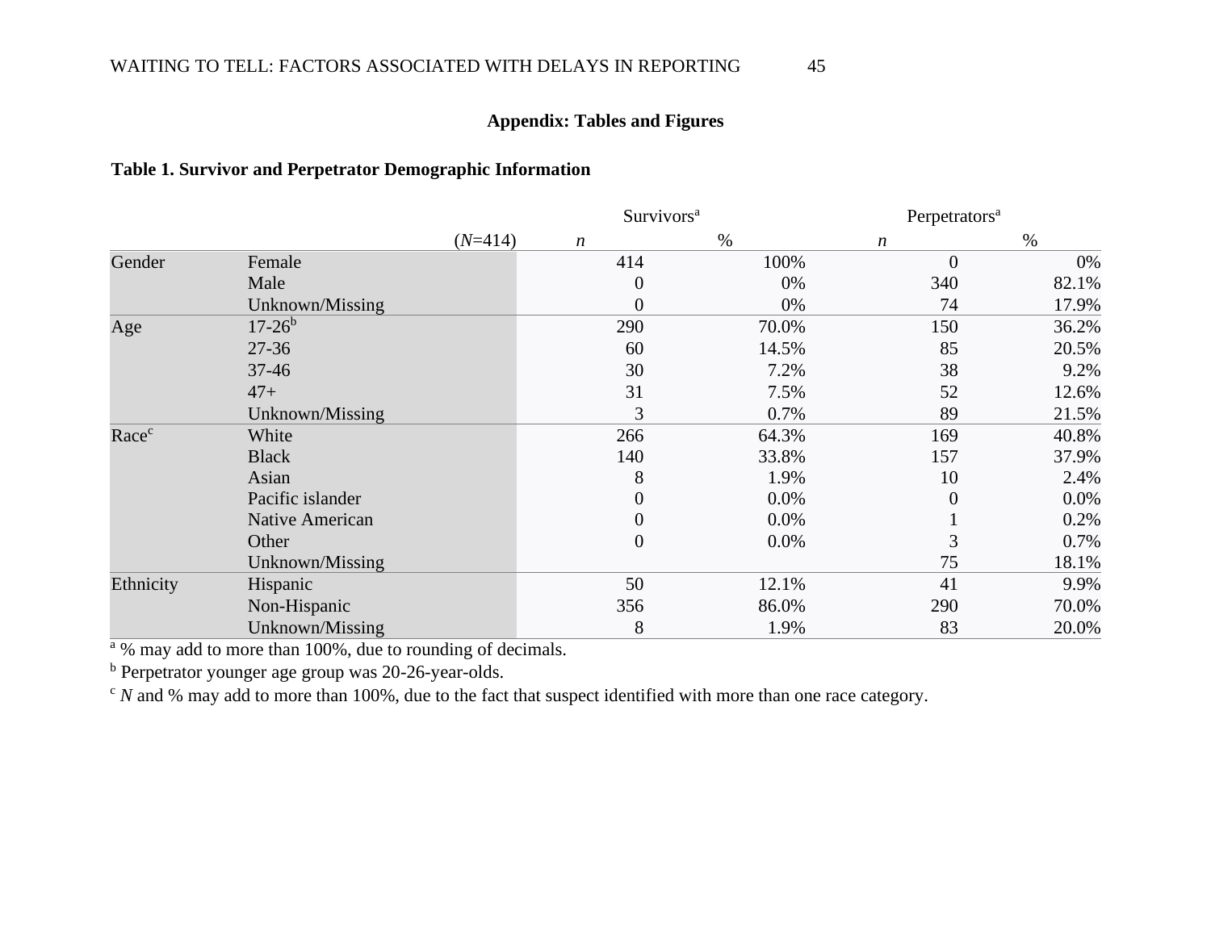## Appendix: Tables and Figures

**Table 1. Survivor and Perpetrator Demographic Information**

| | | | Survivors[a] | | Perpetrators[a] | |
|---|---|---|---|---|---|---|
| | | (*N*=414) | *n* | % | *n* | % |
| Gender | Female | | 414 | 100% | 0 | 0% |
| | Male | | 0 | 0% | 340 | 82.1% |
| | Unknown/Missing | | 0 | 0% | 74 | 17.9% |
| Age | 17-26[b] | | 290 | 70.0% | 150 | 36.2% |
| | 27-36 | | 60 | 14.5% | 85 | 20.5% |
| | 37-46 | | 30 | 7.2% | 38 | 9.2% |
| | 47+ | | 31 | 7.5% | 52 | 12.6% |
| | Unknown/Missing | | 3 | 0.7% | 89 | 21.5% |
| Race[c] | White | | 266 | 64.3% | 169 | 40.8% |
| | Black | | 140 | 33.8% | 157 | 37.9% |
| | Asian | | 8 | 1.9% | 10 | 2.4% |
| | Pacific islander | | 0 | 0.0% | 0 | 0.0% |
| | Native American | | 0 | 0.0% | 1 | 0.2% |
| | Other | | 0 | 0.0% | 3 | 0.7% |
| | Unknown/Missing | | | | 75 | 18.1% |
| Ethnicity | Hispanic | | 50 | 12.1% | 41 | 9.9% |
| | Non-Hispanic | | 356 | 86.0% | 290 | 70.0% |
| | Unknown/Missing | | 8 | 1.9% | 83 | 20.0% |

[a] % may add to more than 100%, due to rounding of decimals.

[b] Perpetrator younger age group was 20-26-year-olds.

[c] *N* and % may add to more than 100%, due to the fact that suspect identified with more than one race category.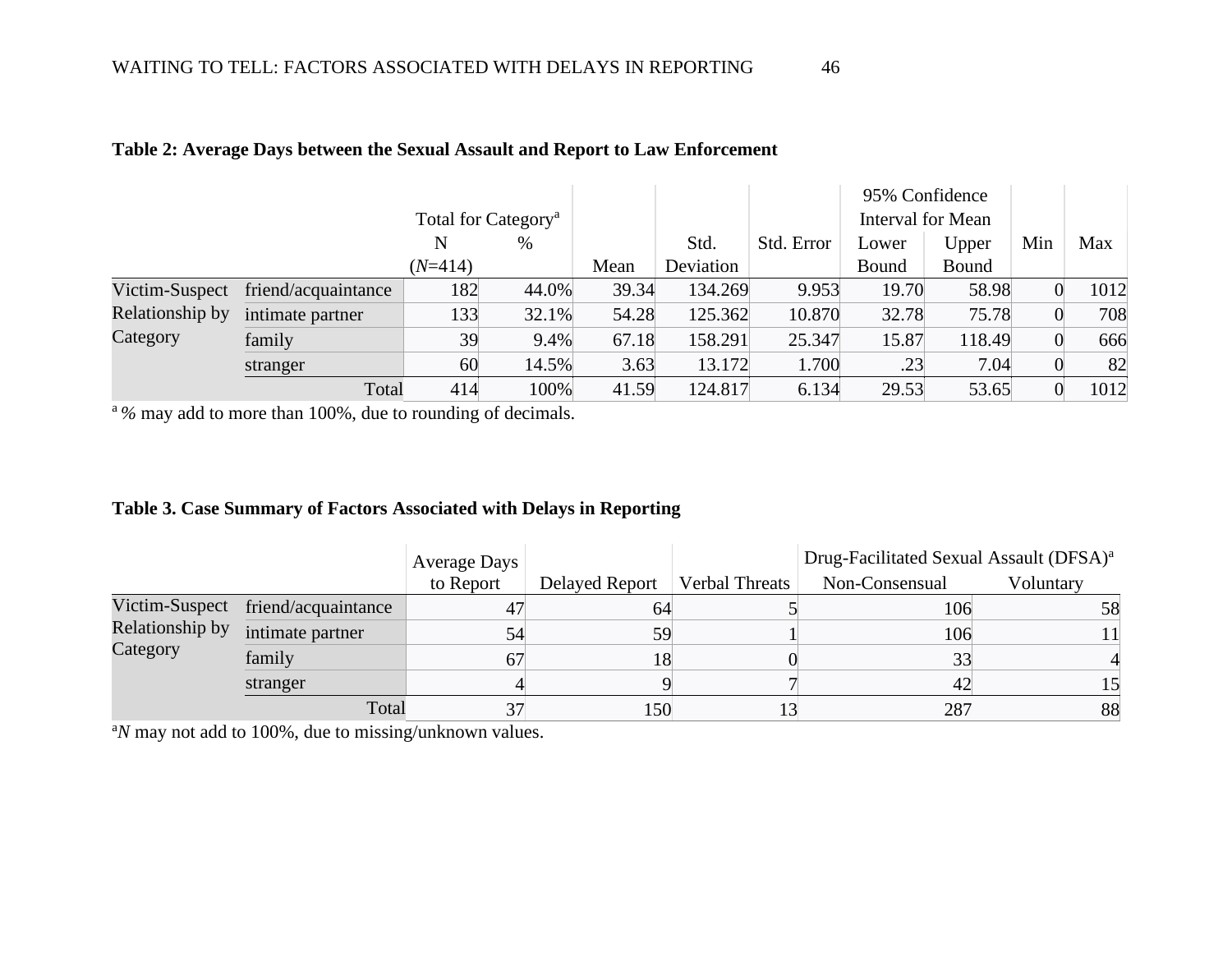**Table 2: Average Days between the Sexual Assault and Report to Law Enforcement**

| | | Total for Category[a] | | | | | 95% Confidence Interval for Mean | | | |
|---|---|---|---|---|---|---|---|---|---|---|
| | | N (*N*=414) | % | Mean | Std. Deviation | Std. Error | Lower Bound | Upper Bound | Min | Max |
| Victim-Suspect Relationship by Category | friend/acquaintance | 182 | 44.0% | 39.34 | 134.269 | 9.953 | 19.70 | 58.98 | 0 | 1012 |
| | intimate partner | 133 | 32.1% | 54.28 | 125.362 | 10.870 | 32.78 | 75.78 | 0 | 708 |
| | family | 39 | 9.4% | 67.18 | 158.291 | 25.347 | 15.87 | 118.49 | 0 | 666 |
| | stranger | 60 | 14.5% | 3.63 | 13.172 | 1.700 | .23 | 7.04 | 0 | 82 |
| | Total | 414 | 100% | 41.59 | 124.817 | 6.134 | 29.53 | 53.65 | 0 | 1012 |

[a] *%* may add to more than 100%, due to rounding of decimals.

**Table 3. Case Summary of Factors Associated with Delays in Reporting**

| | | Average Days to Report | Delayed Report | Verbal Threats | Drug-Facilitated Sexual Assault (DFSA)[a] | |
|---|---|---|---|---|---|---|
| | | | | | Non-Consensual | Voluntary |
| Victim-Suspect Relationship by Category | friend/acquaintance | 47 | 64 | 5 | 106 | 58 |
| | intimate partner | 54 | 59 | 1 | 106 | 11 |
| | family | 67 | 18 | 0 | 33 | 4 |
| | stranger | 4 | 9 | 7 | 42 | 15 |
| | Total | 37 | 150 | 13 | 287 | 88 |

[a]*N* may not add to 100%, due to missing/unknown values.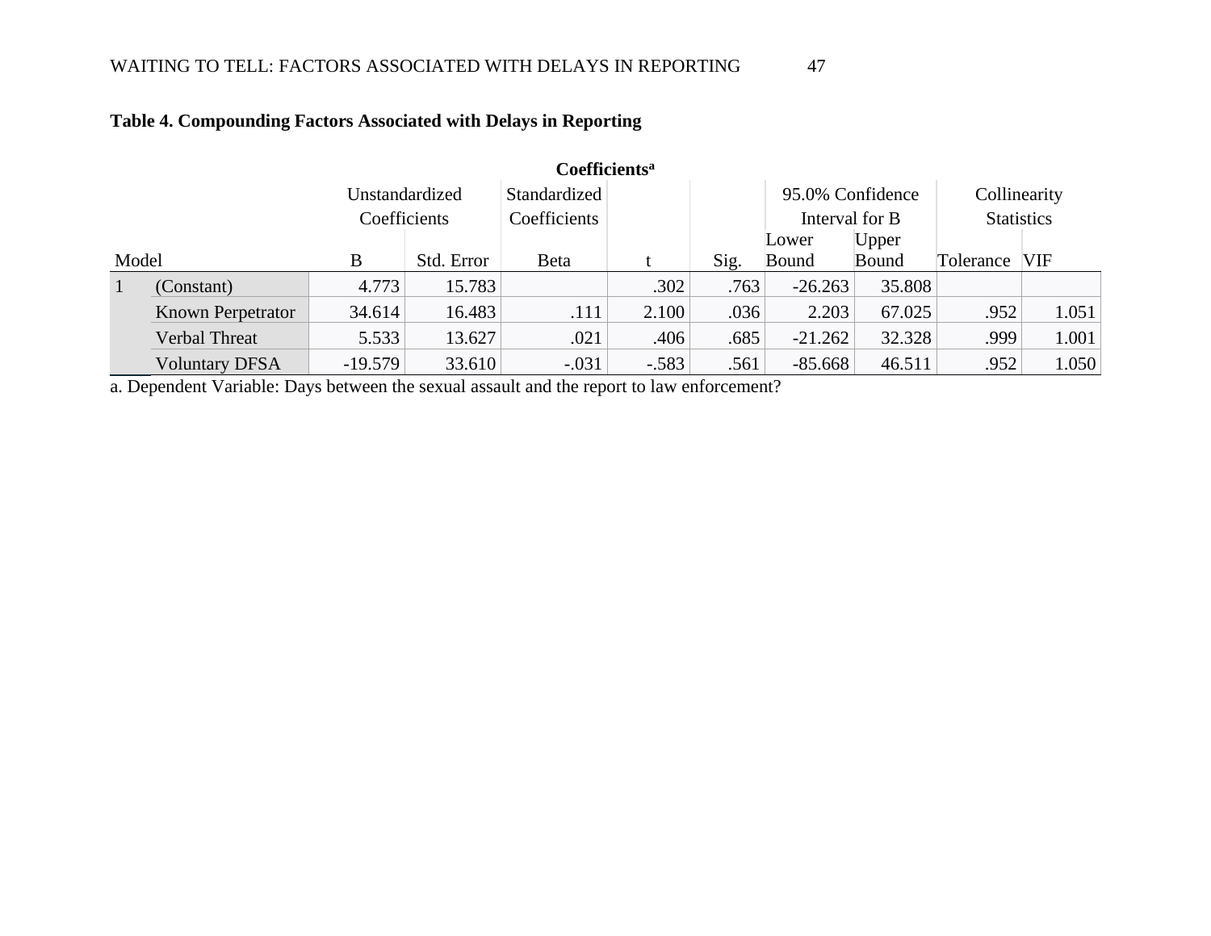**Table 4. Compounding Factors Associated with Delays in Reporting**

**Coefficients[a]**

| Model | | Unstandardized Coefficients | | Standardized Coefficients | t | Sig. | 95.0% Confidence Interval for B | | Collinearity Statistics | |
|---|---|---|---|---|---|---|---|---|---|---|
| | | B | Std. Error | Beta | | | Lower Bound | Upper Bound | Tolerance | VIF |
| 1 | (Constant) | 4.773 | 15.783 | | .302 | .763 | -26.263 | 35.808 | | |
| | Known Perpetrator | 34.614 | 16.483 | .111 | 2.100 | .036 | 2.203 | 67.025 | .952 | 1.051 |
| | Verbal Threat | 5.533 | 13.627 | .021 | .406 | .685 | -21.262 | 32.328 | .999 | 1.001 |
| | Voluntary DFSA | -19.579 | 33.610 | -.031 | -.583 | .561 | -85.668 | 46.511 | .952 | 1.050 |

a. Dependent Variable: Days between the sexual assault and the report to law enforcement?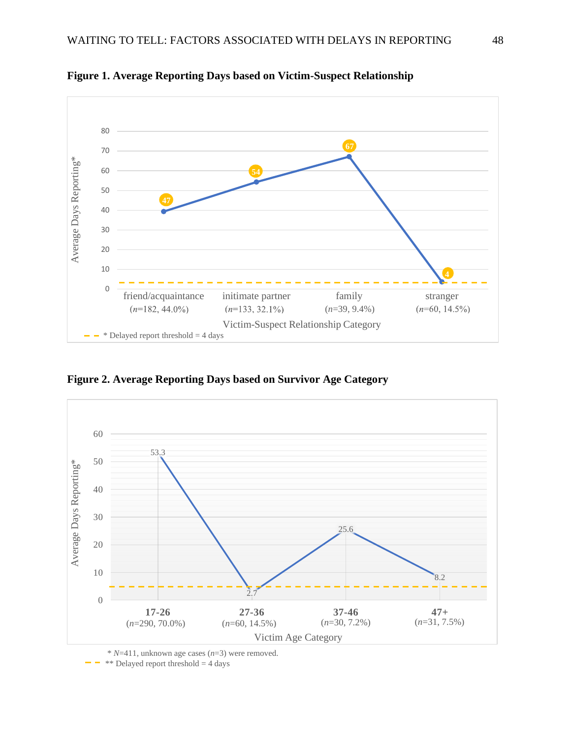**Figure 1. Average Reporting Days based on Victim-Suspect Relationship**

Average Days Reporting*

| Victim-Suspect Relationship Category | Average Days Reporting |
| --- | --- |
| friend/acquaintance (*n*=182, 44.0%) | 47 |
| initimate partner (*n*=133, 32.1%) | 54 |
| family (*n*=39, 9.4%) | 67 |
| stranger (*n*=60, 14.5%) | 4 |

\* Delayed report threshold = 4 days

**Figure 2. Average Reporting Days based on Survivor Age Category**

Average Days Reporting*

| Victim Age Category | Average Days Reporting |
| --- | --- |
| **17-26** (*n*=290, 70.0%) | 53.3 |
| **27-36** (*n*=60, 14.5%) | 2.7 |
| **37-46** (*n*=30, 7.2%) | 25.6 |
| **47+** (*n*=31, 7.5%) | 8.2 |

\* *N*=411, unknown age cases (*n*=3) were removed.

\*\* Delayed report threshold = 4 days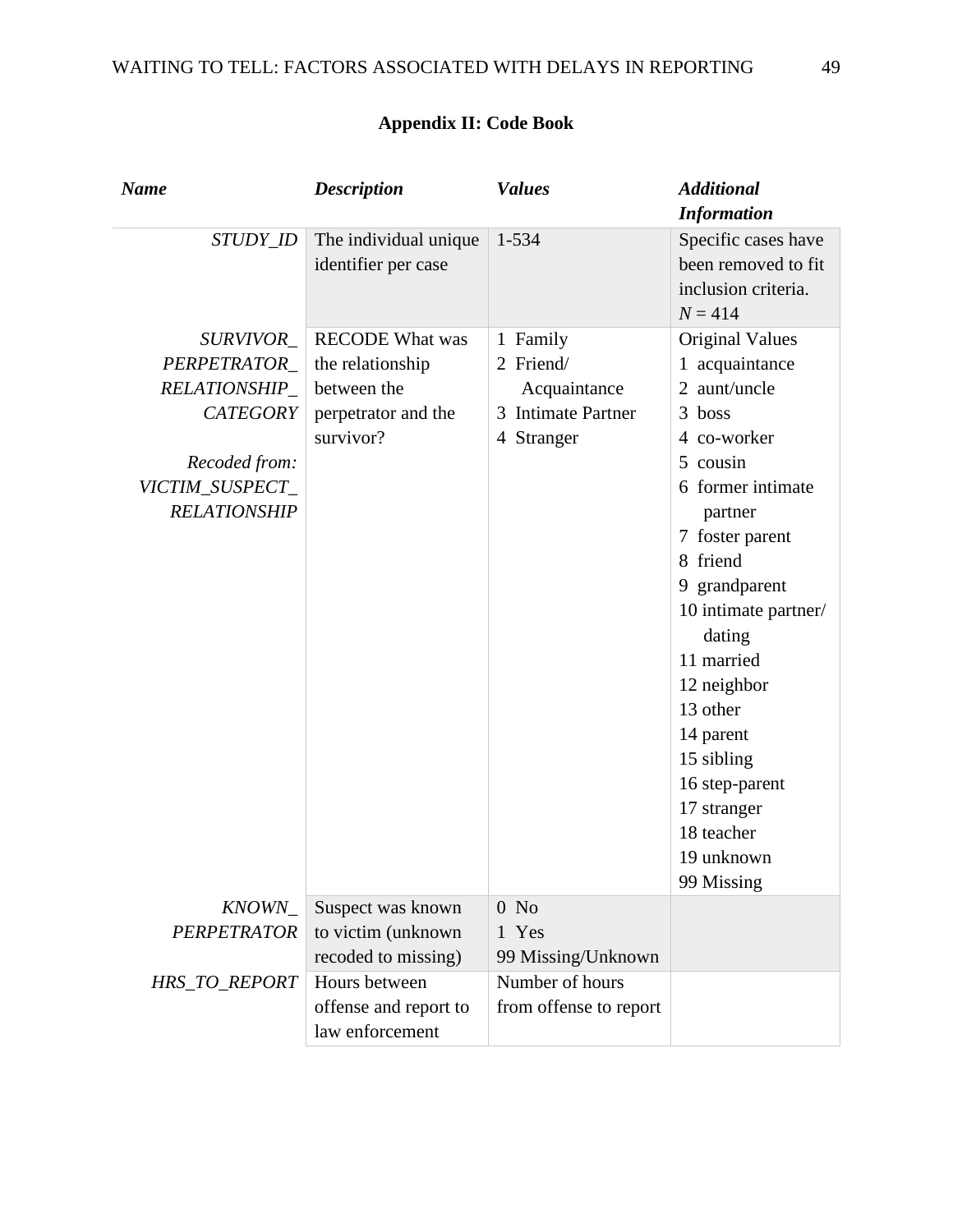# Appendix II: Code Book

| ***Name*** | ***Description*** | ***Values*** | ***Additional Information*** |
|---|---|---|---|
| *STUDY_ID* | The individual unique identifier per case | 1-534 | Specific cases have been removed to fit inclusion criteria. *N* = 414 |
| *SURVIVOR_PERPETRATOR_RELATIONSHIP_CATEGORY*<br><br>*Recoded from: VICTIM_SUSPECT_RELATIONSHIP* | RECODE What was the relationship between the perpetrator and the survivor? | 1 Family<br>2 Friend/Acquaintance<br>3 Intimate Partner<br>4 Stranger | Original Values<br>1 acquaintance<br>2 aunt/uncle<br>3 boss<br>4 co-worker<br>5 cousin<br>6 former intimate partner<br>7 foster parent<br>8 friend<br>9 grandparent<br>10 intimate partner/dating<br>11 married<br>12 neighbor<br>13 other<br>14 parent<br>15 sibling<br>16 step-parent<br>17 stranger<br>18 teacher<br>19 unknown<br>99 Missing |
| *KNOWN_PERPETRATOR* | Suspect was known to victim (unknown recoded to missing) | 0 No<br>1 Yes<br>99 Missing/Unknown | |
| *HRS_TO_REPORT* | Hours between offense and report to law enforcement | Number of hours from offense to report | |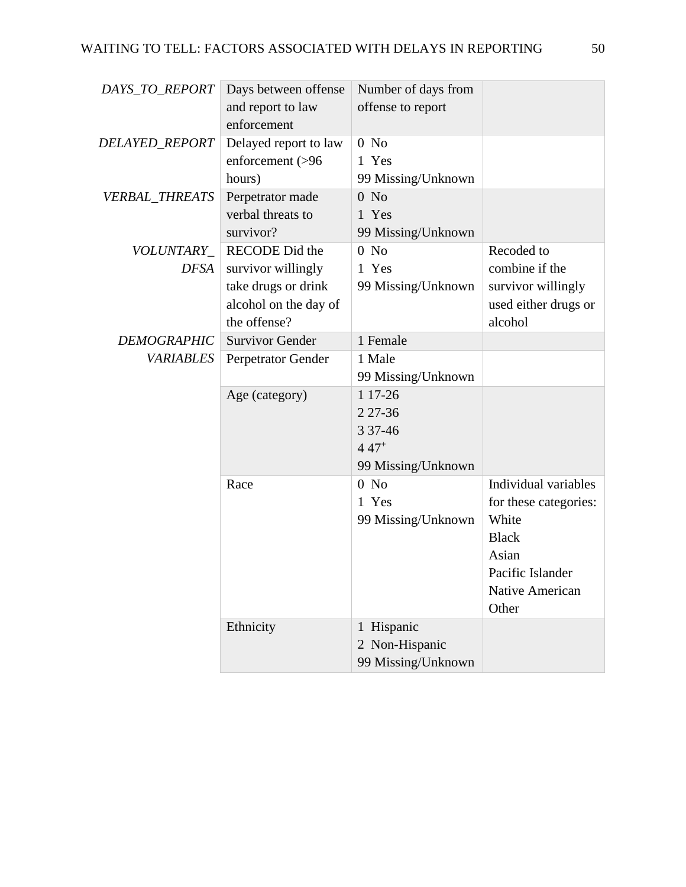| | | | |
|---|---|---|---|
| *DAYS_TO_REPORT* | Days between offense and report to law enforcement | Number of days from offense to report | |
| *DELAYED_REPORT* | Delayed report to law enforcement (>96 hours) | 0 No<br>1 Yes<br>99 Missing/Unknown | |
| *VERBAL_THREATS* | Perpetrator made verbal threats to survivor? | 0 No<br>1 Yes<br>99 Missing/Unknown | |
| *VOLUNTARY_ DFSA* | RECODE Did the survivor willingly take drugs or drink alcohol on the day of the offense? | 0 No<br>1 Yes<br>99 Missing/Unknown | Recoded to combine if the survivor willingly used either drugs or alcohol |
| *DEMOGRAPHIC VARIABLES* | Survivor Gender | 1 Female | |
| | Perpetrator Gender | 1 Male<br>99 Missing/Unknown | |
| | Age (category) | 1 17-26<br>2 27-36<br>3 37-46<br>4 47+<br>99 Missing/Unknown | |
| | Race | 0 No<br>1 Yes<br>99 Missing/Unknown | Individual variables for these categories:<br>White<br>Black<br>Asian<br>Pacific Islander<br>Native American<br>Other |
| | Ethnicity | 1 Hispanic<br>2 Non-Hispanic<br>99 Missing/Unknown | |